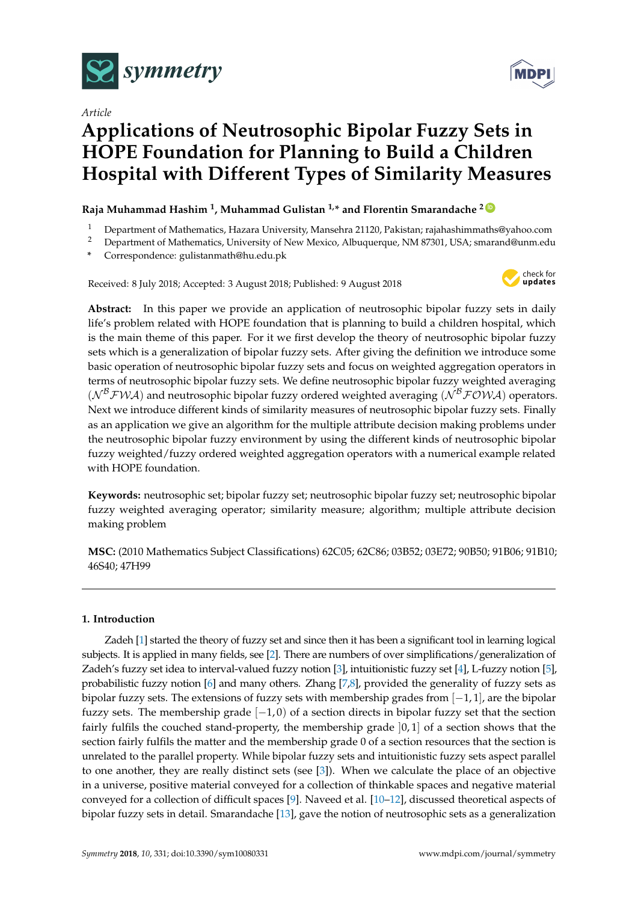*Article*

# Applications of Neutrosophic Bipolar Fuzzy Sets in HOPE Foundation for Planning to Build a Children Hospital with Different Types of Similarity Measures

**Raja Muhammad Hashim [1], Muhammad Gulistan [1,*] and Florentin Smarandache [2]**

[1] Department of Mathematics, Hazara University, Mansehra 21120, Pakistan; rajahashimmaths@yahoo.com
[2] Department of Mathematics, University of New Mexico, Albuquerque, NM 87301, USA; smarand@unm.edu
\* Correspondence: gulistanmath@hu.edu.pk

Received: 8 July 2018; Accepted: 3 August 2018; Published: 9 August 2018

**Abstract:** In this paper we provide an application of neutrosophic bipolar fuzzy sets in daily life's problem related with HOPE foundation that is planning to build a children hospital, which is the main theme of this paper. For it we first develop the theory of neutrosophic bipolar fuzzy sets which is a generalization of bipolar fuzzy sets. After giving the definition we introduce some basic operation of neutrosophic bipolar fuzzy sets and focus on weighted aggregation operators in terms of neutrosophic bipolar fuzzy sets. We define neutrosophic bipolar fuzzy weighted averaging ($\mathcal{N}^{\mathcal{B}}\mathcal{FWA}$) and neutrosophic bipolar fuzzy ordered weighted averaging ($\mathcal{N}^{\mathcal{B}}\mathcal{FOWA}$) operators. Next we introduce different kinds of similarity measures of neutrosophic bipolar fuzzy sets. Finally as an application we give an algorithm for the multiple attribute decision making problems under the neutrosophic bipolar fuzzy environment by using the different kinds of neutrosophic bipolar fuzzy weighted/fuzzy ordered weighted aggregation operators with a numerical example related with HOPE foundation.

**Keywords:** neutrosophic set; bipolar fuzzy set; neutrosophic bipolar fuzzy set; neutrosophic bipolar fuzzy weighted averaging operator; similarity measure; algorithm; multiple attribute decision making problem

**MSC:** (2010 Mathematics Subject Classifications) 62C05; 62C86; 03B52; 03E72; 90B50; 91B06; 91B10; 46S40; 47H99

## 1. Introduction

Zadeh [1] started the theory of fuzzy set and since then it has been a significant tool in learning logical subjects. It is applied in many fields, see [2]. There are numbers of over simplifications/generalization of Zadeh's fuzzy set idea to interval-valued fuzzy notion [3], intuitionistic fuzzy set [4], L-fuzzy notion [5], probabilistic fuzzy notion [6] and many others. Zhang [7,8], provided the generality of fuzzy sets as bipolar fuzzy sets. The extensions of fuzzy sets with membership grades from $[-1, 1]$, are the bipolar fuzzy sets. The membership grade $[-1, 0)$ of a section directs in bipolar fuzzy set that the section fairly fulfils the couched stand-property, the membership grade $]0, 1]$ of a section shows that the section fairly fulfils the matter and the membership grade 0 of a section resources that the section is unrelated to the parallel property. While bipolar fuzzy sets and intuitionistic fuzzy sets aspect parallel to one another, they are really distinct sets (see [3]). When we calculate the place of an objective in a universe, positive material conveyed for a collection of thinkable spaces and negative material conveyed for a collection of difficult spaces [9]. Naveed et al. [10–12], discussed theoretical aspects of bipolar fuzzy sets in detail. Smarandache [13], gave the notion of neutrosophic sets as a generalization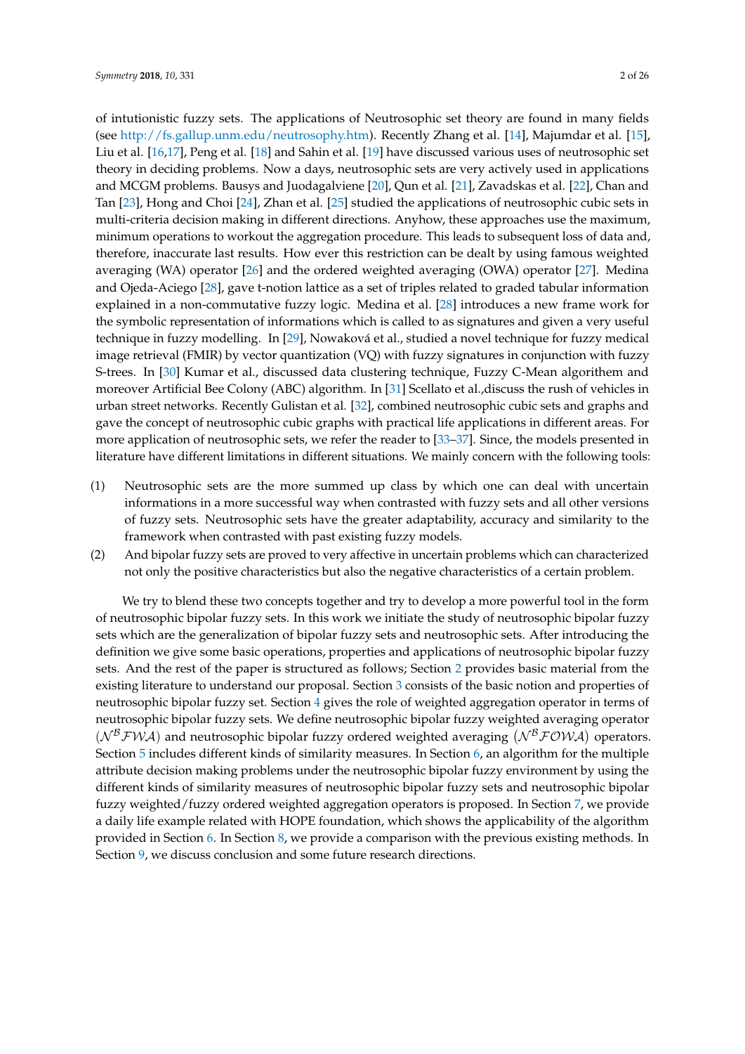of intutionistic fuzzy sets. The applications of Neutrosophic set theory are found in many fields (see http://fs.gallup.unm.edu/neutrosophy.htm). Recently Zhang et al. [14], Majumdar et al. [15], Liu et al. [16,17], Peng et al. [18] and Sahin et al. [19] have discussed various uses of neutrosophic set theory in deciding problems. Now a days, neutrosophic sets are very actively used in applications and MCGM problems. Bausys and Juodagalviene [20], Qun et al. [21], Zavadskas et al. [22], Chan and Tan [23], Hong and Choi [24], Zhan et al. [25] studied the applications of neutrosophic cubic sets in multi-criteria decision making in different directions. Anyhow, these approaches use the maximum, minimum operations to workout the aggregation procedure. This leads to subsequent loss of data and, therefore, inaccurate last results. How ever this restriction can be dealt by using famous weighted averaging (WA) operator [26] and the ordered weighted averaging (OWA) operator [27]. Medina and Ojeda-Aciego [28], gave t-notion lattice as a set of triples related to graded tabular information explained in a non-commutative fuzzy logic. Medina et al. [28] introduces a new frame work for the symbolic representation of informations which is called to as signatures and given a very useful technique in fuzzy modelling. In [29], Nowaková et al., studied a novel technique for fuzzy medical image retrieval (FMIR) by vector quantization (VQ) with fuzzy signatures in conjunction with fuzzy S-trees. In [30] Kumar et al., discussed data clustering technique, Fuzzy C-Mean algorithem and moreover Artificial Bee Colony (ABC) algorithm. In [31] Scellato et al.,discuss the rush of vehicles in urban street networks. Recently Gulistan et al. [32], combined neutrosophic cubic sets and graphs and gave the concept of neutrosophic cubic graphs with practical life applications in different areas. For more application of neutrosophic sets, we refer the reader to [33–37]. Since, the models presented in literature have different limitations in different situations. We mainly concern with the following tools:

(1) Neutrosophic sets are the more summed up class by which one can deal with uncertain informations in a more successful way when contrasted with fuzzy sets and all other versions of fuzzy sets. Neutrosophic sets have the greater adaptability, accuracy and similarity to the framework when contrasted with past existing fuzzy models.

(2) And bipolar fuzzy sets are proved to very affective in uncertain problems which can characterized not only the positive characteristics but also the negative characteristics of a certain problem.

We try to blend these two concepts together and try to develop a more powerful tool in the form of neutrosophic bipolar fuzzy sets. In this work we initiate the study of neutrosophic bipolar fuzzy sets which are the generalization of bipolar fuzzy sets and neutrosophic sets. After introducing the definition we give some basic operations, properties and applications of neutrosophic bipolar fuzzy sets. And the rest of the paper is structured as follows; Section 2 provides basic material from the existing literature to understand our proposal. Section 3 consists of the basic notion and properties of neutrosophic bipolar fuzzy set. Section 4 gives the role of weighted aggregation operator in terms of neutrosophic bipolar fuzzy sets. We define neutrosophic bipolar fuzzy weighted averaging operator ($\mathcal{N}^{\mathcal{B}}\mathcal{FWA}$) and neutrosophic bipolar fuzzy ordered weighted averaging ($\mathcal{N}^{\mathcal{B}}\mathcal{FOWA}$) operators. Section 5 includes different kinds of similarity measures. In Section 6, an algorithm for the multiple attribute decision making problems under the neutrosophic bipolar fuzzy environment by using the different kinds of similarity measures of neutrosophic bipolar fuzzy sets and neutrosophic bipolar fuzzy weighted/fuzzy ordered weighted aggregation operators is proposed. In Section 7, we provide a daily life example related with HOPE foundation, which shows the applicability of the algorithm provided in Section 6. In Section 8, we provide a comparison with the previous existing methods. In Section 9, we discuss conclusion and some future research directions.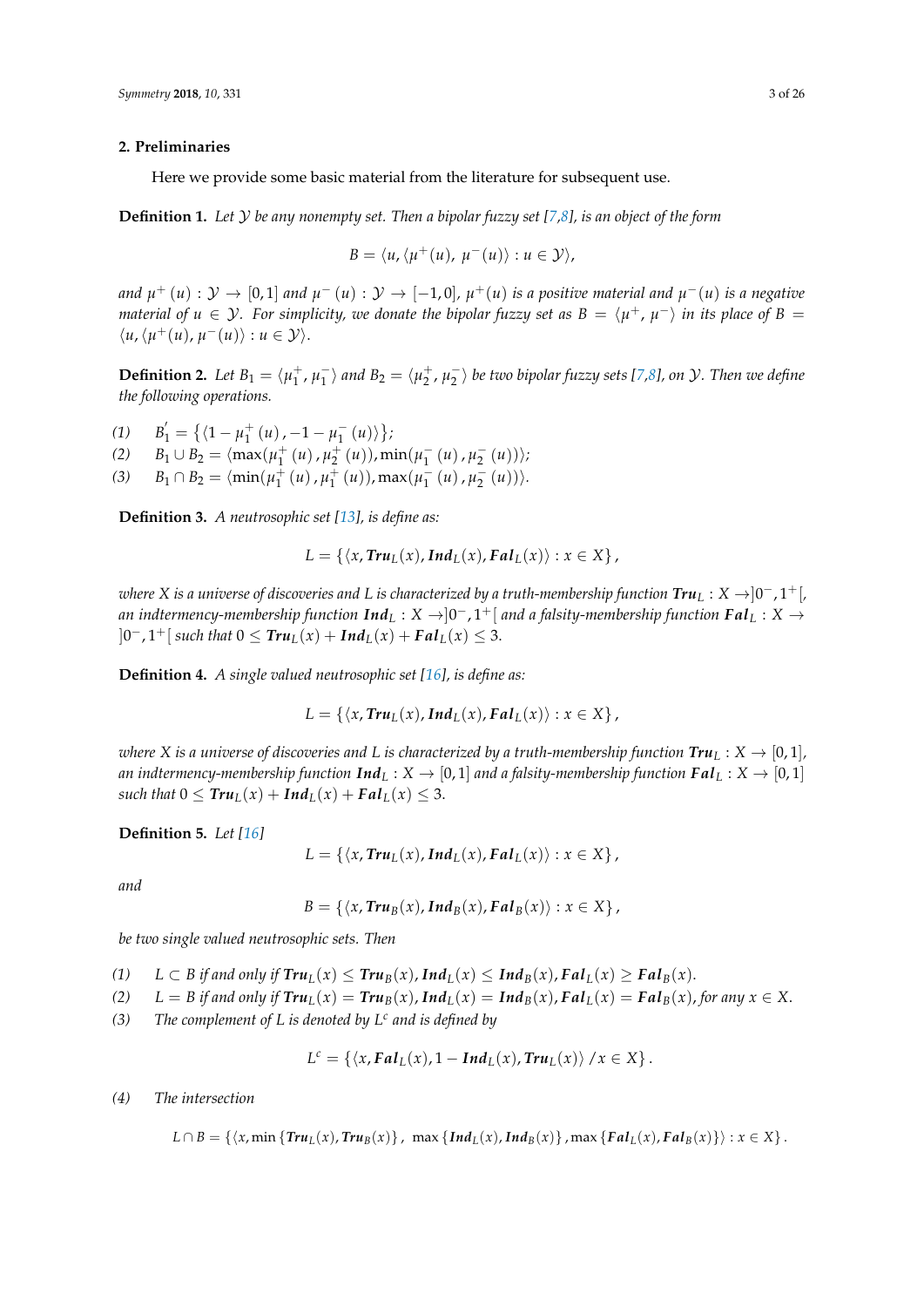## 2. Preliminaries

Here we provide some basic material from the literature for subsequent use.

**Definition 1.** *Let $\mathcal{Y}$ be any nonempty set. Then a bipolar fuzzy set [7,8], is an object of the form*

$$B = \langle u, \langle \mu^+(u),\ \mu^-(u) \rangle : u \in \mathcal{Y} \rangle,$$

*and $\mu^+(u) : \mathcal{Y} \to [0,1]$ and $\mu^-(u) : \mathcal{Y} \to [-1,0]$, $\mu^+(u)$ is a positive material and $\mu^-(u)$ is a negative material of $u \in \mathcal{Y}$. For simplicity, we donate the bipolar fuzzy set as $B = \langle \mu^+, \mu^- \rangle$ in its place of $B = \langle u, \langle \mu^+(u), \mu^-(u) \rangle : u \in \mathcal{Y} \rangle$.*

**Definition 2.** *Let $B_1 = \langle \mu_1^+, \mu_1^- \rangle$ and $B_2 = \langle \mu_2^+, \mu_2^- \rangle$ be two bipolar fuzzy sets [7,8], on $\mathcal{Y}$. Then we define the following operations.*

*(1)* $B_1' = \left\{ \langle 1 - \mu_1^+(u), -1 - \mu_1^-(u) \rangle \right\}$;
*(2)* $B_1 \cup B_2 = \langle \max(\mu_1^+(u), \mu_2^+(u)), \min(\mu_1^-(u), \mu_2^-(u)) \rangle$;
*(3)* $B_1 \cap B_2 = \langle \min(\mu_1^+(u), \mu_1^+(u)), \max(\mu_1^-(u), \mu_2^-(u)) \rangle$.

**Definition 3.** *A neutrosophic set [13], is define as:*

$$L = \left\{ \langle x, \boldsymbol{Tru}_L(x), \boldsymbol{Ind}_L(x), \boldsymbol{Fal}_L(x) \rangle : x \in X \right\},$$

*where X is a universe of discoveries and L is characterized by a truth-membership function $\boldsymbol{Tru}_L : X \to ]0^-, 1^+[$, an indtermency-membership function $\boldsymbol{Ind}_L : X \to ]0^-, 1^+[$ and a falsity-membership function $\boldsymbol{Fal}_L : X \to ]0^-, 1^+[$ such that $0 \leq \boldsymbol{Tru}_L(x) + \boldsymbol{Ind}_L(x) + \boldsymbol{Fal}_L(x) \leq 3$.*

**Definition 4.** *A single valued neutrosophic set [16], is define as:*

$$L = \left\{ \langle x, \boldsymbol{Tru}_L(x), \boldsymbol{Ind}_L(x), \boldsymbol{Fal}_L(x) \rangle : x \in X \right\},$$

*where X is a universe of discoveries and L is characterized by a truth-membership function $\boldsymbol{Tru}_L : X \to [0,1]$, an indtermency-membership function $\boldsymbol{Ind}_L : X \to [0,1]$ and a falsity-membership function $\boldsymbol{Fal}_L : X \to [0,1]$ such that $0 \leq \boldsymbol{Tru}_L(x) + \boldsymbol{Ind}_L(x) + \boldsymbol{Fal}_L(x) \leq 3$.*

**Definition 5.** *Let [16]*

$$L = \left\{ \langle x, \boldsymbol{Tru}_L(x), \boldsymbol{Ind}_L(x), \boldsymbol{Fal}_L(x) \rangle : x \in X \right\},$$

*and*

$$B = \left\{ \langle x, \boldsymbol{Tru}_B(x), \boldsymbol{Ind}_B(x), \boldsymbol{Fal}_B(x) \rangle : x \in X \right\},$$

*be two single valued neutrosophic sets. Then*

*(1)* $L \subset B$ *if and only if* $\boldsymbol{Tru}_L(x) \leq \boldsymbol{Tru}_B(x), \boldsymbol{Ind}_L(x) \leq \boldsymbol{Ind}_B(x), \boldsymbol{Fal}_L(x) \geq \boldsymbol{Fal}_B(x)$.
*(2)* $L = B$ *if and only if* $\boldsymbol{Tru}_L(x) = \boldsymbol{Tru}_B(x), \boldsymbol{Ind}_L(x) = \boldsymbol{Ind}_B(x), \boldsymbol{Fal}_L(x) = \boldsymbol{Fal}_B(x)$, *for any* $x \in X$.
*(3)* *The complement of L is denoted by $L^c$ and is defined by*

$$L^c = \left\{ \langle x, \boldsymbol{Fal}_L(x), 1 - \boldsymbol{Ind}_L(x), \boldsymbol{Tru}_L(x) \rangle / x \in X \right\}.$$

*(4)* *The intersection*

$$L \cap B = \left\{ \langle x, \min\left\{ \boldsymbol{Tru}_L(x), \boldsymbol{Tru}_B(x) \right\},\ \max\left\{ \boldsymbol{Ind}_L(x), \boldsymbol{Ind}_B(x) \right\}, \max\left\{ \boldsymbol{Fal}_L(x), \boldsymbol{Fal}_B(x) \right\} \rangle : x \in X \right\}.$$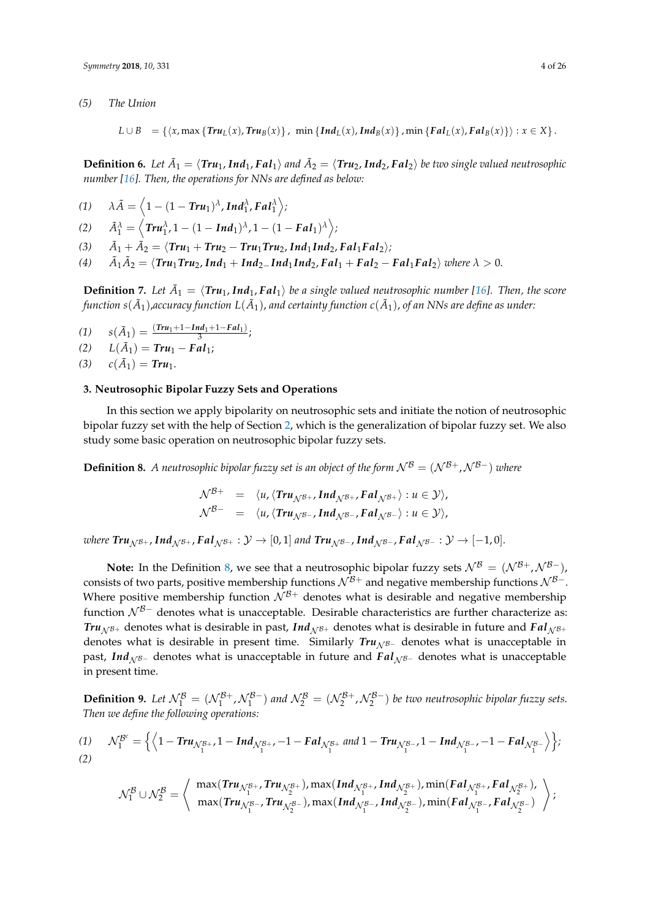*(5)* *The Union*

$$L \cup B \;\; = \{\langle x, \max\{\boldsymbol{Tru}_L(x), \boldsymbol{Tru}_B(x)\},\ \min\{\boldsymbol{Ind}_L(x), \boldsymbol{Ind}_B(x)\}, \min\{\boldsymbol{Fal}_L(x), \boldsymbol{Fal}_B(x)\}\rangle : x \in X\}.$$

**Definition 6.** *Let $\tilde{A}_1 = \langle \boldsymbol{Tru}_1, \boldsymbol{Ind}_1, \boldsymbol{Fal}_1\rangle$ and $\tilde{A}_2 = \langle \boldsymbol{Tru}_2, \boldsymbol{Ind}_2, \boldsymbol{Fal}_2\rangle$ be two single valued neutrosophic number [16]. Then, the operations for NNs are defined as below:*

*(1)* $\lambda\tilde{A} = \left\langle 1-(1-\boldsymbol{Tru}_1)^{\lambda}, \boldsymbol{Ind}_1^{\lambda}, \boldsymbol{Fal}_1^{\lambda}\right\rangle$;

*(2)* $\tilde{A}_1^{\lambda} = \left\langle \boldsymbol{Tru}_1^{\lambda}, 1-(1-\boldsymbol{Ind}_1)^{\lambda}, 1-(1-\boldsymbol{Fal}_1)^{\lambda}\right\rangle$;

*(3)* $\tilde{A}_1 + \tilde{A}_2 = \langle \boldsymbol{Tru}_1 + \boldsymbol{Tru}_2 - \boldsymbol{Tru}_1\boldsymbol{Tru}_2, \boldsymbol{Ind}_1\boldsymbol{Ind}_2, \boldsymbol{Fal}_1\boldsymbol{Fal}_2\rangle$;

*(4)* $\tilde{A}_1\tilde{A}_2 = \langle \boldsymbol{Tru}_1\boldsymbol{Tru}_2, \boldsymbol{Ind}_1 + \boldsymbol{Ind}_2 - \boldsymbol{Ind}_1\boldsymbol{Ind}_2, \boldsymbol{Fal}_1 + \boldsymbol{Fal}_2 - \boldsymbol{Fal}_1\boldsymbol{Fal}_2\rangle$ *where* $\lambda > 0$.

**Definition 7.** *Let $\tilde{A}_1 = \langle \boldsymbol{Tru}_1, \boldsymbol{Ind}_1, \boldsymbol{Fal}_1\rangle$ be a single valued neutrosophic number [16]. Then, the score function $s(\tilde{A}_1)$,accuracy function $L(\tilde{A}_1)$, and certainty function $c(\tilde{A}_1)$, of an NNs are define as under:*

*(1)* $s(\tilde{A}_1) = \frac{(\boldsymbol{Tru}_1 + 1 - \boldsymbol{Ind}_1 + 1 - \boldsymbol{Fal}_1)}{3}$;

*(2)* $L(\tilde{A}_1) = \boldsymbol{Tru}_1 - \boldsymbol{Fal}_1$;

*(3)* $c(\tilde{A}_1) = \boldsymbol{Tru}_1$.

## 3. Neutrosophic Bipolar Fuzzy Sets and Operations

In this section we apply bipolarity on neutrosophic sets and initiate the notion of neutrosophic bipolar fuzzy set with the help of Section 2, which is the generalization of bipolar fuzzy set. We also study some basic operation on neutrosophic bipolar fuzzy sets.

**Definition 8.** *A neutrosophic bipolar fuzzy set is an object of the form $\mathcal{N}^{\mathcal{B}} = (\mathcal{N}^{\mathcal{B}+}, \mathcal{N}^{\mathcal{B}-})$ where*

$$\begin{aligned} \mathcal{N}^{\mathcal{B}+} &= \langle u, \langle \boldsymbol{Tru}_{\mathcal{N}^{\mathcal{B}+}}, \boldsymbol{Ind}_{\mathcal{N}^{\mathcal{B}+}}, \boldsymbol{Fal}_{\mathcal{N}^{\mathcal{B}+}}\rangle : u \in \mathcal{Y}\rangle, \\ \mathcal{N}^{\mathcal{B}-} &= \langle u, \langle \boldsymbol{Tru}_{\mathcal{N}^{\mathcal{B}-}}, \boldsymbol{Ind}_{\mathcal{N}^{\mathcal{B}-}}, \boldsymbol{Fal}_{\mathcal{N}^{\mathcal{B}-}}\rangle : u \in \mathcal{Y}\rangle, \end{aligned}$$

*where $\boldsymbol{Tru}_{\mathcal{N}^{\mathcal{B}+}}, \boldsymbol{Ind}_{\mathcal{N}^{\mathcal{B}+}}, \boldsymbol{Fal}_{\mathcal{N}^{\mathcal{B}+}} : \mathcal{Y} \to [0,1]$ and $\boldsymbol{Tru}_{\mathcal{N}^{\mathcal{B}-}}, \boldsymbol{Ind}_{\mathcal{N}^{\mathcal{B}-}}, \boldsymbol{Fal}_{\mathcal{N}^{\mathcal{B}-}} : \mathcal{Y} \to [-1,0]$.*

**Note:** In the Definition 8, we see that a neutrosophic bipolar fuzzy sets $\mathcal{N}^{\mathcal{B}} = (\mathcal{N}^{\mathcal{B}+}, \mathcal{N}^{\mathcal{B}-})$, consists of two parts, positive membership functions $\mathcal{N}^{\mathcal{B}+}$ and negative membership functions $\mathcal{N}^{\mathcal{B}-}$. Where positive membership function $\mathcal{N}^{\mathcal{B}+}$ denotes what is desirable and negative membership function $\mathcal{N}^{\mathcal{B}-}$ denotes what is unacceptable. Desirable characteristics are further characterize as: $\boldsymbol{Tru}_{\mathcal{N}^{\mathcal{B}+}}$ denotes what is desirable in past, $\boldsymbol{Ind}_{\mathcal{N}^{\mathcal{B}+}}$ denotes what is desirable in future and $\boldsymbol{Fal}_{\mathcal{N}^{\mathcal{B}+}}$ denotes what is desirable in present time. Similarly $\boldsymbol{Tru}_{\mathcal{N}^{\mathcal{B}-}}$ denotes what is unacceptable in past, $\boldsymbol{Ind}_{\mathcal{N}^{\mathcal{B}-}}$ denotes what is unacceptable in future and $\boldsymbol{Fal}_{\mathcal{N}^{\mathcal{B}-}}$ denotes what is unacceptable in present time.

**Definition 9.** *Let $\mathcal{N}_1^{\mathcal{B}} = (\mathcal{N}_1^{\mathcal{B}+}, \mathcal{N}_1^{\mathcal{B}-})$ and $\mathcal{N}_2^{\mathcal{B}} = (\mathcal{N}_2^{\mathcal{B}+}, \mathcal{N}_2^{\mathcal{B}-})$ be two neutrosophic bipolar fuzzy sets. Then we define the following operations:*

*(1)* $\mathcal{N}_1^{\mathcal{B}^c} = \left\{\left\langle 1 - \boldsymbol{Tru}_{\mathcal{N}_1^{\mathcal{B}+}}, 1 - \boldsymbol{Ind}_{\mathcal{N}_1^{\mathcal{B}+}}, -1 - \boldsymbol{Fal}_{\mathcal{N}_1^{\mathcal{B}+}} \text{ and } 1 - \boldsymbol{Tru}_{\mathcal{N}_1^{\mathcal{B}-}}, 1 - \boldsymbol{Ind}_{\mathcal{N}_1^{\mathcal{B}-}}, -1 - \boldsymbol{Fal}_{\mathcal{N}_1^{\mathcal{B}-}}\right\rangle\right\}$;

*(2)*

$$\mathcal{N}_1^{\mathcal{B}} \cup \mathcal{N}_2^{\mathcal{B}} = \left\langle \begin{array}{c} \max(\boldsymbol{Tru}_{\mathcal{N}_1^{\mathcal{B}+}}, \boldsymbol{Tru}_{\mathcal{N}_2^{\mathcal{B}+}}), \max(\boldsymbol{Ind}_{\mathcal{N}_1^{\mathcal{B}+}}, \boldsymbol{Ind}_{\mathcal{N}_2^{\mathcal{B}+}}), \min(\boldsymbol{Fal}_{\mathcal{N}_1^{\mathcal{B}+}}, \boldsymbol{Fal}_{\mathcal{N}_2^{\mathcal{B}+}}), \\ \max(\boldsymbol{Tru}_{\mathcal{N}_1^{\mathcal{B}-}}, \boldsymbol{Tru}_{\mathcal{N}_2^{\mathcal{B}-}}), \max(\boldsymbol{Ind}_{\mathcal{N}_1^{\mathcal{B}-}}, \boldsymbol{Ind}_{\mathcal{N}_2^{\mathcal{B}-}}), \min(\boldsymbol{Fal}_{\mathcal{N}_1^{\mathcal{B}-}}, \boldsymbol{Fal}_{\mathcal{N}_2^{\mathcal{B}-}}) \end{array} \right\rangle;$$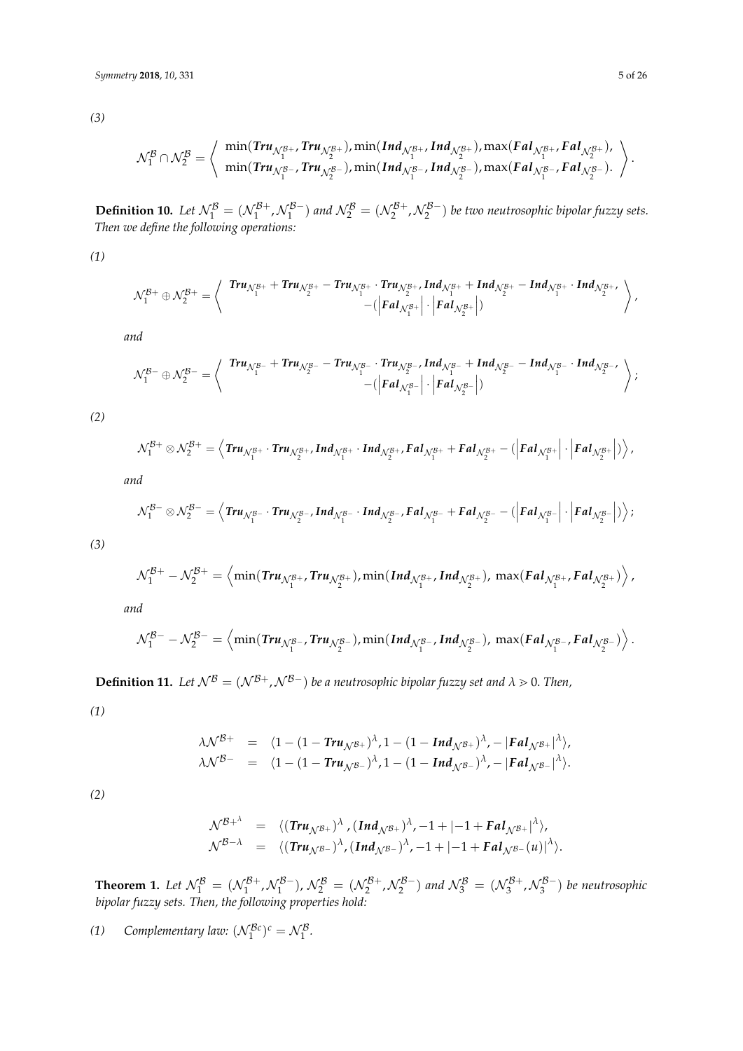(3)

$$\mathcal{N}_1^{\mathcal{B}} \cap \mathcal{N}_2^{\mathcal{B}} = \left\langle \begin{array}{c} \min(\boldsymbol{Tru}_{\mathcal{N}_1^{\mathcal{B}+}}, \boldsymbol{Tru}_{\mathcal{N}_2^{\mathcal{B}+}}), \min(\boldsymbol{Ind}_{\mathcal{N}_1^{\mathcal{B}+}}, \boldsymbol{Ind}_{\mathcal{N}_2^{\mathcal{B}+}}), \max(\boldsymbol{Fal}_{\mathcal{N}_1^{\mathcal{B}+}}, \boldsymbol{Fal}_{\mathcal{N}_2^{\mathcal{B}+}}), \\ \min(\boldsymbol{Tru}_{\mathcal{N}_1^{\mathcal{B}-}}, \boldsymbol{Tru}_{\mathcal{N}_2^{\mathcal{B}-}}), \min(\boldsymbol{Ind}_{\mathcal{N}_1^{\mathcal{B}-}}, \boldsymbol{Ind}_{\mathcal{N}_2^{\mathcal{B}-}}), \max(\boldsymbol{Fal}_{\mathcal{N}_1^{\mathcal{B}-}}, \boldsymbol{Fal}_{\mathcal{N}_2^{\mathcal{B}-}}). \end{array} \right\rangle.$$

**Definition 10.** *Let $\mathcal{N}_1^{\mathcal{B}} = (\mathcal{N}_1^{\mathcal{B}+}, \mathcal{N}_1^{\mathcal{B}-})$ and $\mathcal{N}_2^{\mathcal{B}} = (\mathcal{N}_2^{\mathcal{B}+}, \mathcal{N}_2^{\mathcal{B}-})$ be two neutrosophic bipolar fuzzy sets. Then we define the following operations:*

(1)

$$\mathcal{N}_1^{\mathcal{B}+} \oplus \mathcal{N}_2^{\mathcal{B}+} = \left\langle \begin{array}{c} \boldsymbol{Tru}_{\mathcal{N}_1^{\mathcal{B}+}} + \boldsymbol{Tru}_{\mathcal{N}_2^{\mathcal{B}+}} - \boldsymbol{Tru}_{\mathcal{N}_1^{\mathcal{B}+}} \cdot \boldsymbol{Tru}_{\mathcal{N}_2^{\mathcal{B}+}}, \boldsymbol{Ind}_{\mathcal{N}_1^{\mathcal{B}+}} + \boldsymbol{Ind}_{\mathcal{N}_2^{\mathcal{B}+}} - \boldsymbol{Ind}_{\mathcal{N}_1^{\mathcal{B}+}} \cdot \boldsymbol{Ind}_{\mathcal{N}_2^{\mathcal{B}+}}, \\ -(\left|\boldsymbol{Fal}_{\mathcal{N}_1^{\mathcal{B}+}}\right| \cdot \left|\boldsymbol{Fal}_{\mathcal{N}_2^{\mathcal{B}+}}\right|) \end{array} \right\rangle,$$

*and*

$$\mathcal{N}_1^{\mathcal{B}-} \oplus \mathcal{N}_2^{\mathcal{B}-} = \left\langle \begin{array}{c} \boldsymbol{Tru}_{\mathcal{N}_1^{\mathcal{B}-}} + \boldsymbol{Tru}_{\mathcal{N}_2^{\mathcal{B}-}} - \boldsymbol{Tru}_{\mathcal{N}_1^{\mathcal{B}-}} \cdot \boldsymbol{Tru}_{\mathcal{N}_2^{\mathcal{B}-}}, \boldsymbol{Ind}_{\mathcal{N}_1^{\mathcal{B}-}} + \boldsymbol{Ind}_{\mathcal{N}_2^{\mathcal{B}-}} - \boldsymbol{Ind}_{\mathcal{N}_1^{\mathcal{B}-}} \cdot \boldsymbol{Ind}_{\mathcal{N}_2^{\mathcal{B}-}}, \\ -(\left|\boldsymbol{Fal}_{\mathcal{N}_1^{\mathcal{B}-}}\right| \cdot \left|\boldsymbol{Fal}_{\mathcal{N}_2^{\mathcal{B}-}}\right|) \end{array} \right\rangle;$$

(2)

$$\mathcal{N}_1^{\mathcal{B}+} \otimes \mathcal{N}_2^{\mathcal{B}+} = \left\langle \boldsymbol{Tru}_{\mathcal{N}_1^{\mathcal{B}+}} \cdot \boldsymbol{Tru}_{\mathcal{N}_2^{\mathcal{B}+}}, \boldsymbol{Ind}_{\mathcal{N}_1^{\mathcal{B}+}} \cdot \boldsymbol{Ind}_{\mathcal{N}_2^{\mathcal{B}+}}, \boldsymbol{Fal}_{\mathcal{N}_1^{\mathcal{B}+}} + \boldsymbol{Fal}_{\mathcal{N}_2^{\mathcal{B}+}} - (\left|\boldsymbol{Fal}_{\mathcal{N}_1^{\mathcal{B}+}}\right| \cdot \left|\boldsymbol{Fal}_{\mathcal{N}_2^{\mathcal{B}+}}\right|) \right\rangle,$$

*and*

$$\mathcal{N}_1^{\mathcal{B}-} \otimes \mathcal{N}_2^{\mathcal{B}-} = \left\langle \boldsymbol{Tru}_{\mathcal{N}_1^{\mathcal{B}-}} \cdot \boldsymbol{Tru}_{\mathcal{N}_2^{\mathcal{B}-}}, \boldsymbol{Ind}_{\mathcal{N}_1^{\mathcal{B}-}} \cdot \boldsymbol{Ind}_{\mathcal{N}_2^{\mathcal{B}-}}, \boldsymbol{Fal}_{\mathcal{N}_1^{\mathcal{B}-}} + \boldsymbol{Fal}_{\mathcal{N}_2^{\mathcal{B}-}} - (\left|\boldsymbol{Fal}_{\mathcal{N}_1^{\mathcal{B}-}}\right| \cdot \left|\boldsymbol{Fal}_{\mathcal{N}_2^{\mathcal{B}-}}\right|) \right\rangle;$$

(3)

$$\mathcal{N}_1^{\mathcal{B}+} - \mathcal{N}_2^{\mathcal{B}+} = \left\langle \min(\boldsymbol{Tru}_{\mathcal{N}_1^{\mathcal{B}+}}, \boldsymbol{Tru}_{\mathcal{N}_2^{\mathcal{B}+}}), \min(\boldsymbol{Ind}_{\mathcal{N}_1^{\mathcal{B}+}}, \boldsymbol{Ind}_{\mathcal{N}_2^{\mathcal{B}+}}),\ \max(\boldsymbol{Fal}_{\mathcal{N}_1^{\mathcal{B}+}}, \boldsymbol{Fal}_{\mathcal{N}_2^{\mathcal{B}+}}) \right\rangle,$$

*and*

$$\mathcal{N}_1^{\mathcal{B}-} - \mathcal{N}_2^{\mathcal{B}-} = \left\langle \min(\boldsymbol{Tru}_{\mathcal{N}_1^{\mathcal{B}-}}, \boldsymbol{Tru}_{\mathcal{N}_2^{\mathcal{B}-}}), \min(\boldsymbol{Ind}_{\mathcal{N}_1^{\mathcal{B}-}}, \boldsymbol{Ind}_{\mathcal{N}_2^{\mathcal{B}-}}),\ \max(\boldsymbol{Fal}_{\mathcal{N}_1^{\mathcal{B}-}}, \boldsymbol{Fal}_{\mathcal{N}_2^{\mathcal{B}-}}) \right\rangle.$$

**Definition 11.** *Let $\mathcal{N}^{\mathcal{B}} = (\mathcal{N}^{\mathcal{B}+}, \mathcal{N}^{\mathcal{B}-})$ be a neutrosophic bipolar fuzzy set and $\lambda > 0$. Then,*

(1)

$$\begin{array}{rcl} \lambda\mathcal{N}^{\mathcal{B}+} & = & \langle 1-(1-\boldsymbol{Tru}_{\mathcal{N}^{\mathcal{B}+}})^{\lambda}, 1-(1-\boldsymbol{Ind}_{\mathcal{N}^{\mathcal{B}+}})^{\lambda}, -|\boldsymbol{Fal}_{\mathcal{N}^{\mathcal{B}+}}|^{\lambda}\rangle, \\ \lambda\mathcal{N}^{\mathcal{B}-} & = & \langle 1-(1-\boldsymbol{Tru}_{\mathcal{N}^{\mathcal{B}-}})^{\lambda}, 1-(1-\boldsymbol{Ind}_{\mathcal{N}^{\mathcal{B}-}})^{\lambda}, -|\boldsymbol{Fal}_{\mathcal{N}^{\mathcal{B}-}}|^{\lambda}\rangle. \end{array}$$

(2)

$$\begin{array}{rcl} \mathcal{N}^{\mathcal{B}+^{\lambda}} & = & \langle(\boldsymbol{Tru}_{\mathcal{N}^{\mathcal{B}+}})^{\lambda}, (\boldsymbol{Ind}_{\mathcal{N}^{\mathcal{B}+}})^{\lambda}, -1+|-1+\boldsymbol{Fal}_{\mathcal{N}^{\mathcal{B}+}}|^{\lambda}\rangle, \\ \mathcal{N}^{\mathcal{B}-\lambda} & = & \langle(\boldsymbol{Tru}_{\mathcal{N}^{\mathcal{B}-}})^{\lambda}, (\boldsymbol{Ind}_{\mathcal{N}^{\mathcal{B}-}})^{\lambda}, -1+|-1+\boldsymbol{Fal}_{\mathcal{N}^{\mathcal{B}-}}(u)|^{\lambda}\rangle. \end{array}$$

**Theorem 1.** *Let $\mathcal{N}_1^{\mathcal{B}} = (\mathcal{N}_1^{\mathcal{B}+}, \mathcal{N}_1^{\mathcal{B}-})$, $\mathcal{N}_2^{\mathcal{B}} = (\mathcal{N}_2^{\mathcal{B}+}, \mathcal{N}_2^{\mathcal{B}-})$ and $\mathcal{N}_3^{\mathcal{B}} = (\mathcal{N}_3^{\mathcal{B}+}, \mathcal{N}_3^{\mathcal{B}-})$ be neutrosophic bipolar fuzzy sets. Then, the following properties hold:*

(1) *Complementary law: $(\mathcal{N}_1^{\mathcal{B}c})^c = \mathcal{N}_1^{\mathcal{B}}$.*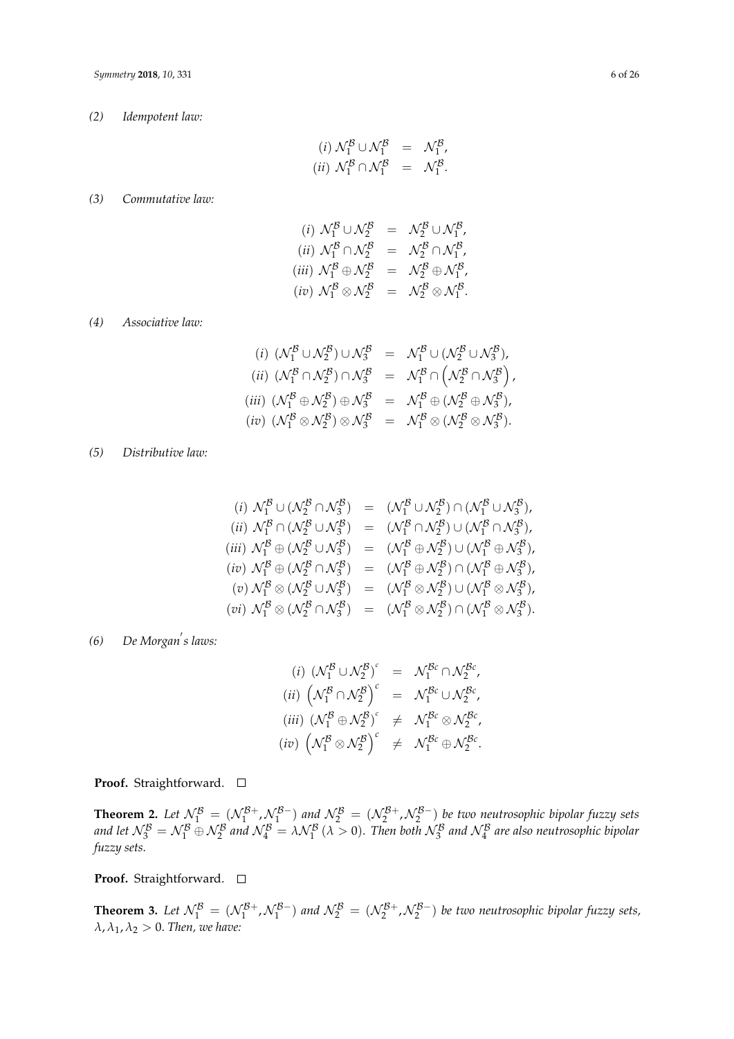*(2) Idempotent law:*

$$
\begin{aligned}
(i)\ \mathcal{N}_1^{\mathcal{B}} \cup \mathcal{N}_1^{\mathcal{B}} &= \mathcal{N}_1^{\mathcal{B}}, \\
(ii)\ \mathcal{N}_1^{\mathcal{B}} \cap \mathcal{N}_1^{\mathcal{B}} &= \mathcal{N}_1^{\mathcal{B}}.
\end{aligned}
$$

*(3) Commutative law:*

$$
\begin{aligned}
(i)\ \mathcal{N}_1^{\mathcal{B}} \cup \mathcal{N}_2^{\mathcal{B}} &= \mathcal{N}_2^{\mathcal{B}} \cup \mathcal{N}_1^{\mathcal{B}}, \\
(ii)\ \mathcal{N}_1^{\mathcal{B}} \cap \mathcal{N}_2^{\mathcal{B}} &= \mathcal{N}_2^{\mathcal{B}} \cap \mathcal{N}_1^{\mathcal{B}}, \\
(iii)\ \mathcal{N}_1^{\mathcal{B}} \oplus \mathcal{N}_2^{\mathcal{B}} &= \mathcal{N}_2^{\mathcal{B}} \oplus \mathcal{N}_1^{\mathcal{B}}, \\
(iv)\ \mathcal{N}_1^{\mathcal{B}} \otimes \mathcal{N}_2^{\mathcal{B}} &= \mathcal{N}_2^{\mathcal{B}} \otimes \mathcal{N}_1^{\mathcal{B}}.
\end{aligned}
$$

*(4) Associative law:*

$$
\begin{aligned}
(i)\ (\mathcal{N}_1^{\mathcal{B}} \cup \mathcal{N}_2^{\mathcal{B}}) \cup \mathcal{N}_3^{\mathcal{B}} &= \mathcal{N}_1^{\mathcal{B}} \cup (\mathcal{N}_2^{\mathcal{B}} \cup \mathcal{N}_3^{\mathcal{B}}), \\
(ii)\ (\mathcal{N}_1^{\mathcal{B}} \cap \mathcal{N}_2^{\mathcal{B}}) \cap \mathcal{N}_3^{\mathcal{B}} &= \mathcal{N}_1^{\mathcal{B}} \cap \left(\mathcal{N}_2^{\mathcal{B}} \cap \mathcal{N}_3^{\mathcal{B}}\right), \\
(iii)\ (\mathcal{N}_1^{\mathcal{B}} \oplus \mathcal{N}_2^{\mathcal{B}}) \oplus \mathcal{N}_3^{\mathcal{B}} &= \mathcal{N}_1^{\mathcal{B}} \oplus (\mathcal{N}_2^{\mathcal{B}} \oplus \mathcal{N}_3^{\mathcal{B}}), \\
(iv)\ (\mathcal{N}_1^{\mathcal{B}} \otimes \mathcal{N}_2^{\mathcal{B}}) \otimes \mathcal{N}_3^{\mathcal{B}} &= \mathcal{N}_1^{\mathcal{B}} \otimes (\mathcal{N}_2^{\mathcal{B}} \otimes \mathcal{N}_3^{\mathcal{B}}).
\end{aligned}
$$

*(5) Distributive law:*

$$
\begin{aligned}
(i)\ \mathcal{N}_1^{\mathcal{B}} \cup (\mathcal{N}_2^{\mathcal{B}} \cap \mathcal{N}_3^{\mathcal{B}}) &= (\mathcal{N}_1^{\mathcal{B}} \cup \mathcal{N}_2^{\mathcal{B}}) \cap (\mathcal{N}_1^{\mathcal{B}} \cup \mathcal{N}_3^{\mathcal{B}}), \\
(ii)\ \mathcal{N}_1^{\mathcal{B}} \cap (\mathcal{N}_2^{\mathcal{B}} \cup \mathcal{N}_3^{\mathcal{B}}) &= (\mathcal{N}_1^{\mathcal{B}} \cap \mathcal{N}_2^{\mathcal{B}}) \cup (\mathcal{N}_1^{\mathcal{B}} \cap \mathcal{N}_3^{\mathcal{B}}), \\
(iii)\ \mathcal{N}_1^{\mathcal{B}} \oplus (\mathcal{N}_2^{\mathcal{B}} \cup \mathcal{N}_3^{\mathcal{B}}) &= (\mathcal{N}_1^{\mathcal{B}} \oplus \mathcal{N}_2^{\mathcal{B}}) \cup (\mathcal{N}_1^{\mathcal{B}} \oplus \mathcal{N}_3^{\mathcal{B}}), \\
(iv)\ \mathcal{N}_1^{\mathcal{B}} \oplus (\mathcal{N}_2^{\mathcal{B}} \cap \mathcal{N}_3^{\mathcal{B}}) &= (\mathcal{N}_1^{\mathcal{B}} \oplus \mathcal{N}_2^{\mathcal{B}}) \cap (\mathcal{N}_1^{\mathcal{B}} \oplus \mathcal{N}_3^{\mathcal{B}}), \\
(v)\ \mathcal{N}_1^{\mathcal{B}} \otimes (\mathcal{N}_2^{\mathcal{B}} \cup \mathcal{N}_3^{\mathcal{B}}) &= (\mathcal{N}_1^{\mathcal{B}} \otimes \mathcal{N}_2^{\mathcal{B}}) \cup (\mathcal{N}_1^{\mathcal{B}} \otimes \mathcal{N}_3^{\mathcal{B}}), \\
(vi)\ \mathcal{N}_1^{\mathcal{B}} \otimes (\mathcal{N}_2^{\mathcal{B}} \cap \mathcal{N}_3^{\mathcal{B}}) &= (\mathcal{N}_1^{\mathcal{B}} \otimes \mathcal{N}_2^{\mathcal{B}}) \cap (\mathcal{N}_1^{\mathcal{B}} \otimes \mathcal{N}_3^{\mathcal{B}}).
\end{aligned}
$$

*(6) De Morgan′s laws:*

$$
\begin{aligned}
(i)\ (\mathcal{N}_1^{\mathcal{B}} \cup \mathcal{N}_2^{\mathcal{B}})^c &= \mathcal{N}_1^{\mathcal{B}c} \cap \mathcal{N}_2^{\mathcal{B}c}, \\
(ii)\ \left(\mathcal{N}_1^{\mathcal{B}} \cap \mathcal{N}_2^{\mathcal{B}}\right)^c &= \mathcal{N}_1^{\mathcal{B}c} \cup \mathcal{N}_2^{\mathcal{B}c}, \\
(iii)\ (\mathcal{N}_1^{\mathcal{B}} \oplus \mathcal{N}_2^{\mathcal{B}})^c &\neq \mathcal{N}_1^{\mathcal{B}c} \otimes \mathcal{N}_2^{\mathcal{B}c}, \\
(iv)\ \left(\mathcal{N}_1^{\mathcal{B}} \otimes \mathcal{N}_2^{\mathcal{B}}\right)^c &\neq \mathcal{N}_1^{\mathcal{B}c} \oplus \mathcal{N}_2^{\mathcal{B}c}.
\end{aligned}
$$

**Proof.** Straightforward. □

**Theorem 2.** *Let $\mathcal{N}_1^{\mathcal{B}} = (\mathcal{N}_1^{\mathcal{B}+}, \mathcal{N}_1^{\mathcal{B}-})$ and $\mathcal{N}_2^{\mathcal{B}} = (\mathcal{N}_2^{\mathcal{B}+}, \mathcal{N}_2^{\mathcal{B}-})$ be two neutrosophic bipolar fuzzy sets and let $\mathcal{N}_3^{\mathcal{B}} = \mathcal{N}_1^{\mathcal{B}} \oplus \mathcal{N}_2^{\mathcal{B}}$ and $\mathcal{N}_4^{\mathcal{B}} = \lambda \mathcal{N}_1^{\mathcal{B}}$ ($\lambda > 0$). Then both $\mathcal{N}_3^{\mathcal{B}}$ and $\mathcal{N}_4^{\mathcal{B}}$ are also neutrosophic bipolar fuzzy sets.*

**Proof.** Straightforward. □

**Theorem 3.** *Let $\mathcal{N}_1^{\mathcal{B}} = (\mathcal{N}_1^{\mathcal{B}+}, \mathcal{N}_1^{\mathcal{B}-})$ and $\mathcal{N}_2^{\mathcal{B}} = (\mathcal{N}_2^{\mathcal{B}+}, \mathcal{N}_2^{\mathcal{B}-})$ be two neutrosophic bipolar fuzzy sets, $\lambda, \lambda_1, \lambda_2 > 0$. Then, we have:*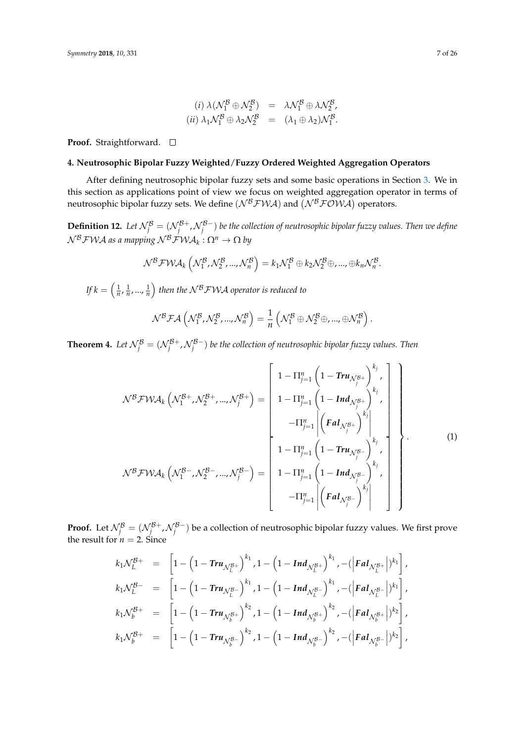$$
\begin{aligned}
(i)\ \lambda(\mathcal{N}_1^{\mathcal{B}} \oplus \mathcal{N}_2^{\mathcal{B}}) &= \lambda\mathcal{N}_1^{\mathcal{B}} \oplus \lambda\mathcal{N}_2^{\mathcal{B}}, \\
(ii)\ \lambda_1\mathcal{N}_1^{\mathcal{B}} \oplus \lambda_2\mathcal{N}_2^{\mathcal{B}} &= (\lambda_1 \oplus \lambda_2)\mathcal{N}_1^{\mathcal{B}}.
\end{aligned}
$$

**Proof.** Straightforward. □

## 4. Neutrosophic Bipolar Fuzzy Weighted/Fuzzy Ordered Weighted Aggregation Operators

After defining neutrosophic bipolar fuzzy sets and some basic operations in Section 3. We in this section as applications point of view we focus on weighted aggregation operator in terms of neutrosophic bipolar fuzzy sets. We define $(\mathcal{N}^{\mathcal{B}}\mathcal{FWA})$ and $(\mathcal{N}^{\mathcal{B}}\mathcal{FOWA})$ operators.

**Definition 12.** *Let $\mathcal{N}_j^{\mathcal{B}} = (\mathcal{N}_j^{\mathcal{B}+}, \mathcal{N}_j^{\mathcal{B}-})$ be the collection of neutrosophic bipolar fuzzy values. Then we define $\mathcal{N}^{\mathcal{B}}\mathcal{FWA}$ as a mapping $\mathcal{N}^{\mathcal{B}}\mathcal{FWA}_k : \Omega^n \to \Omega$ by*

$$
\mathcal{N}^{\mathcal{B}}\mathcal{FWA}_k\left(\mathcal{N}_1^{\mathcal{B}}, \mathcal{N}_2^{\mathcal{B}}, ..., \mathcal{N}_n^{\mathcal{B}}\right) = k_1\mathcal{N}_1^{\mathcal{B}} \oplus k_2\mathcal{N}_2^{\mathcal{B}} \oplus, ..., \oplus k_n\mathcal{N}_n^{\mathcal{B}}.
$$

*If $k = \left(\frac{1}{n}, \frac{1}{n}, ..., \frac{1}{n}\right)$ then the $\mathcal{N}^{\mathcal{B}}\mathcal{FWA}$ operator is reduced to*

$$
\mathcal{N}^{\mathcal{B}}\mathcal{FA}\left(\mathcal{N}_1^{\mathcal{B}}, \mathcal{N}_2^{\mathcal{B}}, ..., \mathcal{N}_n^{\mathcal{B}}\right) = \frac{1}{n}\left(\mathcal{N}_1^{\mathcal{B}} \oplus \mathcal{N}_2^{\mathcal{B}} \oplus, ..., \oplus \mathcal{N}_n^{\mathcal{B}}\right).
$$

**Theorem 4.** *Let $\mathcal{N}_j^{\mathcal{B}} = (\mathcal{N}_j^{\mathcal{B}+}, \mathcal{N}_j^{\mathcal{B}-})$ be the collection of neutrosophic bipolar fuzzy values. Then*

$$
\left.
\begin{aligned}
\mathcal{N}^{\mathcal{B}}\mathcal{FWA}_k\left(\mathcal{N}_1^{\mathcal{B}+}, \mathcal{N}_2^{\mathcal{B}+}, ..., \mathcal{N}_j^{\mathcal{B}+}\right) &= \left[\begin{array}{c} 1 - \Pi_{j=1}^n\left(1 - \boldsymbol{Tru}_{\mathcal{N}_j^{\mathcal{B}+}}\right)^{k_j}, \\ 1 - \Pi_{j=1}^n\left(1 - \boldsymbol{Ind}_{\mathcal{N}_j^{\mathcal{B}+}}\right)^{k_j}, \\ -\Pi_{j=1}^n\left|\left(\boldsymbol{Fal}_{\mathcal{N}_j^{\mathcal{B}+}}\right)^{k_j}\right| \end{array}\right] \\
\mathcal{N}^{\mathcal{B}}\mathcal{FWA}_k\left(\mathcal{N}_1^{\mathcal{B}-}, \mathcal{N}_2^{\mathcal{B}-}, ..., \mathcal{N}_j^{\mathcal{B}-}\right) &= \left[\begin{array}{c} 1 - \Pi_{j=1}^n\left(1 - \boldsymbol{Tru}_{\mathcal{N}_j^{\mathcal{B}-}}\right)^{k_j}, \\ 1 - \Pi_{j=1}^n\left(1 - \boldsymbol{Ind}_{\mathcal{N}_j^{\mathcal{B}-}}\right)^{k_j}, \\ -\Pi_{j=1}^n\left|\left(\boldsymbol{Fal}_{\mathcal{N}_j^{\mathcal{B}-}}\right)^{k_j}\right| \end{array}\right]
\end{aligned}
\right\}. \tag{1}
$$

**Proof.** Let $\mathcal{N}_j^{\mathcal{B}} = (\mathcal{N}_j^{\mathcal{B}+}, \mathcal{N}_j^{\mathcal{B}-})$ be a collection of neutrosophic bipolar fuzzy values. We first prove the result for $n = 2$. Since

$$
\begin{aligned}
k_1\mathcal{N}_L^{\mathcal{B}+} &= \left[1 - \left(1 - \boldsymbol{Tru}_{\mathcal{N}_L^{\mathcal{B}+}}\right)^{k_1}, 1 - \left(1 - \boldsymbol{Ind}_{\mathcal{N}_L^{\mathcal{B}+}}\right)^{k_1}, -(\left|\boldsymbol{Fal}_{\mathcal{N}_L^{\mathcal{B}+}}\right|)^{k_1}\right], \\
k_1\mathcal{N}_L^{\mathcal{B}-} &= \left[1 - \left(1 - \boldsymbol{Tru}_{\mathcal{N}_L^{\mathcal{B}-}}\right)^{k_1}, 1 - \left(1 - \boldsymbol{Ind}_{\mathcal{N}_L^{\mathcal{B}-}}\right)^{k_1}, -(\left|\boldsymbol{Fal}_{\mathcal{N}_L^{\mathcal{B}-}}\right|)^{k_1}\right], \\
k_1\mathcal{N}_b^{\mathcal{B}+} &= \left[1 - \left(1 - \boldsymbol{Tru}_{\mathcal{N}_b^{\mathcal{B}+}}\right)^{k_2}, 1 - \left(1 - \boldsymbol{Ind}_{\mathcal{N}_b^{\mathcal{B}+}}\right)^{k_2}, -(\left|\boldsymbol{Fal}_{\mathcal{N}_b^{\mathcal{B}+}}\right|)^{k_2}\right], \\
k_1\mathcal{N}_b^{\mathcal{B}+} &= \left[1 - \left(1 - \boldsymbol{Tru}_{\mathcal{N}_b^{\mathcal{B}-}}\right)^{k_2}, 1 - \left(1 - \boldsymbol{Ind}_{\mathcal{N}_b^{\mathcal{B}-}}\right)^{k_2}, -(\left|\boldsymbol{Fal}_{\mathcal{N}_b^{\mathcal{B}-}}\right|)^{k_2}\right],
\end{aligned}
$$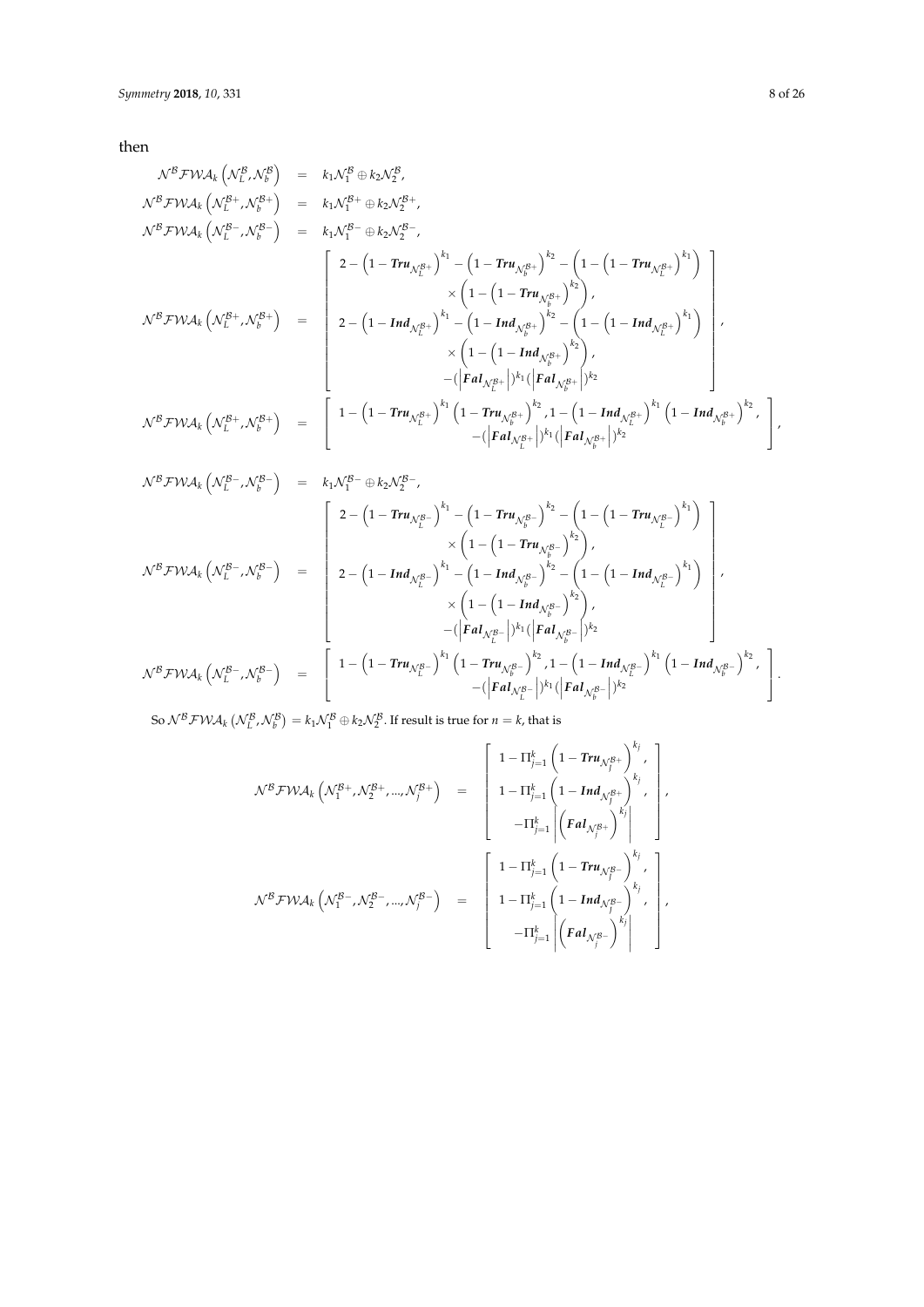then

$$
\begin{aligned}
\mathcal{N}^{\mathcal{B}}\mathcal{FWA}_k\left(\mathcal{N}_L^{\mathcal{B}}, \mathcal{N}_b^{\mathcal{B}}\right) &= k_1\mathcal{N}_1^{\mathcal{B}} \oplus k_2\mathcal{N}_2^{\mathcal{B}}, \\
\mathcal{N}^{\mathcal{B}}\mathcal{FWA}_k\left(\mathcal{N}_L^{\mathcal{B}+}, \mathcal{N}_b^{\mathcal{B}+}\right) &= k_1\mathcal{N}_1^{\mathcal{B}+} \oplus k_2\mathcal{N}_2^{\mathcal{B}+}, \\
\mathcal{N}^{\mathcal{B}}\mathcal{FWA}_k\left(\mathcal{N}_L^{\mathcal{B}-}, \mathcal{N}_b^{\mathcal{B}-}\right) &= k_1\mathcal{N}_1^{\mathcal{B}-} \oplus k_2\mathcal{N}_2^{\mathcal{B}-}, \\
\mathcal{N}^{\mathcal{B}}\mathcal{FWA}_k\left(\mathcal{N}_L^{\mathcal{B}+}, \mathcal{N}_b^{\mathcal{B}+}\right) &= \begin{bmatrix} 2-\left(1-\boldsymbol{Tru}_{\mathcal{N}_L^{\mathcal{B}+}}\right)^{k_1}-\left(1-\boldsymbol{Tru}_{\mathcal{N}_b^{\mathcal{B}+}}\right)^{k_2}-\left(1-\left(1-\boldsymbol{Tru}_{\mathcal{N}_L^{\mathcal{B}+}}\right)^{k_1}\right) \\ \times\left(1-\left(1-\boldsymbol{Tru}_{\mathcal{N}_b^{\mathcal{B}+}}\right)^{k_2}\right), \\ 2-\left(1-\boldsymbol{Ind}_{\mathcal{N}_L^{\mathcal{B}+}}\right)^{k_1}-\left(1-\boldsymbol{Ind}_{\mathcal{N}_b^{\mathcal{B}+}}\right)^{k_2}-\left(1-\left(1-\boldsymbol{Ind}_{\mathcal{N}_L^{\mathcal{B}+}}\right)^{k_1}\right) \\ \times\left(1-\left(1-\boldsymbol{Ind}_{\mathcal{N}_b^{\mathcal{B}+}}\right)^{k_2}\right), \\ -(\left|\boldsymbol{Fal}_{\mathcal{N}_L^{\mathcal{B}+}}\right|)^{k_1}(\left|\boldsymbol{Fal}_{\mathcal{N}_b^{\mathcal{B}+}}\right|)^{k_2} \end{bmatrix}, \\
\mathcal{N}^{\mathcal{B}}\mathcal{FWA}_k\left(\mathcal{N}_L^{\mathcal{B}+}, \mathcal{N}_b^{\mathcal{B}+}\right) &= \begin{bmatrix} 1-\left(1-\boldsymbol{Tru}_{\mathcal{N}_L^{\mathcal{B}+}}\right)^{k_1}\left(1-\boldsymbol{Tru}_{\mathcal{N}_b^{\mathcal{B}+}}\right)^{k_2}, 1-\left(1-\boldsymbol{Ind}_{\mathcal{N}_L^{\mathcal{B}+}}\right)^{k_1}\left(1-\boldsymbol{Ind}_{\mathcal{N}_b^{\mathcal{B}+}}\right)^{k_2}, \\ -(\left|\boldsymbol{Fal}_{\mathcal{N}_L^{\mathcal{B}+}}\right|)^{k_1}(\left|\boldsymbol{Fal}_{\mathcal{N}_b^{\mathcal{B}+}}\right|)^{k_2} \end{bmatrix},
\end{aligned}
$$

$$
\begin{aligned}
\mathcal{N}^{\mathcal{B}}\mathcal{FWA}_k\left(\mathcal{N}_L^{\mathcal{B}-}, \mathcal{N}_b^{\mathcal{B}-}\right) &= k_1\mathcal{N}_1^{\mathcal{B}-} \oplus k_2\mathcal{N}_2^{\mathcal{B}-}, \\
\mathcal{N}^{\mathcal{B}}\mathcal{FWA}_k\left(\mathcal{N}_L^{\mathcal{B}-}, \mathcal{N}_b^{\mathcal{B}-}\right) &= \begin{bmatrix} 2-\left(1-\boldsymbol{Tru}_{\mathcal{N}_L^{\mathcal{B}-}}\right)^{k_1}-\left(1-\boldsymbol{Tru}_{\mathcal{N}_b^{\mathcal{B}-}}\right)^{k_2}-\left(1-\left(1-\boldsymbol{Tru}_{\mathcal{N}_L^{\mathcal{B}-}}\right)^{k_1}\right) \\ \times\left(1-\left(1-\boldsymbol{Tru}_{\mathcal{N}_b^{\mathcal{B}-}}\right)^{k_2}\right), \\ 2-\left(1-\boldsymbol{Ind}_{\mathcal{N}_L^{\mathcal{B}-}}\right)^{k_1}-\left(1-\boldsymbol{Ind}_{\mathcal{N}_b^{\mathcal{B}-}}\right)^{k_2}-\left(1-\left(1-\boldsymbol{Ind}_{\mathcal{N}_L^{\mathcal{B}-}}\right)^{k_1}\right) \\ \times\left(1-\left(1-\boldsymbol{Ind}_{\mathcal{N}_b^{\mathcal{B}-}}\right)^{k_2}\right), \\ -(\left|\boldsymbol{Fal}_{\mathcal{N}_L^{\mathcal{B}-}}\right|)^{k_1}(\left|\boldsymbol{Fal}_{\mathcal{N}_b^{\mathcal{B}-}}\right|)^{k_2} \end{bmatrix}, \\
\mathcal{N}^{\mathcal{B}}\mathcal{FWA}_k\left(\mathcal{N}_L^{\mathcal{B}-}, \mathcal{N}_b^{\mathcal{B}-}\right) &= \begin{bmatrix} 1-\left(1-\boldsymbol{Tru}_{\mathcal{N}_L^{\mathcal{B}-}}\right)^{k_1}\left(1-\boldsymbol{Tru}_{\mathcal{N}_b^{\mathcal{B}-}}\right)^{k_2}, 1-\left(1-\boldsymbol{Ind}_{\mathcal{N}_L^{\mathcal{B}-}}\right)^{k_1}\left(1-\boldsymbol{Ind}_{\mathcal{N}_b^{\mathcal{B}-}}\right)^{k_2}, \\ -(\left|\boldsymbol{Fal}_{\mathcal{N}_L^{\mathcal{B}-}}\right|)^{k_1}(\left|\boldsymbol{Fal}_{\mathcal{N}_b^{\mathcal{B}-}}\right|)^{k_2} \end{bmatrix}.
\end{aligned}
$$

So $\mathcal{N}^{\mathcal{B}}\mathcal{FWA}_k\left(\mathcal{N}_L^{\mathcal{B}}, \mathcal{N}_b^{\mathcal{B}}\right) = k_1\mathcal{N}_1^{\mathcal{B}} \oplus k_2\mathcal{N}_2^{\mathcal{B}}$. If result is true for $n = k$, that is

$$
\begin{aligned}
\mathcal{N}^{\mathcal{B}}\mathcal{FWA}_k\left(\mathcal{N}_1^{\mathcal{B}+}, \mathcal{N}_2^{\mathcal{B}+}, ..., \mathcal{N}_j^{\mathcal{B}+}\right) &= \begin{bmatrix} 1-\Pi_{j=1}^{k}\left(1-\boldsymbol{Tru}_{\mathcal{N}_j^{\mathcal{B}+}}\right)^{k_j}, \\ 1-\Pi_{j=1}^{k}\left(1-\boldsymbol{Ind}_{\mathcal{N}_j^{\mathcal{B}+}}\right)^{k_j}, \\ -\Pi_{j=1}^{k}\left|\left(\boldsymbol{Fal}_{\mathcal{N}_j^{\mathcal{B}+}}\right)^{k_j}\right| \end{bmatrix}, \\
\mathcal{N}^{\mathcal{B}}\mathcal{FWA}_k\left(\mathcal{N}_1^{\mathcal{B}-}, \mathcal{N}_2^{\mathcal{B}-}, ..., \mathcal{N}_j^{\mathcal{B}-}\right) &= \begin{bmatrix} 1-\Pi_{j=1}^{k}\left(1-\boldsymbol{Tru}_{\mathcal{N}_j^{\mathcal{B}-}}\right)^{k_j}, \\ 1-\Pi_{j=1}^{k}\left(1-\boldsymbol{Ind}_{\mathcal{N}_j^{\mathcal{B}-}}\right)^{k_j}, \\ -\Pi_{j=1}^{k}\left|\left(\boldsymbol{Fal}_{\mathcal{N}_j^{\mathcal{B}-}}\right)^{k_j}\right| \end{bmatrix},
\end{aligned}
$$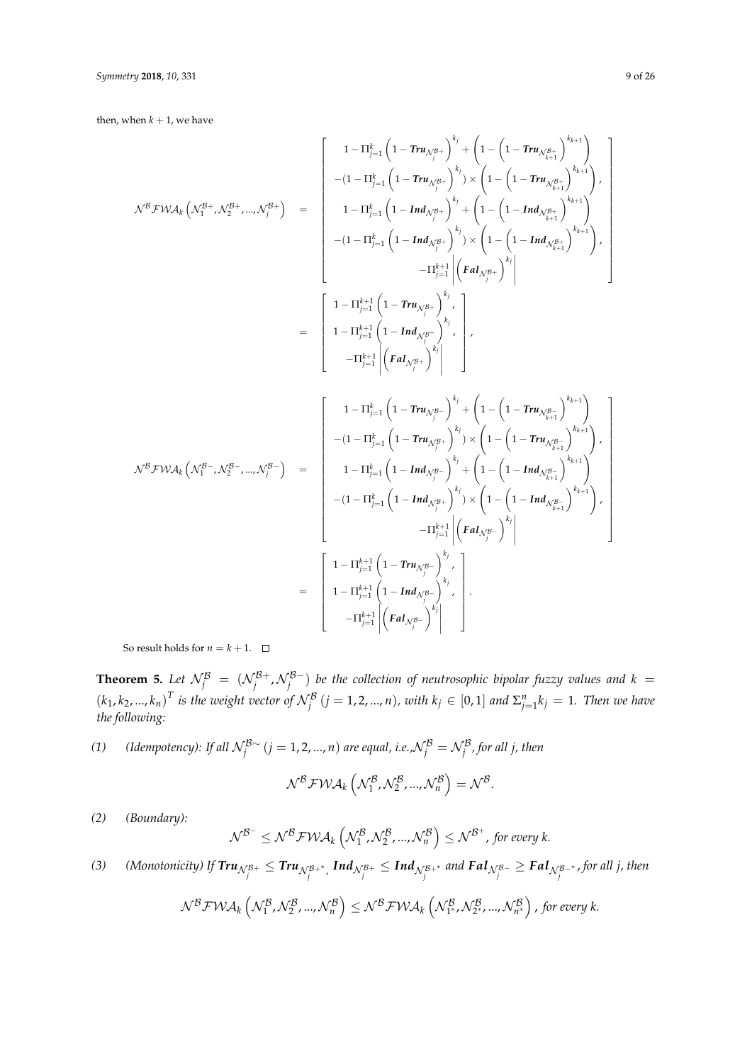then, when $k+1$, we have

$$\mathcal{N}^{\mathcal{B}}\mathcal{FWA}_k\left(\mathcal{N}_1^{\mathcal{B}+},\mathcal{N}_2^{\mathcal{B}+},...,\mathcal{N}_j^{\mathcal{B}+}\right) = \begin{bmatrix} 1-\Pi_{j=1}^{k}\left(1-\boldsymbol{Tru}_{\mathcal{N}_j^{\mathcal{B}+}}\right)^{k_j}+\left(1-\left(1-\boldsymbol{Tru}_{\mathcal{N}_{k+1}^{\mathcal{B}+}}\right)^{k_{k+1}}\right) \\ -(1-\Pi_{j=1}^{k}\left(1-\boldsymbol{Tru}_{\mathcal{N}_j^{\mathcal{B}+}}\right)^{k_j})\times\left(1-\left(1-\boldsymbol{Tru}_{\mathcal{N}_{k+1}^{\mathcal{B}+}}\right)^{k_{k+1}}\right), \\ 1-\Pi_{j=1}^{k}\left(1-\boldsymbol{Ind}_{\mathcal{N}_j^{\mathcal{B}+}}\right)^{k_j}+\left(1-\left(1-\boldsymbol{Ind}_{\mathcal{N}_{k+1}^{\mathcal{B}+}}\right)^{k_{k+1}}\right) \\ -(1-\Pi_{j=1}^{k}\left(1-\boldsymbol{Ind}_{\mathcal{N}_j^{\mathcal{B}+}}\right)^{k_j})\times\left(1-\left(1-\boldsymbol{Ind}_{\mathcal{N}_{k+1}^{\mathcal{B}+}}\right)^{k_{k+1}}\right), \\ -\Pi_{j=1}^{k+1}\left|\left(\boldsymbol{Fal}_{\mathcal{N}_j^{\mathcal{B}+}}\right)^{k_j}\right| \end{bmatrix}$$

$$= \begin{bmatrix} 1-\Pi_{j=1}^{k+1}\left(1-\boldsymbol{Tru}_{\mathcal{N}_j^{\mathcal{B}+}}\right)^{k_j}, \\ 1-\Pi_{j=1}^{k+1}\left(1-\boldsymbol{Ind}_{\mathcal{N}_j^{\mathcal{B}+}}\right)^{k_j}, \\ -\Pi_{j=1}^{k+1}\left|\left(\boldsymbol{Fal}_{\mathcal{N}_j^{\mathcal{B}+}}\right)^{k_j}\right| \end{bmatrix},$$

$$\mathcal{N}^{\mathcal{B}}\mathcal{FWA}_k\left(\mathcal{N}_1^{\mathcal{B}-},\mathcal{N}_2^{\mathcal{B}-},...,\mathcal{N}_j^{\mathcal{B}-}\right) = \begin{bmatrix} 1-\Pi_{j=1}^{k}\left(1-\boldsymbol{Tru}_{\mathcal{N}_j^{\mathcal{B}-}}\right)^{k_j}+\left(1-\left(1-\boldsymbol{Tru}_{\mathcal{N}_{k+1}^{\mathcal{B}-}}\right)^{k_{k+1}}\right) \\ -(1-\Pi_{j=1}^{k}\left(1-\boldsymbol{Tru}_{\mathcal{N}_j^{\mathcal{B}+}}\right)^{k_j})\times\left(1-\left(1-\boldsymbol{Tru}_{\mathcal{N}_{k+1}^{\mathcal{B}-}}\right)^{k_{k+1}}\right), \\ 1-\Pi_{j=1}^{k}\left(1-\boldsymbol{Ind}_{\mathcal{N}_j^{\mathcal{B}-}}\right)^{k_j}+\left(1-\left(1-\boldsymbol{Ind}_{\mathcal{N}_{k+1}^{\mathcal{B}-}}\right)^{k_{k+1}}\right) \\ -(1-\Pi_{j=1}^{k}\left(1-\boldsymbol{Ind}_{\mathcal{N}_j^{\mathcal{B}+}}\right)^{k_j})\times\left(1-\left(1-\boldsymbol{Ind}_{\mathcal{N}_{k+1}^{\mathcal{B}-}}\right)^{k_{k+1}}\right), \\ -\Pi_{j=1}^{k+1}\left|\left(\boldsymbol{Fal}_{\mathcal{N}_j^{\mathcal{B}-}}\right)^{k_j}\right| \end{bmatrix}$$

$$= \begin{bmatrix} 1-\Pi_{j=1}^{k+1}\left(1-\boldsymbol{Tru}_{\mathcal{N}_j^{\mathcal{B}-}}\right)^{k_j}, \\ 1-\Pi_{j=1}^{k+1}\left(1-\boldsymbol{Ind}_{\mathcal{N}_j^{\mathcal{B}-}}\right)^{k_j}, \\ -\Pi_{j=1}^{k+1}\left|\left(\boldsymbol{Fal}_{\mathcal{N}_j^{\mathcal{B}-}}\right)^{k_j}\right| \end{bmatrix}.$$

So result holds for $n = k+1$. □

**Theorem 5.** *Let $\mathcal{N}_j^{\mathcal{B}} = (\mathcal{N}_j^{\mathcal{B}+}, \mathcal{N}_j^{\mathcal{B}-})$ be the collection of neutrosophic bipolar fuzzy values and $k = (k_1, k_2, ..., k_n)^T$ is the weight vector of $\mathcal{N}_j^{\mathcal{B}}$ $(j = 1, 2, ..., n)$, with $k_j \in [0,1]$ and $\Sigma_{j=1}^n k_j = 1$. Then we have the following:*

*(1) (Idempotency): If all $\mathcal{N}_j^{\mathcal{B}\sim}$ $(j = 1, 2, ..., n)$ are equal, i.e.,$\mathcal{N}_j^{\mathcal{B}} = \mathcal{N}_j^{\mathcal{B}}$, for all j, then*

$$\mathcal{N}^{\mathcal{B}}\mathcal{FWA}_k\left(\mathcal{N}_1^{\mathcal{B}},\mathcal{N}_2^{\mathcal{B}},...,\mathcal{N}_n^{\mathcal{B}}\right) = \mathcal{N}^{\mathcal{B}}.$$

*(2) (Boundary):*

$$\mathcal{N}^{\mathcal{B}-} \leq \mathcal{N}^{\mathcal{B}}\mathcal{FWA}_k\left(\mathcal{N}_1^{\mathcal{B}},\mathcal{N}_2^{\mathcal{B}},...,\mathcal{N}_n^{\mathcal{B}}\right) \leq \mathcal{N}^{\mathcal{B}+}, \text{ for every } k.$$

*(3) (Monotonicity) If $\boldsymbol{Tru}_{\mathcal{N}_j^{\mathcal{B}+}} \leq \boldsymbol{Tru}_{\mathcal{N}_j^{\mathcal{B}+*}}$, $\boldsymbol{Ind}_{\mathcal{N}_j^{\mathcal{B}+}} \leq \boldsymbol{Ind}_{\mathcal{N}_j^{\mathcal{B}+*}}$ and $\boldsymbol{Fal}_{\mathcal{N}_j^{\mathcal{B}-}} \geq \boldsymbol{Fal}_{\mathcal{N}_j^{\mathcal{B}-*}}$, for all j, then*

$$\mathcal{N}^{\mathcal{B}}\mathcal{FWA}_k\left(\mathcal{N}_1^{\mathcal{B}},\mathcal{N}_2^{\mathcal{B}},...,\mathcal{N}_n^{\mathcal{B}}\right) \leq \mathcal{N}^{\mathcal{B}}\mathcal{FWA}_k\left(\mathcal{N}_{1^*}^{\mathcal{B}},\mathcal{N}_{2^*}^{\mathcal{B}},...,\mathcal{N}_{n^*}^{\mathcal{B}}\right), \text{ for every } k.$$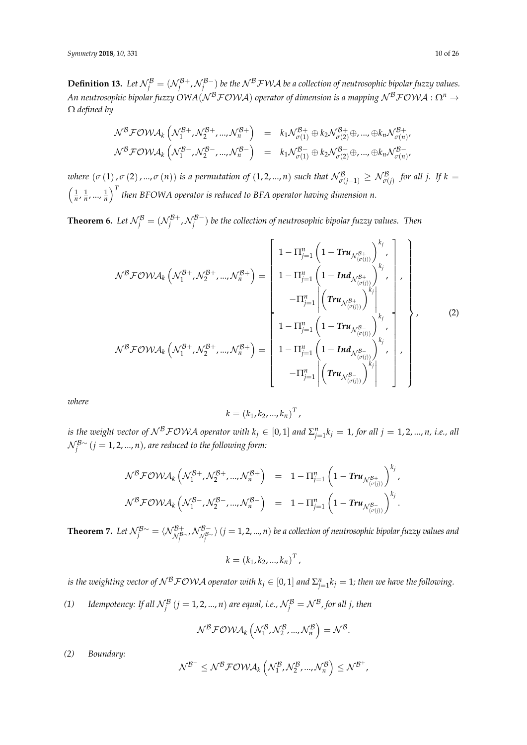**Definition 13.** *Let $\mathcal{N}_j^{\mathcal{B}} = (\mathcal{N}_j^{\mathcal{B}+}, \mathcal{N}_j^{\mathcal{B}-})$ be the $\mathcal{N}^{\mathcal{B}}\mathcal{FWA}$ be a collection of neutrosophic bipolar fuzzy values. An neutrosophic bipolar fuzzy OWA($\mathcal{N}^{\mathcal{B}}\mathcal{FOWA}$) operator of dimension is a mapping $\mathcal{N}^{\mathcal{B}}\mathcal{FOWA} : \Omega^n \to \Omega$ defined by*

$$
\begin{aligned}
\mathcal{N}^{\mathcal{B}}\mathcal{FOWA}_k\left(\mathcal{N}_1^{\mathcal{B}+}, \mathcal{N}_2^{\mathcal{B}+}, ..., \mathcal{N}_n^{\mathcal{B}+}\right) &= k_1\mathcal{N}_{\sigma(1)}^{\mathcal{B}+} \oplus k_2\mathcal{N}_{\sigma(2)}^{\mathcal{B}+} \oplus, ..., \oplus k_n\mathcal{N}_{\sigma(n)}^{\mathcal{B}+}, \\
\mathcal{N}^{\mathcal{B}}\mathcal{FOWA}_k\left(\mathcal{N}_1^{\mathcal{B}-}, \mathcal{N}_2^{\mathcal{B}-}, ..., \mathcal{N}_n^{\mathcal{B}-}\right) &= k_1\mathcal{N}_{\sigma(1)}^{\mathcal{B}-} \oplus k_2\mathcal{N}_{\sigma(2)}^{\mathcal{B}-} \oplus, ..., \oplus k_n\mathcal{N}_{\sigma(n)}^{\mathcal{B}-},
\end{aligned}
$$

*where $(\sigma(1), \sigma(2), ..., \sigma(n))$ is a permutation of $(1, 2, ..., n)$ such that $\mathcal{N}_{\sigma(j-1)}^{\mathcal{B}} \geq \mathcal{N}_{\sigma(j)}^{\mathcal{B}}$ for all j. If $k = \left(\frac{1}{n}, \frac{1}{n}, ..., \frac{1}{n}\right)^T$ then BFOWA operator is reduced to BFA operator having dimension n.*

**Theorem 6.** *Let $\mathcal{N}_j^{\mathcal{B}} = (\mathcal{N}_j^{\mathcal{B}+}, \mathcal{N}_j^{\mathcal{B}-})$ be the collection of neutrosophic bipolar fuzzy values. Then*

$$
\left.
\begin{aligned}
\mathcal{N}^{\mathcal{B}}\mathcal{FOWA}_k\left(\mathcal{N}_1^{\mathcal{B}+}, \mathcal{N}_2^{\mathcal{B}+}, ..., \mathcal{N}_n^{\mathcal{B}+}\right) &= \left[\begin{array}{c}
1 - \Pi_{j=1}^n\left(1 - \boldsymbol{Tru}_{\mathcal{N}_{(\sigma(j))}^{\mathcal{B}+}}\right)^{k_j}, \\
1 - \Pi_{j=1}^n\left(1 - \boldsymbol{Ind}_{\mathcal{N}_{(\sigma(j))}^{\mathcal{B}+}}\right)^{k_j}, \\
-\Pi_{j=1}^n\left|\left(\boldsymbol{Tru}_{\mathcal{N}_{(\sigma(j))}^{\mathcal{B}+}}\right)^{k_j}\right|
\end{array}\right], \\
\mathcal{N}^{\mathcal{B}}\mathcal{FOWA}_k\left(\mathcal{N}_1^{\mathcal{B}+}, \mathcal{N}_2^{\mathcal{B}+}, ..., \mathcal{N}_n^{\mathcal{B}+}\right) &= \left[\begin{array}{c}
1 - \Pi_{j=1}^n\left(1 - \boldsymbol{Tru}_{\mathcal{N}_{(\sigma(j))}^{\mathcal{B}-}}\right)^{k_j}, \\
1 - \Pi_{j=1}^n\left(1 - \boldsymbol{Ind}_{\mathcal{N}_{(\sigma(j))}^{\mathcal{B}-}}\right)^{k_j}, \\
-\Pi_{j=1}^n\left|\left(\boldsymbol{Tru}_{\mathcal{N}_{(\sigma(j))}^{\mathcal{B}-}}\right)^{k_j}\right|
\end{array}\right],
\end{aligned}
\right\}, \tag{2}
$$

*where*

$$
k = (k_1, k_2, ..., k_n)^T,
$$

*is the weight vector of $\mathcal{N}^{\mathcal{B}}\mathcal{FOWA}$ operator with $k_j \in [0, 1]$ and $\Sigma_{j=1}^n k_j = 1$, for all $j = 1, 2, ..., n$, i.e., all $\mathcal{N}_j^{\mathcal{B}\sim}$ $(j = 1, 2, ..., n)$, are reduced to the following form:*

$$
\begin{aligned}
\mathcal{N}^{\mathcal{B}}\mathcal{FOWA}_k\left(\mathcal{N}_1^{\mathcal{B}+}, \mathcal{N}_2^{\mathcal{B}+}, ..., \mathcal{N}_n^{\mathcal{B}+}\right) &= 1 - \Pi_{j=1}^n\left(1 - \boldsymbol{Tru}_{\mathcal{N}_{(\sigma(j))}^{\mathcal{B}+}}\right)^{k_j}, \\
\mathcal{N}^{\mathcal{B}}\mathcal{FOWA}_k\left(\mathcal{N}_1^{\mathcal{B}-}, \mathcal{N}_2^{\mathcal{B}-}, ..., \mathcal{N}_n^{\mathcal{B}-}\right) &= 1 - \Pi_{j=1}^n\left(1 - \boldsymbol{Tru}_{\mathcal{N}_{(\sigma(j))}^{\mathcal{B}-}}\right)^{k_j}.
\end{aligned}
$$

**Theorem 7.** *Let $\mathcal{N}_j^{\mathcal{B}\sim} = \langle \mathcal{N}_{\mathcal{N}_j^{\mathcal{B}\sim}}^{\mathcal{B}+}, \mathcal{N}_{\mathcal{N}_j^{\mathcal{B}\sim}}^{\mathcal{B}-} \rangle$ $(j = 1, 2, ..., n)$ be a collection of neutrosophic bipolar fuzzy values and*

$$
k = (k_1, k_2, ..., k_n)^T,
$$

*is the weighting vector of $\mathcal{N}^{\mathcal{B}}\mathcal{FOWA}$ operator with $k_j \in [0, 1]$ and $\Sigma_{j=1}^n k_j = 1$; then we have the following.*

*(1) Idempotency: If all $\mathcal{N}_j^{\mathcal{B}}$ $(j = 1, 2, ..., n)$ are equal, i.e., $\mathcal{N}_j^{\mathcal{B}} = \mathcal{N}^{\mathcal{B}}$, for all j, then*

$$
\mathcal{N}^{\mathcal{B}}\mathcal{FOWA}_k\left(\mathcal{N}_1^{\mathcal{B}}, \mathcal{N}_2^{\mathcal{B}}, ..., \mathcal{N}_n^{\mathcal{B}}\right) = \mathcal{N}^{\mathcal{B}}.
$$

*(2) Boundary:*

$$
\mathcal{N}^{\mathcal{B}^-} \leq \mathcal{N}^{\mathcal{B}}\mathcal{FOWA}_k\left(\mathcal{N}_1^{\mathcal{B}}, \mathcal{N}_2^{\mathcal{B}}, ..., \mathcal{N}_n^{\mathcal{B}}\right) \leq \mathcal{N}^{\mathcal{B}^+},
$$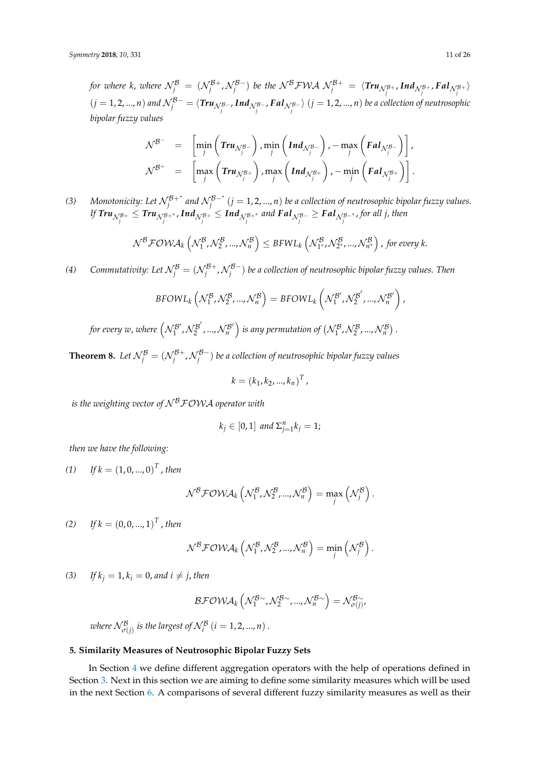*for where k, where $\mathcal{N}_j^{\mathcal{B}} = (\mathcal{N}_j^{\mathcal{B}+}, \mathcal{N}_j^{\mathcal{B}-})$ be the $\mathcal{N}^{\mathcal{B}}\mathcal{FWA}$ $\mathcal{N}_j^{\mathcal{B}+} = \langle \boldsymbol{Tru}_{\mathcal{N}_j^{\mathcal{B}+}}, \boldsymbol{Ind}_{\mathcal{N}_j^{\mathcal{B}+}}, \boldsymbol{Fal}_{\mathcal{N}_j^{\mathcal{B}+}} \rangle$ $(j = 1, 2, ..., n)$ and $\mathcal{N}_j^{\mathcal{B}-} = \langle \boldsymbol{Tru}_{\mathcal{N}_j^{\mathcal{B}-}}, \boldsymbol{Ind}_{\mathcal{N}_j^{\mathcal{B}-}}, \boldsymbol{Fal}_{\mathcal{N}_j^{\mathcal{B}-}} \rangle$ $(j = 1, 2, ..., n)$ be a collection of neutrosophic bipolar fuzzy values*

$$
\begin{aligned}
\mathcal{N}^{\mathcal{B}^-} &= \left[ \min_j \left( \boldsymbol{Tru}_{\mathcal{N}_j^{\mathcal{B}-}} \right), \min_j \left( \boldsymbol{Ind}_{\mathcal{N}_j^{\mathcal{B}-}} \right), -\max_j \left( \boldsymbol{Fal}_{\mathcal{N}_j^{\mathcal{B}-}} \right) \right], \\
\mathcal{N}^{\mathcal{B}^+} &= \left[ \max_j \left( \boldsymbol{Tru}_{\mathcal{N}_j^{\mathcal{B}+}} \right), \max_j \left( \boldsymbol{Ind}_{\mathcal{N}_j^{\mathcal{B}+}} \right), -\min_j \left( \boldsymbol{Fal}_{\mathcal{N}_j^{\mathcal{B}+}} \right) \right].
\end{aligned}
$$

(3) *Monotonicity: Let $\mathcal{N}_j^{\mathcal{B}+^*}$ and $\mathcal{N}_j^{\mathcal{B}-^*}$ $(j = 1, 2, ..., n)$ be a collection of neutrosophic bipolar fuzzy values. If $\boldsymbol{Tru}_{\mathcal{N}_j^{\mathcal{B}+}} \leq \boldsymbol{Tru}_{\mathcal{N}_j^{\mathcal{B}+^*}}$, $\boldsymbol{Ind}_{\mathcal{N}_j^{\mathcal{B}+}} \leq \boldsymbol{Ind}_{\mathcal{N}_j^{\mathcal{B}+^*}}$ and $\boldsymbol{Fal}_{\mathcal{N}_j^{\mathcal{B}-}} \geq \boldsymbol{Fal}_{\mathcal{N}_j^{\mathcal{B}-^*}}$, for all j, then*

$$
\mathcal{N}^{\mathcal{B}}\mathcal{FOWA}_k\left(\mathcal{N}_1^{\mathcal{B}}, \mathcal{N}_2^{\mathcal{B}}, ..., \mathcal{N}_n^{\mathcal{B}}\right) \leq BFWL_k\left(\mathcal{N}_{1^*}^{\mathcal{B}}, \mathcal{N}_{2^*}^{\mathcal{B}}, ..., \mathcal{N}_{n^*}^{\mathcal{B}}\right), \text{ for every } k.
$$

(4) *Commutativity: Let $\mathcal{N}_j^{\mathcal{B}} = (\mathcal{N}_j^{\mathcal{B}+}, \mathcal{N}_j^{\mathcal{B}-})$ be a collection of neutrosophic bipolar fuzzy values. Then*

$$
BFOWL_k\left(\mathcal{N}_1^{\mathcal{B}}, \mathcal{N}_2^{\mathcal{B}}, ..., \mathcal{N}_n^{\mathcal{B}}\right) = BFOWL_k\left(\mathcal{N}_1^{\mathcal{B}'}, \mathcal{N}_2^{\mathcal{B}'}, ..., \mathcal{N}_n^{\mathcal{B}'}\right),
$$

*for every w, where $\left(\mathcal{N}_1^{\mathcal{B}'}, \mathcal{N}_2^{\mathcal{B}'}, ..., \mathcal{N}_n^{\mathcal{B}'}\right)$ is any permutation of $\left(\mathcal{N}_1^{\mathcal{B}}, \mathcal{N}_2^{\mathcal{B}}, ..., \mathcal{N}_n^{\mathcal{B}}\right)$.*

**Theorem 8.** *Let $\mathcal{N}_j^{\mathcal{B}} = (\mathcal{N}_j^{\mathcal{B}+}, \mathcal{N}_j^{\mathcal{B}-})$ be a collection of neutrosophic bipolar fuzzy values*

$$
k = (k_1, k_2, ..., k_n)^T,
$$

*is the weighting vector of $\mathcal{N}^{\mathcal{B}}\mathcal{FOWA}$ operator with*

$$
k_j \in [0, 1] \text{ and } \Sigma_{j=1}^n k_j = 1;
$$

*then we have the following:*

(1) *If $k = (1, 0, ..., 0)^T$, then*

$$
\mathcal{N}^{\mathcal{B}}\mathcal{FOWA}_k\left(\mathcal{N}_1^{\mathcal{B}}, \mathcal{N}_2^{\mathcal{B}}, ..., \mathcal{N}_n^{\mathcal{B}}\right) = \max_j\left(\mathcal{N}_j^{\mathcal{B}}\right).
$$

(2) *If $k = (0, 0, ..., 1)^T$, then*

$$
\mathcal{N}^{\mathcal{B}}\mathcal{FOWA}_k\left(\mathcal{N}_1^{\mathcal{B}}, \mathcal{N}_2^{\mathcal{B}}, ..., \mathcal{N}_n^{\mathcal{B}}\right) = \min_j\left(\mathcal{N}_j^{\mathcal{B}}\right).
$$

(3) *If $k_j = 1, k_i = 0$, and $i \neq j$, then*

$$
\mathcal{BFOWA}_k\left(\mathcal{N}_1^{\mathcal{B}\sim}, \mathcal{N}_2^{\mathcal{B}\sim}, ..., \mathcal{N}_n^{\mathcal{B}\sim}\right) = \mathcal{N}_{\sigma(j)}^{\mathcal{B}\sim},
$$

*where $\mathcal{N}_{\sigma(j)}^{\mathcal{B}}$ is the largest of $\mathcal{N}_i^{\mathcal{B}}$ $(i = 1, 2, ..., n)$.*

## 5. Similarity Measures of Neutrosophic Bipolar Fuzzy Sets

In Section 4 we define different aggregation operators with the help of operations defined in Section 3. Next in this section we are aiming to define some similarity measures which will be used in the next Section 6. A comparisons of several different fuzzy similarity measures as well as their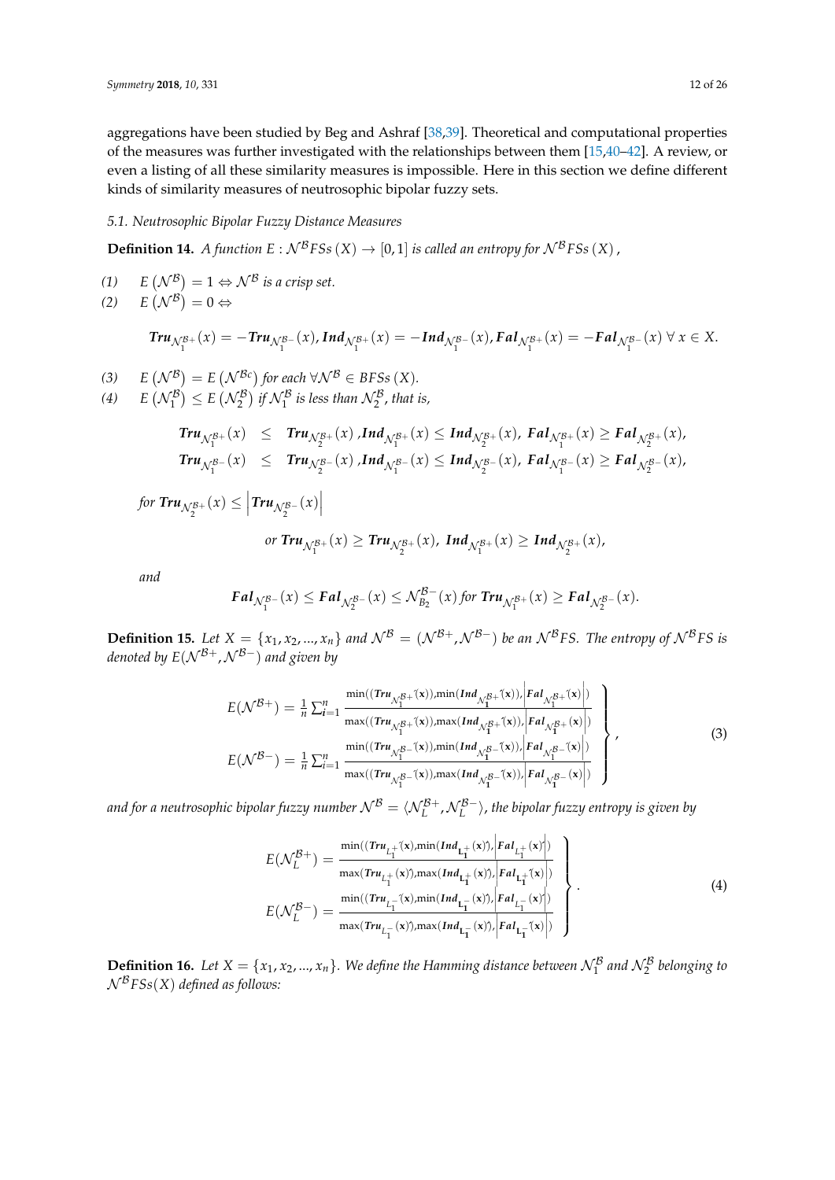aggregations have been studied by Beg and Ashraf [38,39]. Theoretical and computational properties of the measures was further investigated with the relationships between them [15,40–42]. A review, or even a listing of all these similarity measures is impossible. Here in this section we define different kinds of similarity measures of neutrosophic bipolar fuzzy sets.

*5.1. Neutrosophic Bipolar Fuzzy Distance Measures*

**Definition 14.** *A function $E : \mathcal{N}^{\mathcal{B}}FSs\,(X) \to [0,1]$ is called an entropy for $\mathcal{N}^{\mathcal{B}}FSs\,(X)$,*

*(1)* $E\left(\mathcal{N}^{\mathcal{B}}\right) = 1 \Leftrightarrow \mathcal{N}^{\mathcal{B}}$ *is a crisp set.*

*(2)* $E\left(\mathcal{N}^{\mathcal{B}}\right) = 0 \Leftrightarrow$

$$\boldsymbol{Tru}_{\mathcal{N}_1^{\mathcal{B}+}}(x) = -\boldsymbol{Tru}_{\mathcal{N}_1^{\mathcal{B}-}}(x), \boldsymbol{Ind}_{\mathcal{N}_1^{\mathcal{B}+}}(x) = -\boldsymbol{Ind}_{\mathcal{N}_1^{\mathcal{B}-}}(x), \boldsymbol{Fal}_{\mathcal{N}_1^{\mathcal{B}+}}(x) = -\boldsymbol{Fal}_{\mathcal{N}_1^{\mathcal{B}-}}(x)\ \forall\ x \in X.$$

*(3)* $E\left(\mathcal{N}^{\mathcal{B}}\right) = E\left(\mathcal{N}^{\mathcal{B}c}\right)$ *for each* $\forall \mathcal{N}^{\mathcal{B}} \in BFSs\,(X)$.

*(4)* $E\left(\mathcal{N}_1^{\mathcal{B}}\right) \le E\left(\mathcal{N}_2^{\mathcal{B}}\right)$ *if* $\mathcal{N}_1^{\mathcal{B}}$ *is less than* $\mathcal{N}_2^{\mathcal{B}}$*, that is,*

$$\begin{aligned}
\boldsymbol{Tru}_{\mathcal{N}_1^{\mathcal{B}+}}(x) &\le \boldsymbol{Tru}_{\mathcal{N}_2^{\mathcal{B}+}}(x)\ , \boldsymbol{Ind}_{\mathcal{N}_1^{\mathcal{B}+}}(x) \le \boldsymbol{Ind}_{\mathcal{N}_2^{\mathcal{B}+}}(x),\ \boldsymbol{Fal}_{\mathcal{N}_1^{\mathcal{B}+}}(x) \ge \boldsymbol{Fal}_{\mathcal{N}_2^{\mathcal{B}+}}(x),\\
\boldsymbol{Tru}_{\mathcal{N}_1^{\mathcal{B}-}}(x) &\le \boldsymbol{Tru}_{\mathcal{N}_2^{\mathcal{B}-}}(x)\ , \boldsymbol{Ind}_{\mathcal{N}_1^{\mathcal{B}-}}(x) \le \boldsymbol{Ind}_{\mathcal{N}_2^{\mathcal{B}-}}(x),\ \boldsymbol{Fal}_{\mathcal{N}_1^{\mathcal{B}-}}(x) \ge \boldsymbol{Fal}_{\mathcal{N}_2^{\mathcal{B}-}}(x),
\end{aligned}$$

*for* $\boldsymbol{Tru}_{\mathcal{N}_2^{\mathcal{B}+}}(x) \le \left|\boldsymbol{Tru}_{\mathcal{N}_2^{\mathcal{B}-}}(x)\right|$

$$\text{or } \boldsymbol{Tru}_{\mathcal{N}_1^{\mathcal{B}+}}(x) \ge \boldsymbol{Tru}_{\mathcal{N}_2^{\mathcal{B}+}}(x),\ \boldsymbol{Ind}_{\mathcal{N}_1^{\mathcal{B}+}}(x) \ge \boldsymbol{Ind}_{\mathcal{N}_2^{\mathcal{B}+}}(x),$$

*and*

$$\boldsymbol{Fal}_{\mathcal{N}_1^{\mathcal{B}-}}(x) \le \boldsymbol{Fal}_{\mathcal{N}_2^{\mathcal{B}-}}(x) \le \mathcal{N}_{B_2}^{\mathcal{B}-}(x) \text{ for } \boldsymbol{Tru}_{\mathcal{N}_1^{\mathcal{B}+}}(x) \ge \boldsymbol{Fal}_{\mathcal{N}_2^{\mathcal{B}-}}(x).$$

**Definition 15.** *Let $X = \{x_1, x_2, ..., x_n\}$ and $\mathcal{N}^{\mathcal{B}} = (\mathcal{N}^{\mathcal{B}+}, \mathcal{N}^{\mathcal{B}-})$ be an $\mathcal{N}^{\mathcal{B}}FS$. The entropy of $\mathcal{N}^{\mathcal{B}}FS$ is denoted by $E(\mathcal{N}^{\mathcal{B}+}, \mathcal{N}^{\mathcal{B}-})$ and given by*

$$\left.\begin{aligned}
E(\mathcal{N}^{\mathcal{B}+}) &= \frac{1}{n}\sum_{i=1}^{n} \frac{\min((\boldsymbol{Tru}_{\mathcal{N}_1^{\mathcal{B}+}}(\mathbf{x})), \min(\boldsymbol{Ind}_{\mathcal{N}_1^{\mathcal{B}+}}(\mathbf{x})), \left|\boldsymbol{Fal}_{\mathcal{N}_1^{\mathcal{B}+}}(\mathbf{x})\right|)}{\max((\boldsymbol{Tru}_{\mathcal{N}_1^{\mathcal{B}+}}(\mathbf{x})), \max(\boldsymbol{Ind}_{\mathcal{N}_1^{\mathcal{B}+}}(\mathbf{x})), \left|\boldsymbol{Fal}_{\mathcal{N}_1^{\mathcal{B}+}}(\mathbf{x})\right|)}\\
E(\mathcal{N}^{\mathcal{B}-}) &= \frac{1}{n}\sum_{i=1}^{n} \frac{\min((\boldsymbol{Tru}_{\mathcal{N}_1^{\mathcal{B}-}}(\mathbf{x})), \min(\boldsymbol{Ind}_{\mathcal{N}_1^{\mathcal{B}-}}(\mathbf{x})), \left|\boldsymbol{Fal}_{\mathcal{N}_1^{\mathcal{B}-}}(\mathbf{x})\right|)}{\max((\boldsymbol{Tru}_{\mathcal{N}_1^{\mathcal{B}-}}(\mathbf{x})), \max(\boldsymbol{Ind}_{\mathcal{N}_1^{\mathcal{B}-}}(\mathbf{x})), \left|\boldsymbol{Fal}_{\mathcal{N}_1^{\mathcal{B}-}}(\mathbf{x})\right|)}
\end{aligned}\right\}, \tag{3}$$

*and for a neutrosophic bipolar fuzzy number $\mathcal{N}^{\mathcal{B}} = \langle \mathcal{N}_L^{\mathcal{B}+}, \mathcal{N}_L^{\mathcal{B}-} \rangle$, the bipolar fuzzy entropy is given by*

$$\left.\begin{aligned}
E(\mathcal{N}_L^{\mathcal{B}+}) &= \frac{\min((\boldsymbol{Tru}_{L_1^+}(\mathbf{x}), \min(\boldsymbol{Ind}_{\mathbf{L}_1^+}(\mathbf{x})), \left|\boldsymbol{Fal}_{L_1^+}(\mathbf{x})\right|)}{\max(\boldsymbol{Tru}_{L_1^+}(\mathbf{x})), \max(\boldsymbol{Ind}_{\mathbf{L}_1^+}(\mathbf{x})), \left|\boldsymbol{Fal}_{\mathbf{L}_1^+}(\mathbf{x})\right|)}\\
E(\mathcal{N}_L^{\mathcal{B}-}) &= \frac{\min((\boldsymbol{Tru}_{L_1^-}(\mathbf{x}), \min(\boldsymbol{Ind}_{\mathbf{L}_1^-}(\mathbf{x})), \left|\boldsymbol{Fal}_{L_1^-}(\mathbf{x})\right|)}{\max(\boldsymbol{Tru}_{L_1^-}(\mathbf{x})), \max(\boldsymbol{Ind}_{\mathbf{L}_1^-}(\mathbf{x})), \left|\boldsymbol{Fal}_{\mathbf{L}_1^-}(\mathbf{x})\right|)}
\end{aligned}\right\}. \tag{4}$$

**Definition 16.** *Let $X = \{x_1, x_2, ..., x_n\}$. We define the Hamming distance between $\mathcal{N}_1^{\mathcal{B}}$ and $\mathcal{N}_2^{\mathcal{B}}$ belonging to $\mathcal{N}^{\mathcal{B}}FSs(X)$ defined as follows:*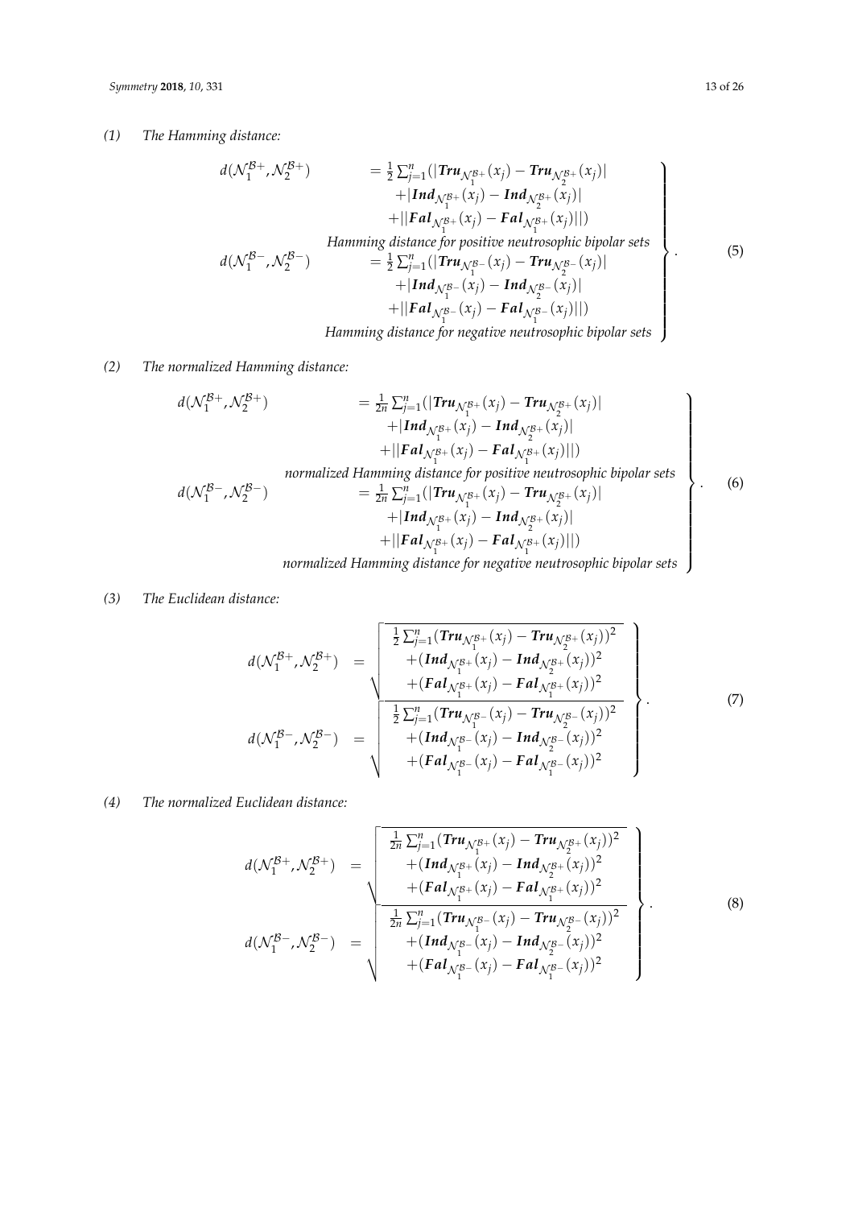*(1) The Hamming distance:*

$$
\left.
\begin{array}{ll}
d(\mathcal{N}_1^{\mathcal{B}+}, \mathcal{N}_2^{\mathcal{B}+}) & = \frac{1}{2}\sum_{j=1}^{n}(|\boldsymbol{Tru}_{\mathcal{N}_1^{\mathcal{B}+}}(x_j) - \boldsymbol{Tru}_{\mathcal{N}_2^{\mathcal{B}+}}(x_j)| \\
& \quad +|\boldsymbol{Ind}_{\mathcal{N}_1^{\mathcal{B}+}}(x_j) - \boldsymbol{Ind}_{\mathcal{N}_2^{\mathcal{B}+}}(x_j)| \\
& \quad +||\boldsymbol{Fal}_{\mathcal{N}_1^{\mathcal{B}+}}(x_j) - \boldsymbol{Fal}_{\mathcal{N}_1^{\mathcal{B}+}}(x_j)||) \\
& \textit{Hamming distance for positive neutrosophic bipolar sets} \\
d(\mathcal{N}_1^{\mathcal{B}-}, \mathcal{N}_2^{\mathcal{B}-}) & = \frac{1}{2}\sum_{j=1}^{n}(|\boldsymbol{Tru}_{\mathcal{N}_1^{\mathcal{B}-}}(x_j) - \boldsymbol{Tru}_{\mathcal{N}_2^{\mathcal{B}-}}(x_j)| \\
& \quad +|\boldsymbol{Ind}_{\mathcal{N}_1^{\mathcal{B}-}}(x_j) - \boldsymbol{Ind}_{\mathcal{N}_2^{\mathcal{B}-}}(x_j)| \\
& \quad +||\boldsymbol{Fal}_{\mathcal{N}_1^{\mathcal{B}-}}(x_j) - \boldsymbol{Fal}_{\mathcal{N}_1^{\mathcal{B}-}}(x_j)||) \\
& \textit{Hamming distance for negative neutrosophic bipolar sets}
\end{array}
\right\}. \tag{5}
$$

*(2) The normalized Hamming distance:*

$$
\left.
\begin{array}{ll}
d(\mathcal{N}_1^{\mathcal{B}+}, \mathcal{N}_2^{\mathcal{B}+}) & = \frac{1}{2n}\sum_{j=1}^{n}(|\boldsymbol{Tru}_{\mathcal{N}_1^{\mathcal{B}+}}(x_j) - \boldsymbol{Tru}_{\mathcal{N}_2^{\mathcal{B}+}}(x_j)| \\
& \quad +|\boldsymbol{Ind}_{\mathcal{N}_1^{\mathcal{B}+}}(x_j) - \boldsymbol{Ind}_{\mathcal{N}_2^{\mathcal{B}+}}(x_j)| \\
& \quad +||\boldsymbol{Fal}_{\mathcal{N}_1^{\mathcal{B}+}}(x_j) - \boldsymbol{Fal}_{\mathcal{N}_1^{\mathcal{B}+}}(x_j)||) \\
& \textit{normalized Hamming distance for positive neutrosophic bipolar sets} \\
d(\mathcal{N}_1^{\mathcal{B}-}, \mathcal{N}_2^{\mathcal{B}-}) & = \frac{1}{2n}\sum_{j=1}^{n}(|\boldsymbol{Tru}_{\mathcal{N}_1^{\mathcal{B}+}}(x_j) - \boldsymbol{Tru}_{\mathcal{N}_2^{\mathcal{B}+}}(x_j)| \\
& \quad +|\boldsymbol{Ind}_{\mathcal{N}_1^{\mathcal{B}+}}(x_j) - \boldsymbol{Ind}_{\mathcal{N}_2^{\mathcal{B}+}}(x_j)| \\
& \quad +||\boldsymbol{Fal}_{\mathcal{N}_1^{\mathcal{B}+}}(x_j) - \boldsymbol{Fal}_{\mathcal{N}_1^{\mathcal{B}+}}(x_j)||) \\
& \textit{normalized Hamming distance for negative neutrosophic bipolar sets}
\end{array}
\right\}. \tag{6}
$$

*(3) The Euclidean distance:*

$$
\left.
\begin{array}{lll}
d(\mathcal{N}_1^{\mathcal{B}+}, \mathcal{N}_2^{\mathcal{B}+}) & = & \sqrt{\begin{array}{c} \frac{1}{2}\sum_{j=1}^{n}(\boldsymbol{Tru}_{\mathcal{N}_1^{\mathcal{B}+}}(x_j) - \boldsymbol{Tru}_{\mathcal{N}_2^{\mathcal{B}+}}(x_j))^2 \\ +(\boldsymbol{Ind}_{\mathcal{N}_1^{\mathcal{B}+}}(x_j) - \boldsymbol{Ind}_{\mathcal{N}_2^{\mathcal{B}+}}(x_j))^2 \\ +(\boldsymbol{Fal}_{\mathcal{N}_1^{\mathcal{B}+}}(x_j) - \boldsymbol{Fal}_{\mathcal{N}_1^{\mathcal{B}+}}(x_j))^2 \end{array}} \\
d(\mathcal{N}_1^{\mathcal{B}-}, \mathcal{N}_2^{\mathcal{B}-}) & = & \sqrt{\begin{array}{c} \frac{1}{2}\sum_{j=1}^{n}(\boldsymbol{Tru}_{\mathcal{N}_1^{\mathcal{B}-}}(x_j) - \boldsymbol{Tru}_{\mathcal{N}_2^{\mathcal{B}-}}(x_j))^2 \\ +(\boldsymbol{Ind}_{\mathcal{N}_1^{\mathcal{B}-}}(x_j) - \boldsymbol{Ind}_{\mathcal{N}_2^{\mathcal{B}-}}(x_j))^2 \\ +(\boldsymbol{Fal}_{\mathcal{N}_1^{\mathcal{B}-}}(x_j) - \boldsymbol{Fal}_{\mathcal{N}_1^{\mathcal{B}-}}(x_j))^2 \end{array}}
\end{array}
\right\}. \tag{7}
$$

*(4) The normalized Euclidean distance:*

$$
\left.
\begin{array}{lll}
d(\mathcal{N}_1^{\mathcal{B}+}, \mathcal{N}_2^{\mathcal{B}+}) & = & \sqrt{\begin{array}{c} \frac{1}{2n}\sum_{j=1}^{n}(\boldsymbol{Tru}_{\mathcal{N}_1^{\mathcal{B}+}}(x_j) - \boldsymbol{Tru}_{\mathcal{N}_2^{\mathcal{B}+}}(x_j))^2 \\ +(\boldsymbol{Ind}_{\mathcal{N}_1^{\mathcal{B}+}}(x_j) - \boldsymbol{Ind}_{\mathcal{N}_2^{\mathcal{B}+}}(x_j))^2 \\ +(\boldsymbol{Fal}_{\mathcal{N}_1^{\mathcal{B}+}}(x_j) - \boldsymbol{Fal}_{\mathcal{N}_1^{\mathcal{B}+}}(x_j))^2 \end{array}} \\
d(\mathcal{N}_1^{\mathcal{B}-}, \mathcal{N}_2^{\mathcal{B}-}) & = & \sqrt{\begin{array}{c} \frac{1}{2n}\sum_{j=1}^{n}(\boldsymbol{Tru}_{\mathcal{N}_1^{\mathcal{B}-}}(x_j) - \boldsymbol{Tru}_{\mathcal{N}_2^{\mathcal{B}-}}(x_j))^2 \\ +(\boldsymbol{Ind}_{\mathcal{N}_1^{\mathcal{B}-}}(x_j) - \boldsymbol{Ind}_{\mathcal{N}_2^{\mathcal{B}-}}(x_j))^2 \\ +(\boldsymbol{Fal}_{\mathcal{N}_1^{\mathcal{B}-}}(x_j) - \boldsymbol{Fal}_{\mathcal{N}_1^{\mathcal{B}-}}(x_j))^2 \end{array}}
\end{array}
\right\}. \tag{8}
$$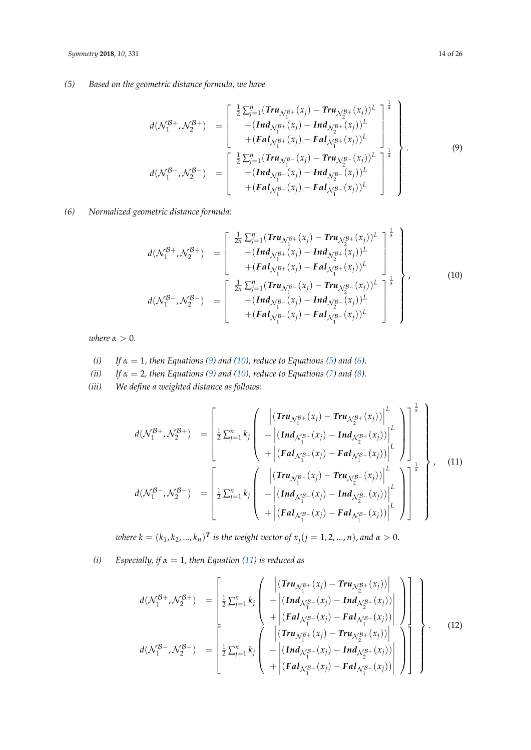(5) *Based on the geometric distance formula, we have*

$$
\left.\begin{array}{l}
d(\mathcal{N}_1^{\mathcal{B}+}, \mathcal{N}_2^{\mathcal{B}+}) = \left[ \begin{array}{c} \frac{1}{2}\sum_{j=1}^{n} (\boldsymbol{Tru}_{\mathcal{N}_1^{\mathcal{B}+}}(x_j) - \boldsymbol{Tru}_{\mathcal{N}_2^{\mathcal{B}+}}(x_j))^L \\ +(\boldsymbol{Ind}_{\mathcal{N}_1^{\mathcal{B}+}}(x_j) - \boldsymbol{Ind}_{\mathcal{N}_2^{\mathcal{B}+}}(x_j))^L \\ +(\boldsymbol{Fal}_{\mathcal{N}_1^{\mathcal{B}+}}(x_j) - \boldsymbol{Fal}_{\mathcal{N}_1^{\mathcal{B}+}}(x_j))^L \end{array} \right]^{\frac{1}{\alpha}} \\
d(\mathcal{N}_1^{\mathcal{B}-}, \mathcal{N}_2^{\mathcal{B}-}) = \left[ \begin{array}{c} \frac{1}{2}\sum_{j=1}^{n} (\boldsymbol{Tru}_{\mathcal{N}_1^{\mathcal{B}-}}(x_j) - \boldsymbol{Tru}_{\mathcal{N}_2^{\mathcal{B}-}}(x_j))^L \\ +(\boldsymbol{Ind}_{\mathcal{N}_1^{\mathcal{B}-}}(x_j) - \boldsymbol{Ind}_{\mathcal{N}_2^{\mathcal{B}-}}(x_j))^L \\ +(\boldsymbol{Fal}_{\mathcal{N}_1^{\mathcal{B}-}}(x_j) - \boldsymbol{Fal}_{\mathcal{N}_1^{\mathcal{B}-}}(x_j))^L \end{array} \right]^{\frac{1}{\alpha}}
\end{array}\right\}. \tag{9}
$$

(6) *Normalized geometric distance formula:*

$$
\left.\begin{array}{l}
d(\mathcal{N}_1^{\mathcal{B}+}, \mathcal{N}_2^{\mathcal{B}+}) = \left[ \begin{array}{c} \frac{1}{2n}\sum_{j=1}^{n} (\boldsymbol{Tru}_{\mathcal{N}_1^{\mathcal{B}+}}(x_j) - \boldsymbol{Tru}_{\mathcal{N}_2^{\mathcal{B}+}}(x_j))^L \\ +(\boldsymbol{Ind}_{\mathcal{N}_1^{\mathcal{B}+}}(x_j) - \boldsymbol{Ind}_{\mathcal{N}_2^{\mathcal{B}+}}(x_j))^L \\ +(\boldsymbol{Fal}_{\mathcal{N}_1^{\mathcal{B}+}}(x_j) - \boldsymbol{Fal}_{\mathcal{N}_1^{\mathcal{B}+}}(x_j))^L \end{array} \right]^{\frac{1}{\alpha}} \\
d(\mathcal{N}_1^{\mathcal{B}-}, \mathcal{N}_2^{\mathcal{B}-}) = \left[ \begin{array}{c} \frac{1}{2n}\sum_{j=1}^{n} (\boldsymbol{Tru}_{\mathcal{N}_1^{\mathcal{B}-}}(x_j) - \boldsymbol{Tru}_{\mathcal{N}_2^{\mathcal{B}-}}(x_j))^L \\ +(\boldsymbol{Ind}_{\mathcal{N}_1^{\mathcal{B}-}}(x_j) - \boldsymbol{Ind}_{\mathcal{N}_2^{\mathcal{B}-}}(x_j))^L \\ +(\boldsymbol{Fal}_{\mathcal{N}_1^{\mathcal{B}-}}(x_j) - \boldsymbol{Fal}_{\mathcal{N}_1^{\mathcal{B}-}}(x_j))^L \end{array} \right]^{\frac{1}{\alpha}}
\end{array}\right\}, \tag{10}
$$

*where* $\alpha > 0$.

(i) *If* $\alpha = 1$, *then Equations (9) and (10), reduce to Equations (5) and (6).*

(ii) *If* $\alpha = 2$, *then Equations (9) and (10), reduce to Equations (7) and (8).*

(iii) *We define a weighted distance as follows:*

$$
\left.\begin{array}{l}
d(\mathcal{N}_1^{\mathcal{B}+}, \mathcal{N}_2^{\mathcal{B}+}) = \left[ \frac{1}{2}\sum_{j=1}^{n} k_j \left( \begin{array}{c} \left|(\boldsymbol{Tru}_{\mathcal{N}_1^{\mathcal{B}+}}(x_j) - \boldsymbol{Tru}_{\mathcal{N}_2^{\mathcal{B}+}}(x_j))\right|^L \\ +\left|(\boldsymbol{Ind}_{\mathcal{N}_1^{\mathcal{B}+}}(x_j) - \boldsymbol{Ind}_{\mathcal{N}_2^{\mathcal{B}+}}(x_j))\right|^L \\ +\left|(\boldsymbol{Fal}_{\mathcal{N}_1^{\mathcal{B}+}}(x_j) - \boldsymbol{Fal}_{\mathcal{N}_1^{\mathcal{B}+}}(x_j))\right|^L \end{array} \right) \right]^{\frac{1}{\alpha}} \\
d(\mathcal{N}_1^{\mathcal{B}-}, \mathcal{N}_2^{\mathcal{B}-}) = \left[ \frac{1}{2}\sum_{j=1}^{n} k_j \left( \begin{array}{c} \left|(\boldsymbol{Tru}_{\mathcal{N}_1^{\mathcal{B}-}}(x_j) - \boldsymbol{Tru}_{\mathcal{N}_2^{\mathcal{B}-}}(x_j))\right|^L \\ +\left|(\boldsymbol{Ind}_{\mathcal{N}_1^{\mathcal{B}-}}(x_j) - \boldsymbol{Ind}_{\mathcal{N}_2^{\mathcal{B}-}}(x_j))\right|^L \\ +\left|(\boldsymbol{Fal}_{\mathcal{N}_1^{\mathcal{B}-}}(x_j) - \boldsymbol{Fal}_{\mathcal{N}_1^{\mathcal{B}-}}(x_j))\right|^L \end{array} \right) \right]^{\frac{1}{\alpha}}
\end{array}\right\}, \tag{11}
$$

*where* $k = (k_1, k_2, ..., k_n)^T$ *is the weight vector of* $x_j (j = 1, 2, ..., n)$, *and* $\alpha > 0$.

(i) *Especially, if* $\alpha = 1$, *then Equation (11) is reduced as*

$$
\left.\begin{array}{l}
d(\mathcal{N}_1^{\mathcal{B}+}, \mathcal{N}_2^{\mathcal{B}+}) = \left[ \frac{1}{2}\sum_{j=1}^{n} k_j \left( \begin{array}{c} \left|(\boldsymbol{Tru}_{\mathcal{N}_1^{\mathcal{B}+}}(x_j) - \boldsymbol{Tru}_{\mathcal{N}_2^{\mathcal{B}+}}(x_j))\right| \\ +\left|(\boldsymbol{Ind}_{\mathcal{N}_1^{\mathcal{B}+}}(x_j) - \boldsymbol{Ind}_{\mathcal{N}_2^{\mathcal{B}+}}(x_j))\right| \\ +\left|(\boldsymbol{Fal}_{\mathcal{N}_1^{\mathcal{B}+}}(x_j) - \boldsymbol{Fal}_{\mathcal{N}_1^{\mathcal{B}+}}(x_j))\right| \end{array} \right) \right] \\
d(\mathcal{N}_1^{\mathcal{B}-}, \mathcal{N}_2^{\mathcal{B}-}) = \left[ \frac{1}{2}\sum_{j=1}^{n} k_j \left( \begin{array}{c} \left|(\boldsymbol{Tru}_{\mathcal{N}_1^{\mathcal{B}+}}(x_j) - \boldsymbol{Tru}_{\mathcal{N}_2^{\mathcal{B}+}}(x_j))\right| \\ +\left|(\boldsymbol{Ind}_{\mathcal{N}_1^{\mathcal{B}+}}(x_j) - \boldsymbol{Ind}_{\mathcal{N}_2^{\mathcal{B}+}}(x_j))\right| \\ +\left|(\boldsymbol{Fal}_{\mathcal{N}_1^{\mathcal{B}+}}(x_j) - \boldsymbol{Fal}_{\mathcal{N}_1^{\mathcal{B}+}}(x_j))\right| \end{array} \right) \right]
\end{array}\right\}. \tag{12}
$$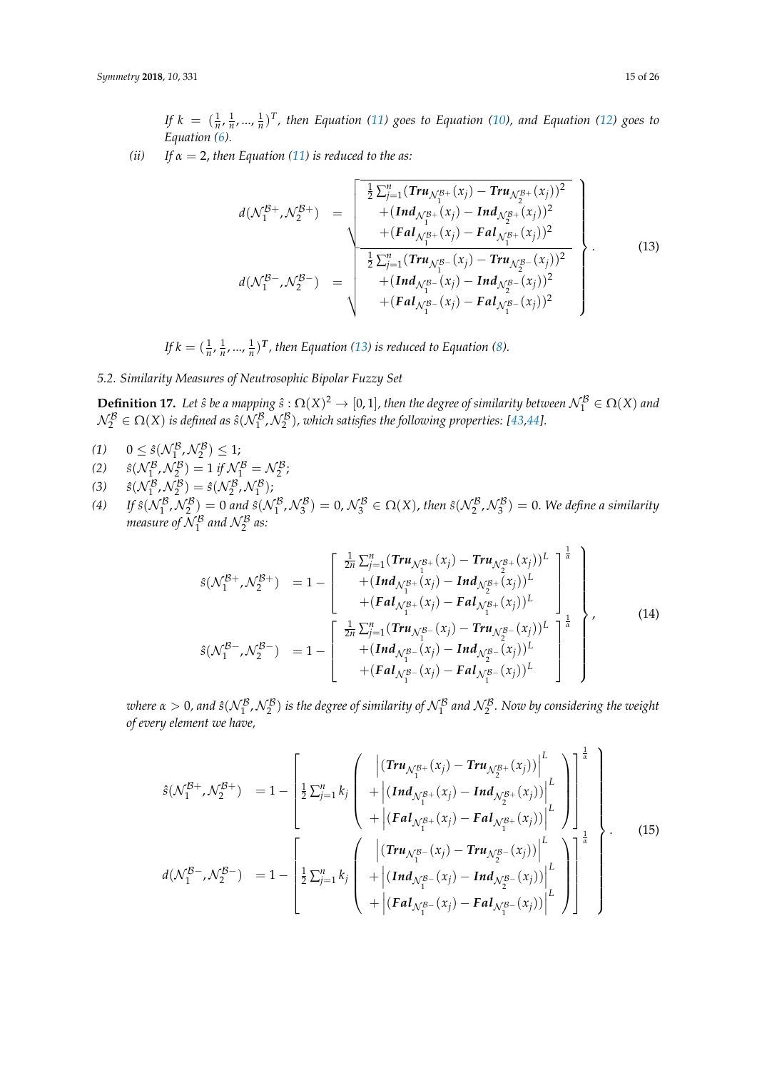*If $k = (\frac{1}{n}, \frac{1}{n}, ..., \frac{1}{n})^T$, then Equation (11) goes to Equation (10), and Equation (12) goes to Equation (6).*

*(ii)* *If $\alpha = 2$, then Equation (11) is reduced to the as:*

$$
\left.\begin{array}{rl}
d(\mathcal{N}_1^{\mathcal{B}+}, \mathcal{N}_2^{\mathcal{B}+}) & = \sqrt{\begin{array}{c} \frac{1}{2}\sum_{j=1}^{n}(\boldsymbol{Tru}_{\mathcal{N}_1^{\mathcal{B}+}}(x_j) - \boldsymbol{Tru}_{\mathcal{N}_2^{\mathcal{B}+}}(x_j))^2 \\ +(\boldsymbol{Ind}_{\mathcal{N}_1^{\mathcal{B}+}}(x_j) - \boldsymbol{Ind}_{\mathcal{N}_2^{\mathcal{B}+}}(x_j))^2 \\ +(\boldsymbol{Fal}_{\mathcal{N}_1^{\mathcal{B}+}}(x_j) - \boldsymbol{Fal}_{\mathcal{N}_1^{\mathcal{B}+}}(x_j))^2 \end{array}} \\
d(\mathcal{N}_1^{\mathcal{B}-}, \mathcal{N}_2^{\mathcal{B}-}) & = \sqrt{\begin{array}{c} \frac{1}{2}\sum_{j=1}^{n}(\boldsymbol{Tru}_{\mathcal{N}_1^{\mathcal{B}-}}(x_j) - \boldsymbol{Tru}_{\mathcal{N}_2^{\mathcal{B}-}}(x_j))^2 \\ +(\boldsymbol{Ind}_{\mathcal{N}_1^{\mathcal{B}-}}(x_j) - \boldsymbol{Ind}_{\mathcal{N}_2^{\mathcal{B}-}}(x_j))^2 \\ +(\boldsymbol{Fal}_{\mathcal{N}_1^{\mathcal{B}-}}(x_j) - \boldsymbol{Fal}_{\mathcal{N}_1^{\mathcal{B}-}}(x_j))^2 \end{array}}
\end{array}\right\}. \tag{13}
$$

*If $k = (\frac{1}{n}, \frac{1}{n}, ..., \frac{1}{n})^T$, then Equation (13) is reduced to Equation (8).*

### 5.2. Similarity Measures of Neutrosophic Bipolar Fuzzy Set

**Definition 17.** *Let $\hat{s}$ be a mapping $\hat{s} : \Omega(X)^2 \to [0, 1]$, then the degree of similarity between $\mathcal{N}_1^{\mathcal{B}} \in \Omega(X)$ and $\mathcal{N}_2^{\mathcal{B}} \in \Omega(X)$ is defined as $\hat{s}(\mathcal{N}_1^{\mathcal{B}}, \mathcal{N}_2^{\mathcal{B}})$, which satisfies the following properties: [43,44].*

*(1)* $0 \le \hat{s}(\mathcal{N}_1^{\mathcal{B}}, \mathcal{N}_2^{\mathcal{B}}) \le 1$;

*(2)* $\hat{s}(\mathcal{N}_1^{\mathcal{B}}, \mathcal{N}_2^{\mathcal{B}}) = 1$ *if* $\mathcal{N}_1^{\mathcal{B}} = \mathcal{N}_2^{\mathcal{B}}$;

*(3)* $\hat{s}(\mathcal{N}_1^{\mathcal{B}}, \mathcal{N}_2^{\mathcal{B}}) = \hat{s}(\mathcal{N}_2^{\mathcal{B}}, \mathcal{N}_1^{\mathcal{B}})$;

*(4)* *If $\hat{s}(\mathcal{N}_1^{\mathcal{B}}, \mathcal{N}_2^{\mathcal{B}}) = 0$ and $\hat{s}(\mathcal{N}_1^{\mathcal{B}}, \mathcal{N}_3^{\mathcal{B}}) = 0$, $\mathcal{N}_3^{\mathcal{B}} \in \Omega(X)$, then $\hat{s}(\mathcal{N}_2^{\mathcal{B}}, \mathcal{N}_3^{\mathcal{B}}) = 0$. We define a similarity measure of $\mathcal{N}_1^{\mathcal{B}}$ and $\mathcal{N}_2^{\mathcal{B}}$ as:*

$$
\left.\begin{array}{rl}
\hat{s}(\mathcal{N}_1^{\mathcal{B}+}, \mathcal{N}_2^{\mathcal{B}+}) & = 1 - \left[\begin{array}{c} \frac{1}{2n}\sum_{j=1}^{n}(\boldsymbol{Tru}_{\mathcal{N}_1^{\mathcal{B}+}}(x_j) - \boldsymbol{Tru}_{\mathcal{N}_2^{\mathcal{B}+}}(x_j))^L \\ +(\boldsymbol{Ind}_{\mathcal{N}_1^{\mathcal{B}+}}(x_j) - \boldsymbol{Ind}_{\mathcal{N}_2^{\mathcal{B}+}}(x_j))^L \\ +(\boldsymbol{Fal}_{\mathcal{N}_1^{\mathcal{B}+}}(x_j) - \boldsymbol{Fal}_{\mathcal{N}_1^{\mathcal{B}+}}(x_j))^L \end{array}\right]^{\frac{1}{\alpha}} \\
\hat{s}(\mathcal{N}_1^{\mathcal{B}-}, \mathcal{N}_2^{\mathcal{B}-}) & = 1 - \left[\begin{array}{c} \frac{1}{2n}\sum_{j=1}^{n}(\boldsymbol{Tru}_{\mathcal{N}_1^{\mathcal{B}-}}(x_j) - \boldsymbol{Tru}_{\mathcal{N}_2^{\mathcal{B}-}}(x_j))^L \\ +(\boldsymbol{Ind}_{\mathcal{N}_1^{\mathcal{B}-}}(x_j) - \boldsymbol{Ind}_{\mathcal{N}_2^{\mathcal{B}-}}(x_j))^L \\ +(\boldsymbol{Fal}_{\mathcal{N}_1^{\mathcal{B}-}}(x_j) - \boldsymbol{Fal}_{\mathcal{N}_1^{\mathcal{B}-}}(x_j))^L \end{array}\right]^{\frac{1}{\alpha}}
\end{array}\right\}, \tag{14}
$$

*where $\alpha > 0$, and $\hat{s}(\mathcal{N}_1^{\mathcal{B}}, \mathcal{N}_2^{\mathcal{B}})$ is the degree of similarity of $\mathcal{N}_1^{\mathcal{B}}$ and $\mathcal{N}_2^{\mathcal{B}}$. Now by considering the weight of every element we have,*

$$
\left.\begin{array}{rl}
\hat{s}(\mathcal{N}_1^{\mathcal{B}+}, \mathcal{N}_2^{\mathcal{B}+}) & = 1 - \left[\frac{1}{2}\sum_{j=1}^{n} k_j \left(\begin{array}{c} \left|(\boldsymbol{Tru}_{\mathcal{N}_1^{\mathcal{B}+}}(x_j) - \boldsymbol{Tru}_{\mathcal{N}_2^{\mathcal{B}+}}(x_j))\right|^L \\ +\left|(\boldsymbol{Ind}_{\mathcal{N}_1^{\mathcal{B}+}}(x_j) - \boldsymbol{Ind}_{\mathcal{N}_2^{\mathcal{B}+}}(x_j))\right|^L \\ +\left|(\boldsymbol{Fal}_{\mathcal{N}_1^{\mathcal{B}+}}(x_j) - \boldsymbol{Fal}_{\mathcal{N}_1^{\mathcal{B}+}}(x_j))\right|^L \end{array}\right)\right]^{\frac{1}{\alpha}} \\
d(\mathcal{N}_1^{\mathcal{B}-}, \mathcal{N}_2^{\mathcal{B}-}) & = 1 - \left[\frac{1}{2}\sum_{j=1}^{n} k_j \left(\begin{array}{c} \left|(\boldsymbol{Tru}_{\mathcal{N}_1^{\mathcal{B}-}}(x_j) - \boldsymbol{Tru}_{\mathcal{N}_2^{\mathcal{B}-}}(x_j))\right|^L \\ +\left|(\boldsymbol{Ind}_{\mathcal{N}_1^{\mathcal{B}-}}(x_j) - \boldsymbol{Ind}_{\mathcal{N}_2^{\mathcal{B}-}}(x_j))\right|^L \\ +\left|(\boldsymbol{Fal}_{\mathcal{N}_1^{\mathcal{B}-}}(x_j) - \boldsymbol{Fal}_{\mathcal{N}_1^{\mathcal{B}-}}(x_j))\right|^L \end{array}\right)\right]^{\frac{1}{\alpha}}
\end{array}\right\}. \tag{15}
$$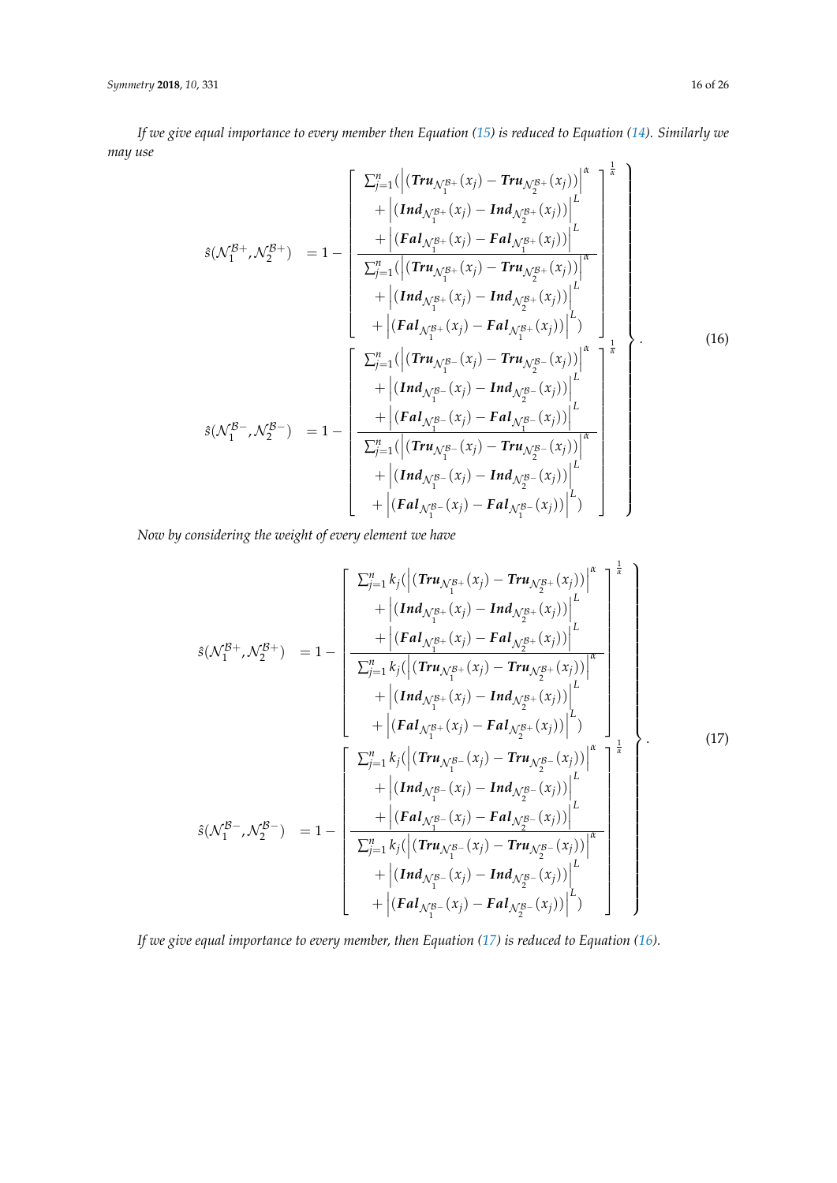*If we give equal importance to every member then Equation (15) is reduced to Equation (14). Similarly we may use*

$$
\left.
\begin{array}{ll}
\hat{s}(\mathcal{N}_1^{\mathcal{B}+}, \mathcal{N}_2^{\mathcal{B}+}) & = 1 - \left[ \dfrac{\begin{array}{c} \sum_{j=1}^{n} \Big( \left| \left( \boldsymbol{Tru}_{\mathcal{N}_1^{\mathcal{B}+}}(x_j) - \boldsymbol{Tru}_{\mathcal{N}_2^{\mathcal{B}+}}(x_j) \right) \right|^{\alpha} \\ + \left| \left( \boldsymbol{Ind}_{\mathcal{N}_1^{\mathcal{B}+}}(x_j) - \boldsymbol{Ind}_{\mathcal{N}_2^{\mathcal{B}+}}(x_j) \right) \right|^{L} \\ + \left| \left( \boldsymbol{Fal}_{\mathcal{N}_1^{\mathcal{B}+}}(x_j) - \boldsymbol{Fal}_{\mathcal{N}_1^{\mathcal{B}+}}(x_j) \right) \right|^{L} \end{array}}{\begin{array}{c} \sum_{j=1}^{n} \Big( \left| \left( \boldsymbol{Tru}_{\mathcal{N}_1^{\mathcal{B}+}}(x_j) - \boldsymbol{Tru}_{\mathcal{N}_2^{\mathcal{B}+}}(x_j) \right) \right|^{\alpha} \\ + \left| \left( \boldsymbol{Ind}_{\mathcal{N}_1^{\mathcal{B}+}}(x_j) - \boldsymbol{Ind}_{\mathcal{N}_2^{\mathcal{B}+}}(x_j) \right) \right|^{L} \\ + \left| \left( \boldsymbol{Fal}_{\mathcal{N}_1^{\mathcal{B}+}}(x_j) - \boldsymbol{Fal}_{\mathcal{N}_1^{\mathcal{B}+}}(x_j) \right) \right|^{L} \Big) \end{array}} \right]^{\frac{1}{\alpha}} \\
\hat{s}(\mathcal{N}_1^{\mathcal{B}-}, \mathcal{N}_2^{\mathcal{B}-}) & = 1 - \left[ \dfrac{\begin{array}{c} \sum_{j=1}^{n} \Big( \left| \left( \boldsymbol{Tru}_{\mathcal{N}_1^{\mathcal{B}-}}(x_j) - \boldsymbol{Tru}_{\mathcal{N}_2^{\mathcal{B}-}}(x_j) \right) \right|^{\alpha} \\ + \left| \left( \boldsymbol{Ind}_{\mathcal{N}_1^{\mathcal{B}-}}(x_j) - \boldsymbol{Ind}_{\mathcal{N}_2^{\mathcal{B}-}}(x_j) \right) \right|^{L} \\ + \left| \left( \boldsymbol{Fal}_{\mathcal{N}_1^{\mathcal{B}-}}(x_j) - \boldsymbol{Fal}_{\mathcal{N}_1^{\mathcal{B}-}}(x_j) \right) \right|^{L} \end{array}}{\begin{array}{c} \sum_{j=1}^{n} \Big( \left| \left( \boldsymbol{Tru}_{\mathcal{N}_1^{\mathcal{B}-}}(x_j) - \boldsymbol{Tru}_{\mathcal{N}_2^{\mathcal{B}-}}(x_j) \right) \right|^{\alpha} \\ + \left| \left( \boldsymbol{Ind}_{\mathcal{N}_1^{\mathcal{B}-}}(x_j) - \boldsymbol{Ind}_{\mathcal{N}_2^{\mathcal{B}-}}(x_j) \right) \right|^{L} \\ + \left| \left( \boldsymbol{Fal}_{\mathcal{N}_1^{\mathcal{B}-}}(x_j) - \boldsymbol{Fal}_{\mathcal{N}_1^{\mathcal{B}-}}(x_j) \right) \right|^{L} \Big) \end{array}} \right]^{\frac{1}{\alpha}}
\end{array}
\right\}. \tag{16}
$$

*Now by considering the weight of every element we have*

$$
\left.
\begin{array}{ll}
\hat{s}(\mathcal{N}_1^{\mathcal{B}+}, \mathcal{N}_2^{\mathcal{B}+}) & = 1 - \left[ \dfrac{\begin{array}{c} \sum_{j=1}^{n} k_j \Big( \left| \left( \boldsymbol{Tru}_{\mathcal{N}_1^{\mathcal{B}+}}(x_j) - \boldsymbol{Tru}_{\mathcal{N}_2^{\mathcal{B}+}}(x_j) \right) \right|^{\alpha} \\ + \left| \left( \boldsymbol{Ind}_{\mathcal{N}_1^{\mathcal{B}+}}(x_j) - \boldsymbol{Ind}_{\mathcal{N}_2^{\mathcal{B}+}}(x_j) \right) \right|^{L} \\ + \left| \left( \boldsymbol{Fal}_{\mathcal{N}_1^{\mathcal{B}+}}(x_j) - \boldsymbol{Fal}_{\mathcal{N}_2^{\mathcal{B}+}}(x_j) \right) \right|^{L} \end{array}}{\begin{array}{c} \sum_{j=1}^{n} k_j \Big( \left| \left( \boldsymbol{Tru}_{\mathcal{N}_1^{\mathcal{B}+}}(x_j) - \boldsymbol{Tru}_{\mathcal{N}_2^{\mathcal{B}+}}(x_j) \right) \right|^{\alpha} \\ + \left| \left( \boldsymbol{Ind}_{\mathcal{N}_1^{\mathcal{B}+}}(x_j) - \boldsymbol{Ind}_{\mathcal{N}_2^{\mathcal{B}+}}(x_j) \right) \right|^{L} \\ + \left| \left( \boldsymbol{Fal}_{\mathcal{N}_1^{\mathcal{B}+}}(x_j) - \boldsymbol{Fal}_{\mathcal{N}_2^{\mathcal{B}+}}(x_j) \right) \right|^{L} \Big) \end{array}} \right]^{\frac{1}{\alpha}} \\
\hat{s}(\mathcal{N}_1^{\mathcal{B}-}, \mathcal{N}_2^{\mathcal{B}-}) & = 1 - \left[ \dfrac{\begin{array}{c} \sum_{j=1}^{n} k_j \Big( \left| \left( \boldsymbol{Tru}_{\mathcal{N}_1^{\mathcal{B}-}}(x_j) - \boldsymbol{Tru}_{\mathcal{N}_2^{\mathcal{B}-}}(x_j) \right) \right|^{\alpha} \\ + \left| \left( \boldsymbol{Ind}_{\mathcal{N}_1^{\mathcal{B}-}}(x_j) - \boldsymbol{Ind}_{\mathcal{N}_2^{\mathcal{B}-}}(x_j) \right) \right|^{L} \\ + \left| \left( \boldsymbol{Fal}_{\mathcal{N}_1^{\mathcal{B}-}}(x_j) - \boldsymbol{Fal}_{\mathcal{N}_2^{\mathcal{B}-}}(x_j) \right) \right|^{L} \end{array}}{\begin{array}{c} \sum_{j=1}^{n} k_j \Big( \left| \left( \boldsymbol{Tru}_{\mathcal{N}_1^{\mathcal{B}-}}(x_j) - \boldsymbol{Tru}_{\mathcal{N}_2^{\mathcal{B}-}}(x_j) \right) \right|^{\alpha} \\ + \left| \left( \boldsymbol{Ind}_{\mathcal{N}_1^{\mathcal{B}-}}(x_j) - \boldsymbol{Ind}_{\mathcal{N}_2^{\mathcal{B}-}}(x_j) \right) \right|^{L} \\ + \left| \left( \boldsymbol{Fal}_{\mathcal{N}_1^{\mathcal{B}-}}(x_j) - \boldsymbol{Fal}_{\mathcal{N}_2^{\mathcal{B}-}}(x_j) \right) \right|^{L} \Big) \end{array}} \right]^{\frac{1}{\alpha}}
\end{array}
\right\}. \tag{17}
$$

*If we give equal importance to every member, then Equation (17) is reduced to Equation (16).*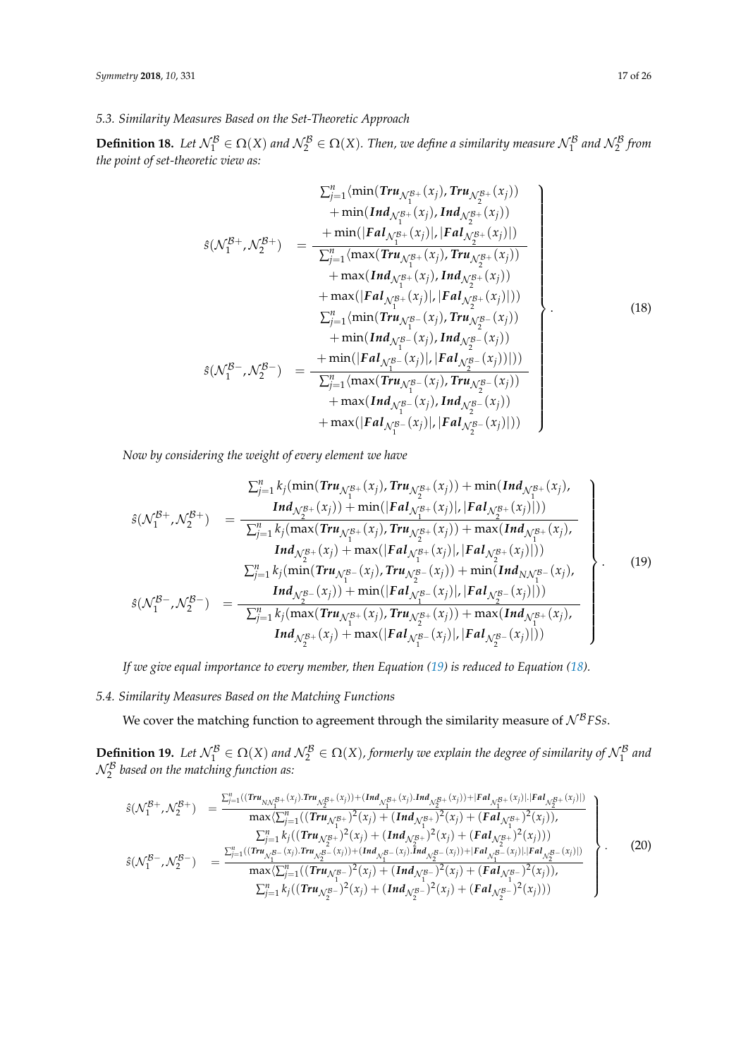### 5.3. Similarity Measures Based on the Set-Theoretic Approach

**Definition 18.** *Let $\mathcal{N}_1^{\mathcal{B}} \in \Omega(X)$ and $\mathcal{N}_2^{\mathcal{B}} \in \Omega(X)$. Then, we define a similarity measure $\mathcal{N}_1^{\mathcal{B}}$ and $\mathcal{N}_2^{\mathcal{B}}$ from the point of set-theoretic view as:*

$$\left.\begin{array}{rl}
\hat{s}(\mathcal{N}_1^{\mathcal{B}+}, \mathcal{N}_2^{\mathcal{B}+}) & = \dfrac{\begin{array}{c}\sum_{j=1}^{n}\langle \min(\boldsymbol{Tru}_{\mathcal{N}_1^{\mathcal{B}+}}(x_j), \boldsymbol{Tru}_{\mathcal{N}_2^{\mathcal{B}+}}(x_j)) \\ + \min(\boldsymbol{Ind}_{\mathcal{N}_1^{\mathcal{B}+}}(x_j), \boldsymbol{Ind}_{\mathcal{N}_2^{\mathcal{B}+}}(x_j)) \\ + \min(|\boldsymbol{Fal}_{\mathcal{N}_1^{\mathcal{B}+}}(x_j)|, |\boldsymbol{Fal}_{\mathcal{N}_2^{\mathcal{B}+}}(x_j)|)\end{array}}{\begin{array}{c}\sum_{j=1}^{n}\langle \max(\boldsymbol{Tru}_{\mathcal{N}_1^{\mathcal{B}+}}(x_j), \boldsymbol{Tru}_{\mathcal{N}_2^{\mathcal{B}+}}(x_j)) \\ + \max(\boldsymbol{Ind}_{\mathcal{N}_1^{\mathcal{B}+}}(x_j), \boldsymbol{Ind}_{\mathcal{N}_2^{\mathcal{B}+}}(x_j)) \\ + \max(|\boldsymbol{Fal}_{\mathcal{N}_1^{\mathcal{B}+}}(x_j)|, |\boldsymbol{Fal}_{\mathcal{N}_2^{\mathcal{B}+}}(x_j)|))\end{array}} \\
\hat{s}(\mathcal{N}_1^{\mathcal{B}-}, \mathcal{N}_2^{\mathcal{B}-}) & = \dfrac{\begin{array}{c}\sum_{j=1}^{n}\langle \min(\boldsymbol{Tru}_{\mathcal{N}_1^{\mathcal{B}-}}(x_j), \boldsymbol{Tru}_{\mathcal{N}_2^{\mathcal{B}-}}(x_j)) \\ + \min(\boldsymbol{Ind}_{\mathcal{N}_1^{\mathcal{B}-}}(x_j), \boldsymbol{Ind}_{\mathcal{N}_2^{\mathcal{B}-}}(x_j)) \\ + \min(|\boldsymbol{Fal}_{\mathcal{N}_1^{\mathcal{B}-}}(x_j)|, |\boldsymbol{Fal}_{\mathcal{N}_2^{\mathcal{B}-}}(x_j))|))\end{array}}{\begin{array}{c}\sum_{j=1}^{n}\langle \max(\boldsymbol{Tru}_{\mathcal{N}_1^{\mathcal{B}-}}(x_j), \boldsymbol{Tru}_{\mathcal{N}_2^{\mathcal{B}-}}(x_j)) \\ + \max(\boldsymbol{Ind}_{\mathcal{N}_1^{\mathcal{B}-}}(x_j), \boldsymbol{Ind}_{\mathcal{N}_2^{\mathcal{B}-}}(x_j)) \\ + \max(|\boldsymbol{Fal}_{\mathcal{N}_1^{\mathcal{B}-}}(x_j)|, |\boldsymbol{Fal}_{\mathcal{N}_2^{\mathcal{B}-}}(x_j)|))\end{array}}
\end{array}\right\}. \tag{18}$$

*Now by considering the weight of every element we have*

$$\left.\begin{array}{rl}
\hat{s}(\mathcal{N}_1^{\mathcal{B}+}, \mathcal{N}_2^{\mathcal{B}+}) & = \dfrac{\begin{array}{c}\sum_{j=1}^{n} k_j(\min(\boldsymbol{Tru}_{\mathcal{N}_1^{\mathcal{B}+}}(x_j), \boldsymbol{Tru}_{\mathcal{N}_2^{\mathcal{B}+}}(x_j)) + \min(\boldsymbol{Ind}_{\mathcal{N}_1^{\mathcal{B}+}}(x_j), \\ \boldsymbol{Ind}_{\mathcal{N}_2^{\mathcal{B}+}}(x_j)) + \min(|\boldsymbol{Fal}_{\mathcal{N}_1^{\mathcal{B}+}}(x_j)|, |\boldsymbol{Fal}_{\mathcal{N}_2^{\mathcal{B}+}}(x_j)|))\end{array}}{\begin{array}{c}\sum_{j=1}^{n} k_j(\max(\boldsymbol{Tru}_{\mathcal{N}_1^{\mathcal{B}+}}(x_j), \boldsymbol{Tru}_{\mathcal{N}_2^{\mathcal{B}+}}(x_j)) + \max(\boldsymbol{Ind}_{\mathcal{N}_1^{\mathcal{B}+}}(x_j), \\ \boldsymbol{Ind}_{\mathcal{N}_2^{\mathcal{B}+}}(x_j) + \max(|\boldsymbol{Fal}_{\mathcal{N}_1^{\mathcal{B}+}}(x_j)|, |\boldsymbol{Fal}_{\mathcal{N}_2^{\mathcal{B}+}}(x_j)|))\end{array}} \\
\hat{s}(\mathcal{N}_1^{\mathcal{B}-}, \mathcal{N}_2^{\mathcal{B}-}) & = \dfrac{\begin{array}{c}\sum_{j=1}^{n} k_j(\min(\boldsymbol{Tru}_{\mathcal{N}_1^{\mathcal{B}-}}(x_j), \boldsymbol{Tru}_{\mathcal{N}_2^{\mathcal{B}-}}(x_j)) + \min(\boldsymbol{Ind}_{N\mathcal{N}_1^{\mathcal{B}-}}(x_j), \\ \boldsymbol{Ind}_{\mathcal{N}_2^{\mathcal{B}-}}(x_j)) + \min(|\boldsymbol{Fal}_{\mathcal{N}_1^{\mathcal{B}-}}(x_j)|, |\boldsymbol{Fal}_{\mathcal{N}_2^{\mathcal{B}-}}(x_j)|))\end{array}}{\begin{array}{c}\sum_{j=1}^{n} k_j(\max(\boldsymbol{Tru}_{\mathcal{N}_1^{\mathcal{B}+}}(x_j), \boldsymbol{Tru}_{\mathcal{N}_2^{\mathcal{B}+}}(x_j)) + \max(\boldsymbol{Ind}_{\mathcal{N}_1^{\mathcal{B}+}}(x_j), \\ \boldsymbol{Ind}_{\mathcal{N}_2^{\mathcal{B}+}}(x_j) + \max(|\boldsymbol{Fal}_{\mathcal{N}_1^{\mathcal{B}-}}(x_j)|, |\boldsymbol{Fal}_{\mathcal{N}_2^{\mathcal{B}-}}(x_j)|))\end{array}}
\end{array}\right\}. \tag{19}$$

*If we give equal importance to every member, then Equation (19) is reduced to Equation (18).*

### 5.4. Similarity Measures Based on the Matching Functions

We cover the matching function to agreement through the similarity measure of $\mathcal{N}^{\mathcal{B}}FSs$.

**Definition 19.** *Let $\mathcal{N}_1^{\mathcal{B}} \in \Omega(X)$ and $\mathcal{N}_2^{\mathcal{B}} \in \Omega(X)$, formerly we explain the degree of similarity of $\mathcal{N}_1^{\mathcal{B}}$ and $\mathcal{N}_2^{\mathcal{B}}$ based on the matching function as:*

$$\left.\begin{array}{rl}
\hat{s}(\mathcal{N}_1^{\mathcal{B}+}, \mathcal{N}_2^{\mathcal{B}+}) & = \dfrac{\sum_{j=1}^{n}((\boldsymbol{Tru}_{N\mathcal{N}_1^{\mathcal{B}+}}(x_j).\boldsymbol{Tru}_{\mathcal{N}_2^{\mathcal{B}+}}(x_j)) + (\boldsymbol{Ind}_{\mathcal{N}_1^{\mathcal{B}+}}(x_j).\boldsymbol{Ind}_{\mathcal{N}_2^{\mathcal{B}+}}(x_j)) + |\boldsymbol{Fal}_{\mathcal{N}_1^{\mathcal{B}+}}(x_j)|.|\boldsymbol{Fal}_{\mathcal{N}_2^{\mathcal{B}+}}(x_j)|)}{\begin{array}{c}\max\langle \sum_{j=1}^{n}((\boldsymbol{Tru}_{\mathcal{N}_1^{\mathcal{B}+}})^2(x_j) + (\boldsymbol{Ind}_{\mathcal{N}_1^{\mathcal{B}+}})^2(x_j) + (\boldsymbol{Fal}_{\mathcal{N}_1^{\mathcal{B}+}})^2(x_j)), \\ \sum_{j=1}^{n} k_j((\boldsymbol{Tru}_{\mathcal{N}_2^{\mathcal{B}+}})^2(x_j) + (\boldsymbol{Ind}_{\mathcal{N}_2^{\mathcal{B}+}})^2(x_j) + (\boldsymbol{Fal}_{\mathcal{N}_2^{\mathcal{B}+}})^2(x_j)))\end{array}} \\
\hat{s}(\mathcal{N}_1^{\mathcal{B}-}, \mathcal{N}_2^{\mathcal{B}-}) & = \dfrac{\sum_{j=1}^{n}((\boldsymbol{Tru}_{\mathcal{N}_1^{\mathcal{B}-}}(x_j).\boldsymbol{Tru}_{\mathcal{N}_2^{\mathcal{B}-}}(x_j)) + (\boldsymbol{Ind}_{\mathcal{N}_1^{\mathcal{B}-}}(x_j).\boldsymbol{Ind}_{\mathcal{N}_2^{\mathcal{B}-}}(x_j)) + |\boldsymbol{Fal}_{\mathcal{N}_1^{\mathcal{B}-}}(x_j)|.|\boldsymbol{Fal}_{\mathcal{N}_2^{\mathcal{B}-}}(x_j)|)}{\begin{array}{c}\max\langle \sum_{j=1}^{n}((\boldsymbol{Tru}_{\mathcal{N}_1^{\mathcal{B}-}})^2(x_j) + (\boldsymbol{Ind}_{\mathcal{N}_1^{\mathcal{B}-}})^2(x_j) + (\boldsymbol{Fal}_{\mathcal{N}_1^{\mathcal{B}-}})^2(x_j)), \\ \sum_{j=1}^{n} k_j((\boldsymbol{Tru}_{\mathcal{N}_2^{\mathcal{B}-}})^2(x_j) + (\boldsymbol{Ind}_{\mathcal{N}_2^{\mathcal{B}-}})^2(x_j) + (\boldsymbol{Fal}_{\mathcal{N}_2^{\mathcal{B}-}})^2(x_j)))\end{array}}
\end{array}\right\}. \tag{20}$$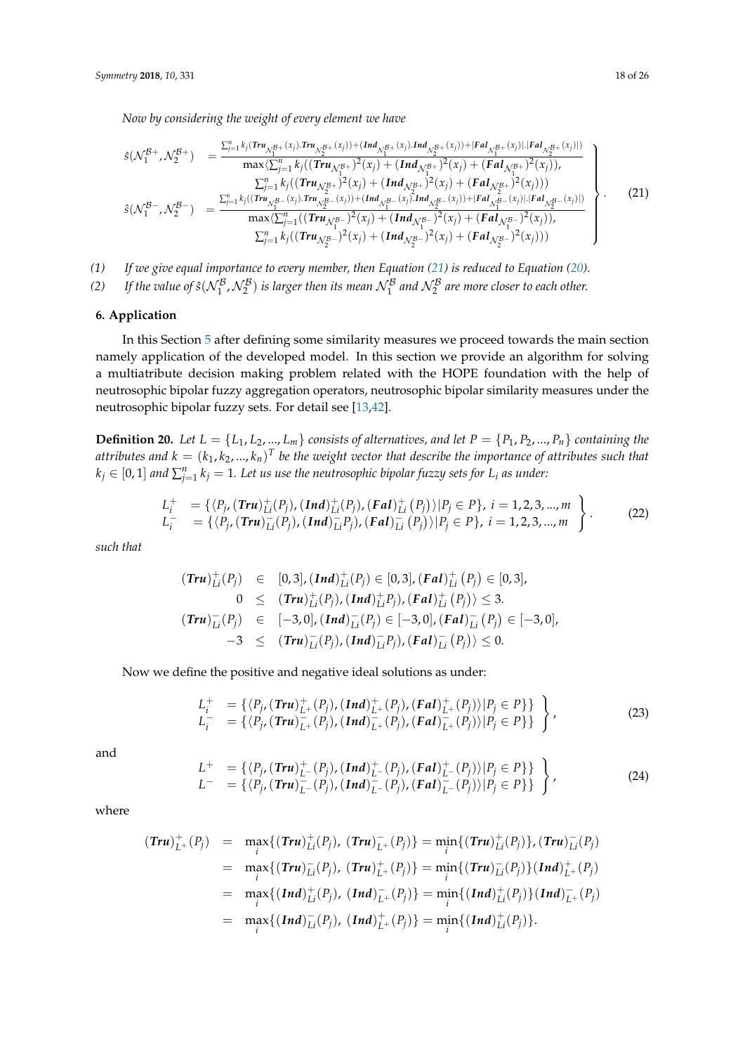*Now by considering the weight of every element we have*

$$
\left.\begin{aligned}
\hat{s}(\mathcal{N}_1^{\mathcal{B}+},\mathcal{N}_2^{\mathcal{B}+}) &= \frac{\sum_{j=1}^{n} k_j(\boldsymbol{Tru}_{\mathcal{N}_1^{\mathcal{B}+}}(x_j).\boldsymbol{Tru}_{\mathcal{N}_2^{\mathcal{B}+}}(x_j))+(\boldsymbol{Ind}_{\mathcal{N}_1^{\mathcal{B}+}}(x_j).\boldsymbol{Ind}_{\mathcal{N}_2^{\mathcal{B}+}}(x_j))+|\boldsymbol{Fal}_{\mathcal{N}_1^{\mathcal{B}+}}(x_j)|.|\boldsymbol{Fal}_{\mathcal{N}_2^{\mathcal{B}+}}(x_j)|)}{\begin{array}{c}\max\langle\sum_{j=1}^{n} k_j((\boldsymbol{Tru}_{\mathcal{N}_1^{\mathcal{B}+}})^2(x_j)+(\boldsymbol{Ind}_{\mathcal{N}_1^{\mathcal{B}+}})^2(x_j)+(\boldsymbol{Fal}_{\mathcal{N}_1^{\mathcal{B}+}})^2(x_j)),\\ \sum_{j=1}^{n} k_j((\boldsymbol{Tru}_{\mathcal{N}_2^{\mathcal{B}+}})^2(x_j)+(\boldsymbol{Ind}_{\mathcal{N}_2^{\mathcal{B}+}})^2(x_j)+(\boldsymbol{Fal}_{\mathcal{N}_2^{\mathcal{B}+}})^2(x_j)))\end{array}}\\
\hat{s}(\mathcal{N}_1^{\mathcal{B}-},\mathcal{N}_2^{\mathcal{B}-}) &= \frac{\sum_{j=1}^{n} k_j((\boldsymbol{Tru}_{\mathcal{N}_1^{\mathcal{B}-}}(x_j).\boldsymbol{Tru}_{\mathcal{N}_2^{\mathcal{B}-}}(x_j))+(\boldsymbol{Ind}_{\mathcal{N}_1^{\mathcal{B}-}}(x_j).\boldsymbol{Ind}_{\mathcal{N}_2^{\mathcal{B}-}}(x_j))+|\boldsymbol{Fal}_{\mathcal{N}_1^{\mathcal{B}-}}(x_j)|.|\boldsymbol{Fal}_{\mathcal{N}_2^{\mathcal{B}-}}(x_j)|)}{\begin{array}{c}\max\langle\sum_{j=1}^{n}((\boldsymbol{Tru}_{\mathcal{N}_1^{\mathcal{B}-}})^2(x_j)+(\boldsymbol{Ind}_{\mathcal{N}_1^{\mathcal{B}-}})^2(x_j)+(\boldsymbol{Fal}_{\mathcal{N}_1^{\mathcal{B}-}})^2(x_j)),\\ \sum_{j=1}^{n} k_j((\boldsymbol{Tru}_{\mathcal{N}_2^{\mathcal{B}-}})^2(x_j)+(\boldsymbol{Ind}_{\mathcal{N}_2^{\mathcal{B}-}})^2(x_j)+(\boldsymbol{Fal}_{\mathcal{N}_2^{\mathcal{B}-}})^2(x_j)))\end{array}}
\end{aligned}\right\}. \tag{21}
$$

(1) *If we give equal importance to every member, then Equation (21) is reduced to Equation (20).*

(2) *If the value of $\hat{s}(\mathcal{N}_1^{\mathcal{B}},\mathcal{N}_2^{\mathcal{B}})$ is larger then its mean $\mathcal{N}_1^{\mathcal{B}}$ and $\mathcal{N}_2^{\mathcal{B}}$ are more closer to each other.*

## 6. Application

In this Section 5 after defining some similarity measures we proceed towards the main section namely application of the developed model. In this section we provide an algorithm for solving a multiatribute decision making problem related with the HOPE foundation with the help of neutrosophic bipolar fuzzy aggregation operators, neutrosophic bipolar similarity measures under the neutrosophic bipolar fuzzy sets. For detail see [13,42].

**Definition 20.** *Let $L=\{L_1,L_2,...,L_m\}$ consists of alternatives, and let $P=\{P_1,P_2,...,P_n\}$ containing the attributes and $k=(k_1,k_2,...,k_n)^T$ be the weight vector that describe the importance of attributes such that $k_j\in[0,1]$ and $\sum_{j=1}^{n}k_j=1$. Let us use the neutrosophic bipolar fuzzy sets for $L_i$ as under:*

$$
\left.\begin{aligned}
L_i^{+} &= \{\langle P_j,(\boldsymbol{Tru})_{Li}^{+}(P_j),(\boldsymbol{Ind})_{Li}^{+}(P_j),(\boldsymbol{Fal})_{Li}^{+}(P_j)\rangle|P_j\in P\},\ i=1,2,3,...,m\\
L_i^{-} &= \{\langle P_j,(\boldsymbol{Tru})_{Li}^{-}(P_j),(\boldsymbol{Ind})_{Li}^{-}P_j),(\boldsymbol{Fal})_{Li}^{-}(P_j)\rangle|P_j\in P\},\ i=1,2,3,...,m
\end{aligned}\right\}. \tag{22}
$$

*such that*

$$
\begin{aligned}
(\boldsymbol{Tru})_{Li}^{+}(P_j) &\in [0,3],(\boldsymbol{Ind})_{Li}^{+}(P_j)\in[0,3],(\boldsymbol{Fal})_{Li}^{+}(P_j)\in[0,3],\\
0 &\leq (\boldsymbol{Tru})_{Li}^{+}(P_j),(\boldsymbol{Ind})_{Li}^{+}P_j),(\boldsymbol{Fal})_{Li}^{+}(P_j)\rangle\leq 3.\\
(\boldsymbol{Tru})_{Li}^{-}(P_j) &\in [-3,0],(\boldsymbol{Ind})_{Li}^{-}(P_j)\in[-3,0],(\boldsymbol{Fal})_{Li}^{-}(P_j)\in[-3,0],\\
-3 &\leq (\boldsymbol{Tru})_{Li}^{-}(P_j),(\boldsymbol{Ind})_{Li}^{-}P_j),(\boldsymbol{Fal})_{Li}^{-}(P_j)\rangle\leq 0.
\end{aligned}
$$

Now we define the positive and negative ideal solutions as under:

$$
\left.\begin{aligned}
L_i^{+} &= \{\langle P_j,(\boldsymbol{Tru})_{L^+}^{+}(P_j),(\boldsymbol{Ind})_{L^+}^{+}(P_j),(\boldsymbol{Fal})_{L^+}^{+}(P_j)\rangle|P_j\in P\}\}\\
L_i^{-} &= \{\langle P_j,(\boldsymbol{Tru})_{L^+}^{-}(P_j),(\boldsymbol{Ind})_{L^+}^{-}(P_j),(\boldsymbol{Fal})_{L^+}^{-}(P_j)\rangle|P_j\in P\}\}
\end{aligned}\right\}, \tag{23}
$$

and

$$
\left.\begin{aligned}
L^{+} &= \{\langle P_j,(\boldsymbol{Tru})_{L^-}^{+}(P_j),(\boldsymbol{Ind})_{L^-}^{+}(P_j),(\boldsymbol{Fal})_{L^-}^{+}(P_j)\rangle|P_j\in P\}\}\\
L^{-} &= \{\langle P_j,(\boldsymbol{Tru})_{L^-}^{-}(P_j),(\boldsymbol{Ind})_{L^-}^{-}(P_j),(\boldsymbol{Fal})_{L^-}^{-}(P_j)\rangle|P_j\in P\}\}
\end{aligned}\right\}, \tag{24}
$$

where

$$
\begin{aligned}
(\boldsymbol{Tru})_{L^+}^{+}(P_j) &= \max_i\{(\boldsymbol{Tru})_{Li}^{+}(P_j),\ (\boldsymbol{Tru})_{L^+}^{-}(P_j)\}=\min_i\{(\boldsymbol{Tru})_{Li}^{+}(P_j)\},(\boldsymbol{Tru})_{Li}^{-}(P_j)\\
&= \max_i\{(\boldsymbol{Tru})_{Li}^{-}(P_j),\ (\boldsymbol{Tru})_{L^+}^{+}(P_j)\}=\min_i\{(\boldsymbol{Tru})_{Li}^{-}(P_j)\}(\boldsymbol{Ind})_{L^+}^{+}(P_j)\\
&= \max_i\{(\boldsymbol{Ind})_{Li}^{+}(P_j),\ (\boldsymbol{Ind})_{L^+}^{-}(P_j)\}=\min_i\{(\boldsymbol{Ind})_{Li}^{+}(P_j)\}(\boldsymbol{Ind})_{L^+}^{-}(P_j)\\
&= \max_i\{(\boldsymbol{Ind})_{Li}^{-}(P_j),\ (\boldsymbol{Ind})_{L^+}^{+}(P_j)\}=\min_i\{(\boldsymbol{Ind})_{Li}^{+}(P_j)\}.
\end{aligned}
$$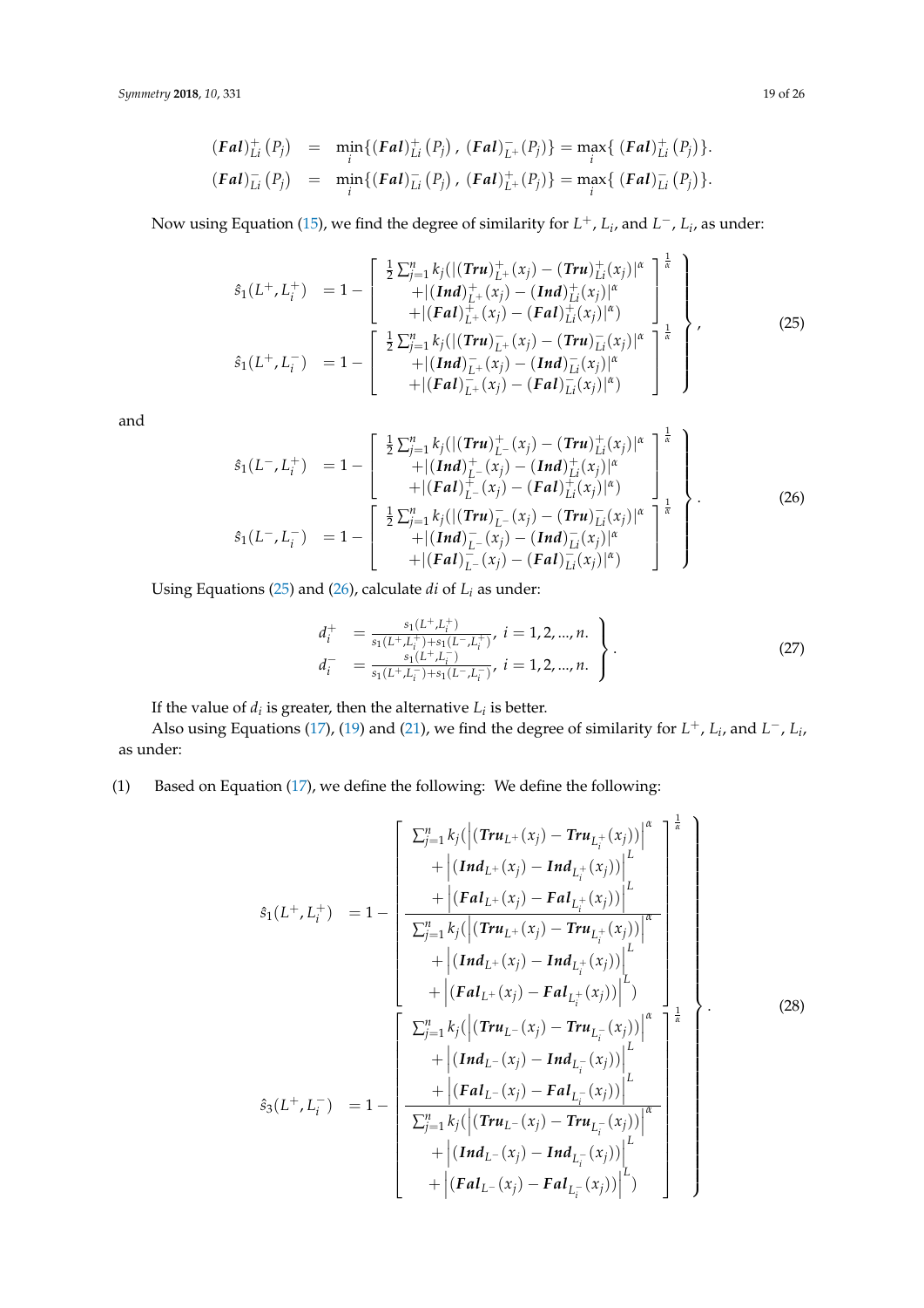$$
\begin{aligned}
(\boldsymbol{Fal})^{+}_{Li}(P_j) &= \min_i\{(\boldsymbol{Fal})^{+}_{Li}(P_j)\,,\,(\boldsymbol{Fal})^{-}_{L^+}(P_j)\} = \max_i\{(\boldsymbol{Fal})^{+}_{Li}(P_j)\}.\\
(\boldsymbol{Fal})^{-}_{Li}(P_j) &= \min_i\{(\boldsymbol{Fal})^{-}_{Li}(P_j)\,,\,(\boldsymbol{Fal})^{+}_{L^+}(P_j)\} = \max_i\{(\boldsymbol{Fal})^{-}_{Li}(P_j)\}.
\end{aligned}
$$

Now using Equation (15), we find the degree of similarity for $L^+$, $L_i$, and $L^-$, $L_i$, as under:

$$
\left.
\begin{aligned}
\hat{s}_1(L^+, L_i^+) &= 1 - \left[\begin{array}{l} \frac{1}{2}\sum_{j=1}^{n} k_j(|(\boldsymbol{Tru})^{+}_{L^+}(x_j) - (\boldsymbol{Tru})^{+}_{Li}(x_j)|^{\alpha} \\ \quad +|(\boldsymbol{Ind})^{+}_{L^+}(x_j) - (\boldsymbol{Ind})^{+}_{Li}(x_j)|^{\alpha} \\ \quad +|(\boldsymbol{Fal})^{+}_{L^+}(x_j) - (\boldsymbol{Fal})^{+}_{Li}(x_j)|^{\alpha}) \end{array}\right]^{\frac{1}{\alpha}} \\
\hat{s}_1(L^+, L_i^-) &= 1 - \left[\begin{array}{l} \frac{1}{2}\sum_{j=1}^{n} k_j(|(\boldsymbol{Tru})^{-}_{L^+}(x_j) - (\boldsymbol{Tru})^{-}_{Li}(x_j)|^{\alpha} \\ \quad +|(\boldsymbol{Ind})^{-}_{L^+}(x_j) - (\boldsymbol{Ind})^{-}_{Li}(x_j)|^{\alpha} \\ \quad +|(\boldsymbol{Fal})^{-}_{L^+}(x_j) - (\boldsymbol{Fal})^{-}_{Li}(x_j)|^{\alpha}) \end{array}\right]^{\frac{1}{\alpha}}
\end{aligned}
\right\}, \tag{25}
$$

and

$$
\left.
\begin{aligned}
\hat{s}_1(L^-, L_i^+) &= 1 - \left[\begin{array}{l} \frac{1}{2}\sum_{j=1}^{n} k_j(|(\boldsymbol{Tru})^{+}_{L^-}(x_j) - (\boldsymbol{Tru})^{+}_{Li}(x_j)|^{\alpha} \\ \quad +|(\boldsymbol{Ind})^{+}_{L^-}(x_j) - (\boldsymbol{Ind})^{+}_{Li}(x_j)|^{\alpha} \\ \quad +|(\boldsymbol{Fal})^{+}_{L^-}(x_j) - (\boldsymbol{Fal})^{+}_{Li}(x_j)|^{\alpha}) \end{array}\right]^{\frac{1}{\alpha}} \\
\hat{s}_1(L^-, L_i^-) &= 1 - \left[\begin{array}{l} \frac{1}{2}\sum_{j=1}^{n} k_j(|(\boldsymbol{Tru})^{-}_{L^-}(x_j) - (\boldsymbol{Tru})^{-}_{Li}(x_j)|^{\alpha} \\ \quad +|(\boldsymbol{Ind})^{-}_{L^-}(x_j) - (\boldsymbol{Ind})^{-}_{Li}(x_j)|^{\alpha} \\ \quad +|(\boldsymbol{Fal})^{-}_{L^-}(x_j) - (\boldsymbol{Fal})^{-}_{Li}(x_j)|^{\alpha}) \end{array}\right]^{\frac{1}{\alpha}}
\end{aligned}
\right\}. \tag{26}
$$

Using Equations (25) and (26), calculate $di$ of $L_i$ as under:

$$
\left.
\begin{aligned}
d_i^+ &= \frac{s_1(L^+, L_i^+)}{s_1(L^+, L_i^+) + s_1(L^-, L_i^+)},\ i = 1, 2, \ldots, n. \\
d_i^- &= \frac{s_1(L^+, L_i^-)}{s_1(L^+, L_i^-) + s_1(L^-, L_i^-)},\ i = 1, 2, \ldots, n.
\end{aligned}
\right\}. \tag{27}
$$

If the value of $d_i$ is greater, then the alternative $L_i$ is better.

Also using Equations (17), (19) and (21), we find the degree of similarity for $L^+$, $L_i$, and $L^-$, $L_i$, as under:

(1) Based on Equation (17), we define the following: We define the following:

$$
\left.
\begin{aligned}
\hat{s}_1(L^+, L_i^+) &= 1 - \left[\frac{\begin{array}{l}\sum_{j=1}^{n} k_j(\left|(\boldsymbol{Tru}_{L^+}(x_j) - \boldsymbol{Tru}_{L_i^+}(x_j))\right|^{\alpha} \\ \quad + \left|(\boldsymbol{Ind}_{L^+}(x_j) - \boldsymbol{Ind}_{L_i^+}(x_j))\right|^{L} \\ \quad + \left|(\boldsymbol{Fal}_{L^+}(x_j) - \boldsymbol{Fal}_{L_i^+}(x_j))\right|^{L}\end{array}}{\begin{array}{l}\sum_{j=1}^{n} k_j(\left|(\boldsymbol{Tru}_{L^+}(x_j) - \boldsymbol{Tru}_{L_i^+}(x_j))\right|^{\alpha} \\ \quad + \left|(\boldsymbol{Ind}_{L^+}(x_j) - \boldsymbol{Ind}_{L_i^+}(x_j))\right|^{L} \\ \quad + \left|(\boldsymbol{Fal}_{L^+}(x_j) - \boldsymbol{Fal}_{L_i^+}(x_j))\right|^{L})\end{array}}\right]^{\frac{1}{\alpha}} \\
\hat{s}_3(L^+, L_i^-) &= 1 - \left[\frac{\begin{array}{l}\sum_{j=1}^{n} k_j(\left|(\boldsymbol{Tru}_{L^-}(x_j) - \boldsymbol{Tru}_{L_i^-}(x_j))\right|^{\alpha} \\ \quad + \left|(\boldsymbol{Ind}_{L^-}(x_j) - \boldsymbol{Ind}_{L_i^-}(x_j))\right|^{L} \\ \quad + \left|(\boldsymbol{Fal}_{L^-}(x_j) - \boldsymbol{Fal}_{L_i^-}(x_j))\right|^{L}\end{array}}{\begin{array}{l}\sum_{j=1}^{n} k_j(\left|(\boldsymbol{Tru}_{L^-}(x_j) - \boldsymbol{Tru}_{L_i^-}(x_j))\right|^{\alpha} \\ \quad + \left|(\boldsymbol{Ind}_{L^-}(x_j) - \boldsymbol{Ind}_{L_i^-}(x_j))\right|^{L} \\ \quad + \left|(\boldsymbol{Fal}_{L^-}(x_j) - \boldsymbol{Fal}_{L_i^-}(x_j))\right|^{L})\end{array}}\right]^{\frac{1}{\alpha}}
\end{aligned}
\right\}. \tag{28}
$$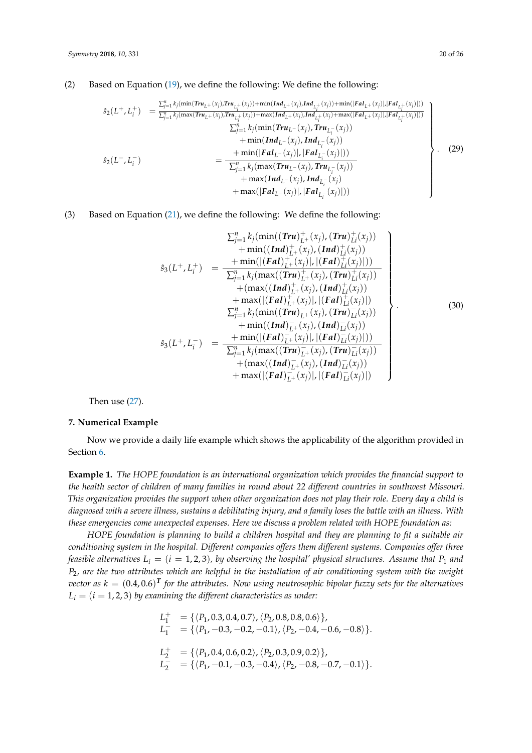(2) Based on Equation (19), we define the following: We define the following:

$$
\left.
\begin{array}{ll}
\hat{s}_2(L^+, L_i^+) &= \dfrac{\sum_{j=1}^{n} k_j(\min(\boldsymbol{Tru}_{L^+}(x_j), \boldsymbol{Tru}_{L_i^+}(x_j)) + \min(\boldsymbol{Ind}_{L^+}(x_j), \boldsymbol{Ind}_{L_i^+}(x_j)) + \min(|\boldsymbol{Fal}_{L^+}(x_j)|, |\boldsymbol{Fal}_{L_i^+}(x_j)|))}{\sum_{j=1}^{n} k_j(\max(\boldsymbol{Tru}_{L^+}(x_j), \boldsymbol{Tru}_{L_i^+}(x_j)) + \max(\boldsymbol{Ind}_{L^+}(x_j), \boldsymbol{Ind}_{L_i^+}(x_j) + \max(|\boldsymbol{Fal}_{L^+}(x_j)|, |\boldsymbol{Fal}_{L_i^+}(x_j)|))} \\
\hat{s}_2(L^-, L_i^-) &= \dfrac{\begin{array}{c}\sum_{j=1}^{n} k_j(\min(\boldsymbol{Tru}_{L^-}(x_j), \boldsymbol{Tru}_{L_i^-}(x_j)) \\ + \min(\boldsymbol{Ind}_{L^-}(x_j), \boldsymbol{Ind}_{L_i^-}(x_j)) \\ + \min(|\boldsymbol{Fal}_{L^-}(x_j)|, |\boldsymbol{Fal}_{L_i^-}(x_j)|))\end{array}}{\begin{array}{c}\sum_{j=1}^{n} k_j(\max(\boldsymbol{Tru}_{L^-}(x_j), \boldsymbol{Tru}_{L_i^-}(x_j)) \\ + \max(\boldsymbol{Ind}_{L^-}(x_j), \boldsymbol{Ind}_{L_i^-}(x_j) \\ + \max(|\boldsymbol{Fal}_{L^-}(x_j)|, |\boldsymbol{Fal}_{L_i^-}(x_j)|))\end{array}}
\end{array}
\right\}. \quad (29)
$$

(3) Based on Equation (21), we define the following: We define the following:

$$
\left.
\begin{array}{ll}
\hat{s}_3(L^+, L_i^+) &= \dfrac{\begin{array}{c}\sum_{j=1}^{n} k_j(\min((\boldsymbol{Tru})_{L^+}^+(x_j), (\boldsymbol{Tru})_{Li}^+(x_j)) \\ + \min((\boldsymbol{Ind})_{L^+}^+(x_j), (\boldsymbol{Ind})_{Li}^+(x_j)) \\ + \min(|(\boldsymbol{Fal})_{L^+}^+(x_j)|, |(\boldsymbol{Fal})_{Li}^+(x_j)|))\end{array}}{\begin{array}{c}\sum_{j=1}^{n} k_j(\max((\boldsymbol{Tru})_{L^+}^+(x_j), (\boldsymbol{Tru})_{Li}^+(x_j)) \\ +(\max((\boldsymbol{Ind})_{L^+}^+(x_j), (\boldsymbol{Ind})_{Li}^+(x_j)) \\ + \max(|(\boldsymbol{Fal})_{L^+}^+(x_j)|, |(\boldsymbol{Fal})_{Li}^+(x_j)|)\end{array}} \\
\hat{s}_3(L^+, L_i^-) &= \dfrac{\begin{array}{c}\sum_{j=1}^{n} k_j(\min((\boldsymbol{Tru})_{L^+}^-(x_j), (\boldsymbol{Tru})_{Li}^-(x_j)) \\ + \min((\boldsymbol{Ind})_{L^+}^-(x_j), (\boldsymbol{Ind})_{Li}^-(x_j)) \\ + \min(|(\boldsymbol{Fal})_{L^+}^-(x_j)|, |(\boldsymbol{Fal})_{Li}^-(x_j)|))\end{array}}{\begin{array}{c}\sum_{j=1}^{n} k_j(\max((\boldsymbol{Tru})_{L^+}^-(x_j), (\boldsymbol{Tru})_{Li}^-(x_j)) \\ +(\max((\boldsymbol{Ind})_{L^+}^-(x_j), (\boldsymbol{Ind})_{Li}^-(x_j)) \\ + \max(|(\boldsymbol{Fal})_{L^+}^-(x_j)|, |(\boldsymbol{Fal})_{Li}^-(x_j)|)\end{array}}
\end{array}
\right\}. \quad (30)
$$

Then use (27).

## 7. Numerical Example

Now we provide a daily life example which shows the applicability of the algorithm provided in Section 6.

**Example 1.** *The HOPE foundation is an international organization which provides the financial support to the health sector of children of many families in round about 22 different countries in southwest Missouri. This organization provides the support when other organization does not play their role. Every day a child is diagnosed with a severe illness, sustains a debilitating injury, and a family loses the battle with an illness. With these emergencies come unexpected expenses. Here we discuss a problem related with HOPE foundation as:*

*HOPE foundation is planning to build a children hospital and they are planning to fit a suitable air conditioning system in the hospital. Different companies offers them different systems. Companies offer three feasible alternatives $L_i = (i = 1, 2, 3)$, by observing the hospital' physical structures. Assume that $P_1$ and $P_2$, are the two attributes which are helpful in the installation of air conditioning system with the weight vector as $k = (0.4, 0.6)^T$ for the attributes. Now using neutrosophic bipolar fuzzy sets for the alternatives $L_i = (i = 1, 2, 3)$ by examining the different characteristics as under:*

$$
\begin{aligned}
L_1^+ &= \{\langle P_1, 0.3, 0.4, 0.7\rangle, \langle P_2, 0.8, 0.8, 0.6\rangle\}, \\
L_1^- &= \{\langle P_1, -0.3, -0.2, -0.1\rangle, \langle P_2, -0.4, -0.6, -0.8\rangle\}.
\end{aligned}
$$

$$
\begin{aligned}
L_2^+ &= \{\langle P_1, 0.4, 0.6, 0.2\rangle, \langle P_2, 0.3, 0.9, 0.2\rangle\}, \\
L_2^- &= \{\langle P_1, -0.1, -0.3, -0.4\rangle, \langle P_2, -0.8, -0.7, -0.1\rangle\}.
\end{aligned}
$$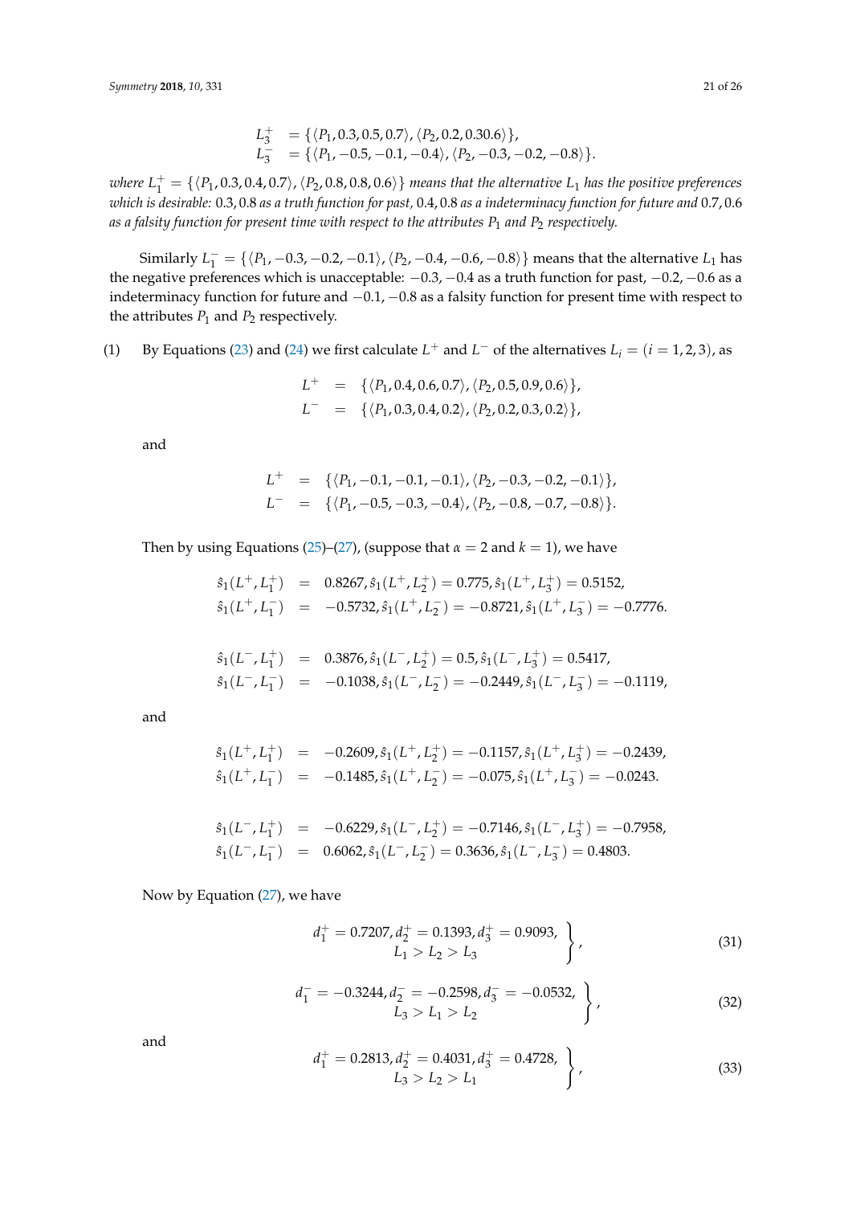$$
\begin{aligned}
L_3^+ &= \{\langle P_1, 0.3, 0.5, 0.7\rangle, \langle P_2, 0.2, 0.30.6\rangle\}, \\
L_3^- &= \{\langle P_1, -0.5, -0.1, -0.4\rangle, \langle P_2, -0.3, -0.2, -0.8\rangle\}.
\end{aligned}
$$

*where* $L_1^+ = \{\langle P_1, 0.3, 0.4, 0.7\rangle, \langle P_2, 0.8, 0.8, 0.6\rangle\}$ *means that the alternative* $L_1$ *has the positive preferences which is desirable:* $0.3, 0.8$ *as a truth function for past,* $0.4, 0.8$ *as a indeterminacy function for future and* $0.7, 0.6$ *as a falsity function for present time with respect to the attributes* $P_1$ *and* $P_2$ *respectively.*

Similarly $L_1^- = \{\langle P_1, -0.3, -0.2, -0.1\rangle, \langle P_2, -0.4, -0.6, -0.8\rangle\}$ means that the alternative $L_1$ has the negative preferences which is unacceptable: $-0.3, -0.4$ as a truth function for past, $-0.2, -0.6$ as a indeterminacy function for future and $-0.1, -0.8$ as a falsity function for present time with respect to the attributes $P_1$ and $P_2$ respectively.

(1) By Equations (23) and (24) we first calculate $L^+$ and $L^-$ of the alternatives $L_i = (i = 1, 2, 3)$, as

$$
\begin{aligned}
L^+ &= \{\langle P_1, 0.4, 0.6, 0.7\rangle, \langle P_2, 0.5, 0.9, 0.6\rangle\}, \\
L^- &= \{\langle P_1, 0.3, 0.4, 0.2\rangle, \langle P_2, 0.2, 0.3, 0.2\rangle\},
\end{aligned}
$$

and

$$
\begin{aligned}
L^+ &= \{\langle P_1, -0.1, -0.1, -0.1\rangle, \langle P_2, -0.3, -0.2, -0.1\rangle\}, \\
L^- &= \{\langle P_1, -0.5, -0.3, -0.4\rangle, \langle P_2, -0.8, -0.7, -0.8\rangle\}.
\end{aligned}
$$

Then by using Equations (25)–(27), (suppose that $\alpha = 2$ and $k = 1$), we have

$$
\begin{aligned}
\hat{s}_1(L^+, L_1^+) &= 0.8267, \hat{s}_1(L^+, L_2^+) = 0.775, \hat{s}_1(L^+, L_3^+) = 0.5152, \\
\hat{s}_1(L^+, L_1^-) &= -0.5732, \hat{s}_1(L^+, L_2^-) = -0.8721, \hat{s}_1(L^+, L_3^-) = -0.7776.
\end{aligned}
$$

$$
\begin{aligned}
\hat{s}_1(L^-, L_1^+) &= 0.3876, \hat{s}_1(L^-, L_2^+) = 0.5, \hat{s}_1(L^-, L_3^+) = 0.5417, \\
\hat{s}_1(L^-, L_1^-) &= -0.1038, \hat{s}_1(L^-, L_2^-) = -0.2449, \hat{s}_1(L^-, L_3^-) = -0.1119,
\end{aligned}
$$

and

$$
\begin{aligned}
\hat{s}_1(L^+, L_1^+) &= -0.2609, \hat{s}_1(L^+, L_2^+) = -0.1157, \hat{s}_1(L^+, L_3^+) = -0.2439, \\
\hat{s}_1(L^+, L_1^-) &= -0.1485, \hat{s}_1(L^+, L_2^-) = -0.075, \hat{s}_1(L^+, L_3^-) = -0.0243.
\end{aligned}
$$

$$
\begin{aligned}
\hat{s}_1(L^-, L_1^+) &= -0.6229, \hat{s}_1(L^-, L_2^+) = -0.7146, \hat{s}_1(L^-, L_3^+) = -0.7958, \\
\hat{s}_1(L^-, L_1^-) &= 0.6062, \hat{s}_1(L^-, L_2^-) = 0.3636, \hat{s}_1(L^-, L_3^-) = 0.4803.
\end{aligned}
$$

Now by Equation (27), we have

$$
\left.
\begin{array}{c}
d_1^+ = 0.7207, d_2^+ = 0.1393, d_3^+ = 0.9093, \\
L_1 > L_2 > L_3
\end{array}
\right\}, \tag{31}
$$

$$
\left.
\begin{array}{c}
d_1^- = -0.3244, d_2^- = -0.2598, d_3^- = -0.0532, \\
L_3 > L_1 > L_2
\end{array}
\right\}, \tag{32}
$$

and

$$
\left.
\begin{array}{c}
d_1^+ = 0.2813, d_2^+ = 0.4031, d_3^+ = 0.4728, \\
L_3 > L_2 > L_1
\end{array}
\right\}, \tag{33}
$$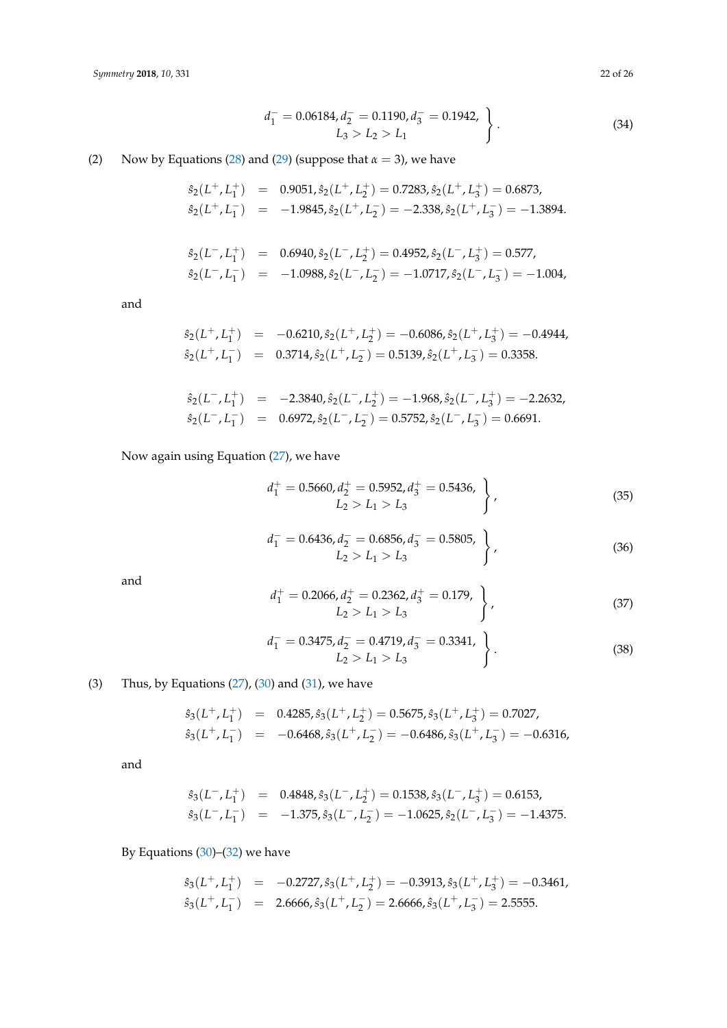$$\left. \begin{array}{c} d_1^- = 0.06184, d_2^- = 0.1190, d_3^- = 0.1942, \\ L_3 > L_2 > L_1 \end{array} \right\}. \tag{34}$$

(2) Now by Equations (28) and (29) (suppose that $\alpha = 3$), we have

$$\begin{aligned}
\hat{s}_2(L^+, L_1^+) &= 0.9051, \hat{s}_2(L^+, L_2^+) = 0.7283, \hat{s}_2(L^+, L_3^+) = 0.6873, \\
\hat{s}_2(L^+, L_1^-) &= -1.9845, \hat{s}_2(L^+, L_2^-) = -2.338, \hat{s}_2(L^+, L_3^-) = -1.3894.
\end{aligned}$$

$$\begin{aligned}
\hat{s}_2(L^-, L_1^+) &= 0.6940, \hat{s}_2(L^-, L_2^+) = 0.4952, \hat{s}_2(L^-, L_3^+) = 0.577, \\
\hat{s}_2(L^-, L_1^-) &= -1.0988, \hat{s}_2(L^-, L_2^-) = -1.0717, \hat{s}_2(L^-, L_3^-) = -1.004,
\end{aligned}$$

and

$$\begin{aligned}
\hat{s}_2(L^+, L_1^+) &= -0.6210, \hat{s}_2(L^+, L_2^+) = -0.6086, \hat{s}_2(L^+, L_3^+) = -0.4944, \\
\hat{s}_2(L^+, L_1^-) &= 0.3714, \hat{s}_2(L^+, L_2^-) = 0.5139, \hat{s}_2(L^+, L_3^-) = 0.3358.
\end{aligned}$$

$$\begin{aligned}
\hat{s}_2(L^-, L_1^+) &= -2.3840, \hat{s}_2(L^-, L_2^+) = -1.968, \hat{s}_2(L^-, L_3^+) = -2.2632, \\
\hat{s}_2(L^-, L_1^-) &= 0.6972, \hat{s}_2(L^-, L_2^-) = 0.5752, \hat{s}_2(L^-, L_3^-) = 0.6691.
\end{aligned}$$

Now again using Equation (27), we have

$$\left. \begin{array}{c} d_1^+ = 0.5660, d_2^+ = 0.5952, d_3^+ = 0.5436, \\ L_2 > L_1 > L_3 \end{array} \right\}, \tag{35}$$

$$\left. \begin{array}{c} d_1^- = 0.6436, d_2^- = 0.6856, d_3^- = 0.5805, \\ L_2 > L_1 > L_3 \end{array} \right\}, \tag{36}$$

and

$$\left. \begin{array}{c} d_1^+ = 0.2066, d_2^+ = 0.2362, d_3^+ = 0.179, \\ L_2 > L_1 > L_3 \end{array} \right\}, \tag{37}$$

$$\left. \begin{array}{c} d_1^- = 0.3475, d_2^- = 0.4719, d_3^- = 0.3341, \\ L_2 > L_1 > L_3 \end{array} \right\}. \tag{38}$$

(3) Thus, by Equations (27), (30) and (31), we have

$$\begin{aligned}
\hat{s}_3(L^+, L_1^+) &= 0.4285, \hat{s}_3(L^+, L_2^+) = 0.5675, \hat{s}_3(L^+, L_3^+) = 0.7027, \\
\hat{s}_3(L^+, L_1^-) &= -0.6468, \hat{s}_3(L^+, L_2^-) = -0.6486, \hat{s}_3(L^+, L_3^-) = -0.6316,
\end{aligned}$$

and

$$\begin{aligned}
\hat{s}_3(L^-, L_1^+) &= 0.4848, \hat{s}_3(L^-, L_2^+) = 0.1538, \hat{s}_3(L^-, L_3^+) = 0.6153, \\
\hat{s}_3(L^-, L_1^-) &= -1.375, \hat{s}_3(L^-, L_2^-) = -1.0625, \hat{s}_2(L^-, L_3^-) = -1.4375.
\end{aligned}$$

By Equations (30)–(32) we have

$$\begin{aligned}
\hat{s}_3(L^+, L_1^+) &= -0.2727, \hat{s}_3(L^+, L_2^+) = -0.3913, \hat{s}_3(L^+, L_3^+) = -0.3461, \\
\hat{s}_3(L^+, L_1^-) &= 2.6666, \hat{s}_3(L^+, L_2^-) = 2.6666, \hat{s}_3(L^+, L_3^-) = 2.5555.
\end{aligned}$$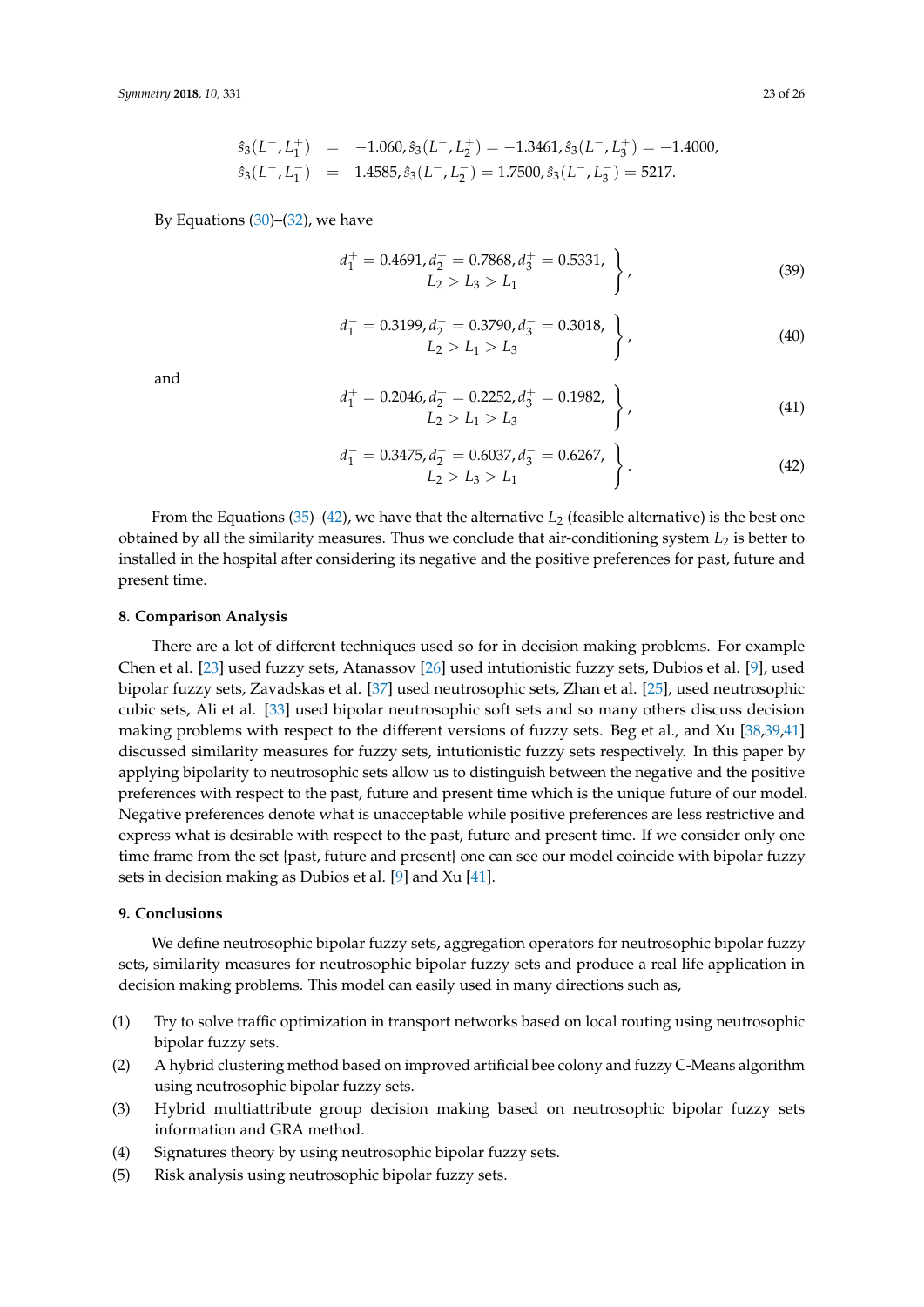$$
\begin{aligned}
\hat{s}_3(L^-, L_1^+) &= -1.060, \hat{s}_3(L^-, L_2^+) = -1.3461, \hat{s}_3(L^-, L_3^+) = -1.4000, \\
\hat{s}_3(L^-, L_1^-) &= 1.4585, \hat{s}_3(L^-, L_2^-) = 1.7500, \hat{s}_3(L^-, L_3^-) = 5217.
\end{aligned}
$$

By Equations (30)–(32), we have

$$
\left.\begin{array}{c} d_1^+ = 0.4691, d_2^+ = 0.7868, d_3^+ = 0.5331, \\ L_2 > L_3 > L_1 \end{array}\right\}, \tag{39}
$$

$$
\left.\begin{array}{c} d_1^- = 0.3199, d_2^- = 0.3790, d_3^- = 0.3018, \\ L_2 > L_1 > L_3 \end{array}\right\}, \tag{40}
$$

and

$$
\left.\begin{array}{c} d_1^+ = 0.2046, d_2^+ = 0.2252, d_3^+ = 0.1982, \\ L_2 > L_1 > L_3 \end{array}\right\}, \tag{41}
$$

$$
\left.\begin{array}{c} d_1^- = 0.3475, d_2^- = 0.6037, d_3^- = 0.6267, \\ L_2 > L_3 > L_1 \end{array}\right\}. \tag{42}
$$

From the Equations (35)–(42), we have that the alternative $L_2$ (feasible alternative) is the best one obtained by all the similarity measures. Thus we conclude that air-conditioning system $L_2$ is better to installed in the hospital after considering its negative and the positive preferences for past, future and present time.

## 8. Comparison Analysis

There are a lot of different techniques used so for in decision making problems. For example Chen et al. [23] used fuzzy sets, Atanassov [26] used intutionistic fuzzy sets, Dubios et al. [9], used bipolar fuzzy sets, Zavadskas et al. [37] used neutrosophic sets, Zhan et al. [25], used neutrosophic cubic sets, Ali et al. [33] used bipolar neutrosophic soft sets and so many others discuss decision making problems with respect to the different versions of fuzzy sets. Beg et al., and Xu [38,39,41] discussed similarity measures for fuzzy sets, intutionistic fuzzy sets respectively. In this paper by applying bipolarity to neutrosophic sets allow us to distinguish between the negative and the positive preferences with respect to the past, future and present time which is the unique future of our model. Negative preferences denote what is unacceptable while positive preferences are less restrictive and express what is desirable with respect to the past, future and present time. If we consider only one time frame from the set {past, future and present} one can see our model coincide with bipolar fuzzy sets in decision making as Dubios et al. [9] and Xu [41].

## 9. Conclusions

We define neutrosophic bipolar fuzzy sets, aggregation operators for neutrosophic bipolar fuzzy sets, similarity measures for neutrosophic bipolar fuzzy sets and produce a real life application in decision making problems. This model can easily used in many directions such as,

(1) Try to solve traffic optimization in transport networks based on local routing using neutrosophic bipolar fuzzy sets.
(2) A hybrid clustering method based on improved artificial bee colony and fuzzy C-Means algorithm using neutrosophic bipolar fuzzy sets.
(3) Hybrid multiattribute group decision making based on neutrosophic bipolar fuzzy sets information and GRA method.
(4) Signatures theory by using neutrosophic bipolar fuzzy sets.
(5) Risk analysis using neutrosophic bipolar fuzzy sets.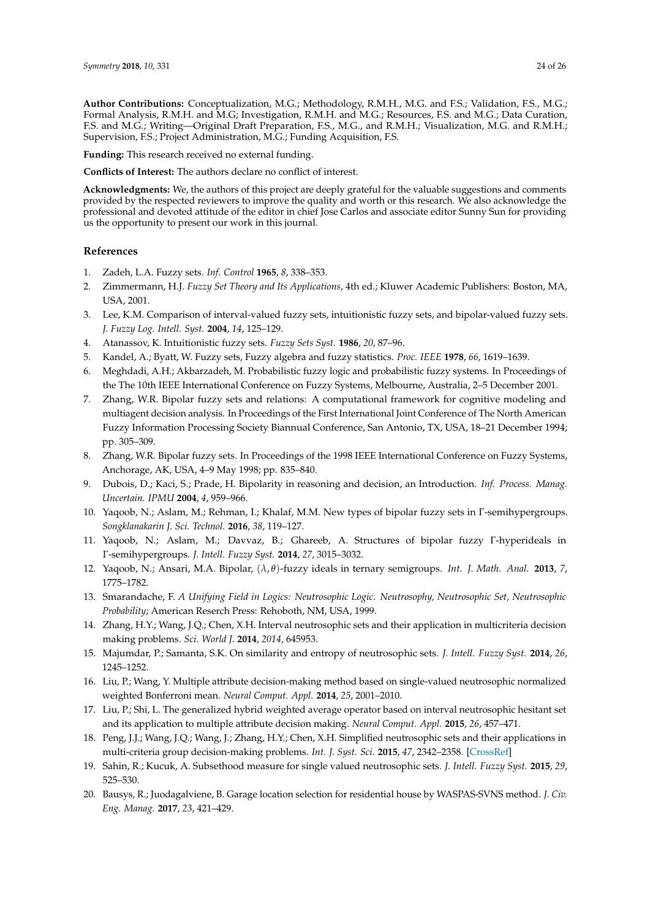**Author Contributions:** Conceptualization, M.G.; Methodology, R.M.H., M.G. and F.S.; Validation, F.S., M.G.; Formal Analysis, R.M.H. and M.G; Investigation, R.M.H. and M.G.; Resources, F.S. and M.G.; Data Curation, F.S. and M.G.; Writing—Original Draft Preparation, F.S., M.G., and R.M.H.; Visualization, M.G. and R.M.H.; Supervision, F.S.; Project Administration, M.G.; Funding Acquisition, F.S.

**Funding:** This research received no external funding.

**Conflicts of Interest:** The authors declare no conflict of interest.

**Acknowledgments:** We, the authors of this project are deeply grateful for the valuable suggestions and comments provided by the respected reviewers to improve the quality and worth or this research. We also acknowledge the professional and devoted attitude of the editor in chief Jose Carlos and associate editor Sunny Sun for providing us the opportunity to present our work in this journal.

## References

1. Zadeh, L.A. Fuzzy sets. *Inf. Control* **1965**, *8*, 338–353.
2. Zimmermann, H.J. *Fuzzy Set Theory and Its Applications*, 4th ed.; Kluwer Academic Publishers: Boston, MA, USA, 2001.
3. Lee, K.M. Comparison of interval-valued fuzzy sets, intuitionistic fuzzy sets, and bipolar-valued fuzzy sets. *J. Fuzzy Log. Intell. Syst.* **2004**, *14*, 125–129.
4. Atanassov, K. Intuitionistic fuzzy sets. *Fuzzy Sets Syst.* **1986**, *20*, 87–96.
5. Kandel, A.; Byatt, W. Fuzzy sets, Fuzzy algebra and fuzzy statistics. *Proc. IEEE* **1978**, *66*, 1619–1639.
6. Meghdadi, A.H.; Akbarzadeh, M. Probabilistic fuzzy logic and probabilistic fuzzy systems. In Proceedings of the The 10th IEEE International Conference on Fuzzy Systems, Melbourne, Australia, 2–5 December 2001.
7. Zhang, W.R. Bipolar fuzzy sets and relations: A computational framework for cognitive modeling and multiagent decision analysis. In Proceedings of the First International Joint Conference of The North American Fuzzy Information Processing Society Biannual Conference, San Antonio, TX, USA, 18–21 December 1994; pp. 305–309.
8. Zhang, W.R. Bipolar fuzzy sets. In Proceedings of the 1998 IEEE International Conference on Fuzzy Systems, Anchorage, AK, USA, 4–9 May 1998; pp. 835–840.
9. Dubois, D.; Kaci, S.; Prade, H. Bipolarity in reasoning and decision, an Introduction. *Inf. Process. Manag. Uncertain. IPMU* **2004**, *4*, 959–966.
10. Yaqoob, N.; Aslam, M.; Rehman, I.; Khalaf, M.M. New types of bipolar fuzzy sets in Γ-semihypergroups. *Songklanakarin J. Sci. Technol.* **2016**, *38*, 119–127.
11. Yaqoob, N.; Aslam, M.; Davvaz, B.; Ghareeb, A. Structures of bipolar fuzzy Γ-hyperideals in Γ-semihypergroups. *J. Intell. Fuzzy Syst.* **2014**, *27*, 3015–3032.
12. Yaqoob, N.; Ansari, M.A. Bipolar, $(\lambda, \theta)$-fuzzy ideals in ternary semigroups. *Int. J. Math. Anal.* **2013**, *7*, 1775–1782.
13. Smarandache, F. *A Unifying Field in Logics: Neutrosophic Logic. Neutrosophy, Neutrosophic Set, Neutrosophic Probability*; American Reserch Press: Rehoboth, NM, USA, 1999.
14. Zhang, H.Y.; Wang, J.Q.; Chen, X.H. Interval neutrosophic sets and their application in multicriteria decision making problems. *Sci. World J.* **2014**, *2014*, 645953.
15. Majumdar, P.; Samanta, S.K. On similarity and entropy of neutrosophic sets. *J. Intell. Fuzzy Syst.* **2014**, *26*, 1245–1252.
16. Liu, P.; Wang, Y. Multiple attribute decision-making method based on single-valued neutrosophic normalized weighted Bonferroni mean. *Neural Comput. Appl.* **2014**, *25*, 2001–2010.
17. Liu, P.; Shi, L. The generalized hybrid weighted average operator based on interval neutrosophic hesitant set and its application to multiple attribute decision making. *Neural Comput. Appl.* **2015**, *26*, 457–471.
18. Peng, J.J.; Wang, J.Q.; Wang, J.; Zhang, H.Y.; Chen, X.H. Simplified neutrosophic sets and their applications in multi-criteria group decision-making problems. *Int. J. Syst. Sci.* **2015**, *47*, 2342–2358. [CrossRef]
19. Sahin, R.; Kucuk, A. Subsethood measure for single valued neutrosophic sets. *J. Intell. Fuzzy Syst.* **2015**, *29*, 525–530.
20. Bausys, R.; Juodagalviene, B. Garage location selection for residential house by WASPAS-SVNS method. *J. Civ. Eng. Manag.* **2017**, *23*, 421–429.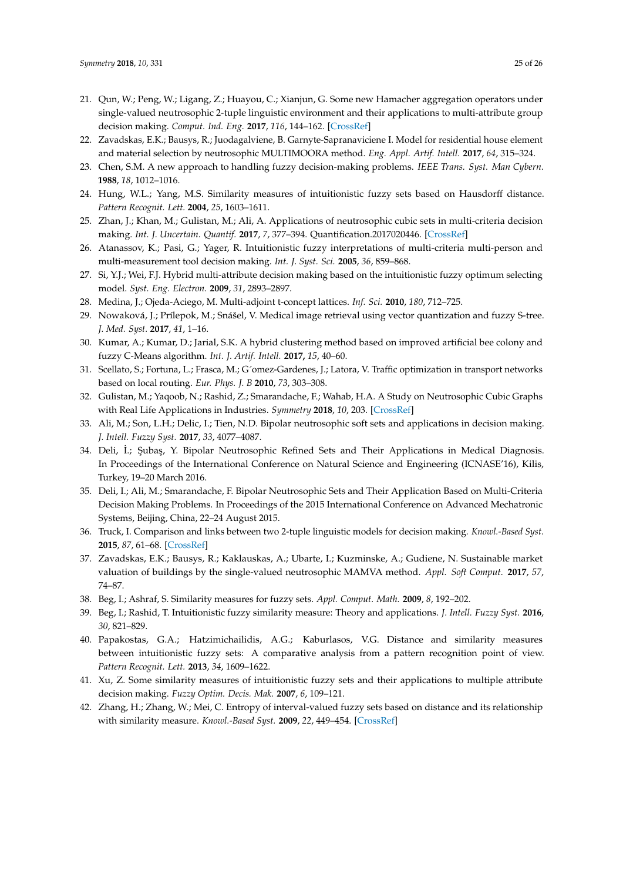21. Qun, W.; Peng, W.; Ligang, Z.; Huayou, C.; Xianjun, G. Some new Hamacher aggregation operators under single-valued neutrosophic 2-tuple linguistic environment and their applications to multi-attribute group decision making. *Comput. Ind. Eng.* **2017**, *116*, 144–162. [CrossRef]
22. Zavadskas, E.K.; Bausys, R.; Juodagalviene, B. Garnyte-Sapranaviciene I. Model for residential house element and material selection by neutrosophic MULTIMOORA method. *Eng. Appl. Artif. Intell.* **2017**, *64*, 315–324.
23. Chen, S.M. A new approach to handling fuzzy decision-making problems. *IEEE Trans. Syst. Man Cybern.* **1988**, *18*, 1012–1016.
24. Hung, W.L.; Yang, M.S. Similarity measures of intuitionistic fuzzy sets based on Hausdorff distance. *Pattern Recognit. Lett.* **2004**, *25*, 1603–1611.
25. Zhan, J.; Khan, M.; Gulistan, M.; Ali, A. Applications of neutrosophic cubic sets in multi-criteria decision making. *Int. J. Uncertain. Quantif.* **2017**, *7*, 377–394. Quantification.2017020446. [CrossRef]
26. Atanassov, K.; Pasi, G.; Yager, R. Intuitionistic fuzzy interpretations of multi-criteria multi-person and multi-measurement tool decision making. *Int. J. Syst. Sci.* **2005**, *36*, 859–868.
27. Si, Y.J.; Wei, F.J. Hybrid multi-attribute decision making based on the intuitionistic fuzzy optimum selecting model. *Syst. Eng. Electron.* **2009**, *31*, 2893–2897.
28. Medina, J.; Ojeda-Aciego, M. Multi-adjoint t-concept lattices. *Inf. Sci.* **2010**, *180*, 712–725.
29. Nowaková, J.; Prílepok, M.; Snášel, V. Medical image retrieval using vector quantization and fuzzy S-tree. *J. Med. Syst.* **2017**, *41*, 1–16.
30. Kumar, A.; Kumar, D.; Jarial, S.K. A hybrid clustering method based on improved artificial bee colony and fuzzy C-Means algorithm. *Int. J. Artif. Intell.* **2017,** *15*, 40–60.
31. Scellato, S.; Fortuna, L.; Frasca, M.; G´omez-Gardenes, J.; Latora, V. Traffic optimization in transport networks based on local routing. *Eur. Phys. J. B* **2010**, *73*, 303–308.
32. Gulistan, M.; Yaqoob, N.; Rashid, Z.; Smarandache, F.; Wahab, H.A. A Study on Neutrosophic Cubic Graphs with Real Life Applications in Industries. *Symmetry* **2018**, *10*, 203. [CrossRef]
33. Ali, M.; Son, L.H.; Delic, I.; Tien, N.D. Bipolar neutrosophic soft sets and applications in decision making. *J. Intell. Fuzzy Syst.* **2017**, *33*, 4077–4087.
34. Deli, İ.; Şubaş, Y. Bipolar Neutrosophic Refined Sets and Their Applications in Medical Diagnosis. In Proceedings of the International Conference on Natural Science and Engineering (ICNASE'16), Kilis, Turkey, 19–20 March 2016.
35. Deli, I.; Ali, M.; Smarandache, F. Bipolar Neutrosophic Sets and Their Application Based on Multi-Criteria Decision Making Problems. In Proceedings of the 2015 International Conference on Advanced Mechatronic Systems, Beijing, China, 22–24 August 2015.
36. Truck, I. Comparison and links between two 2-tuple linguistic models for decision making. *Knowl.-Based Syst.* **2015**, *87*, 61–68. [CrossRef]
37. Zavadskas, E.K.; Bausys, R.; Kaklauskas, A.; Ubarte, I.; Kuzminske, A.; Gudiene, N. Sustainable market valuation of buildings by the single-valued neutrosophic MAMVA method. *Appl. Soft Comput.* **2017**, *57*, 74–87.
38. Beg, I.; Ashraf, S. Similarity measures for fuzzy sets. *Appl. Comput. Math.* **2009**, *8*, 192–202.
39. Beg, I.; Rashid, T. Intuitionistic fuzzy similarity measure: Theory and applications. *J. Intell. Fuzzy Syst.* **2016**, *30*, 821–829.
40. Papakostas, G.A.; Hatzimichailidis, A.G.; Kaburlasos, V.G. Distance and similarity measures between intuitionistic fuzzy sets: A comparative analysis from a pattern recognition point of view. *Pattern Recognit. Lett.* **2013**, *34*, 1609–1622.
41. Xu, Z. Some similarity measures of intuitionistic fuzzy sets and their applications to multiple attribute decision making. *Fuzzy Optim. Decis. Mak.* **2007**, *6*, 109–121.
42. Zhang, H.; Zhang, W.; Mei, C. Entropy of interval-valued fuzzy sets based on distance and its relationship with similarity measure. *Knowl.-Based Syst.* **2009**, *22*, 449–454. [CrossRef]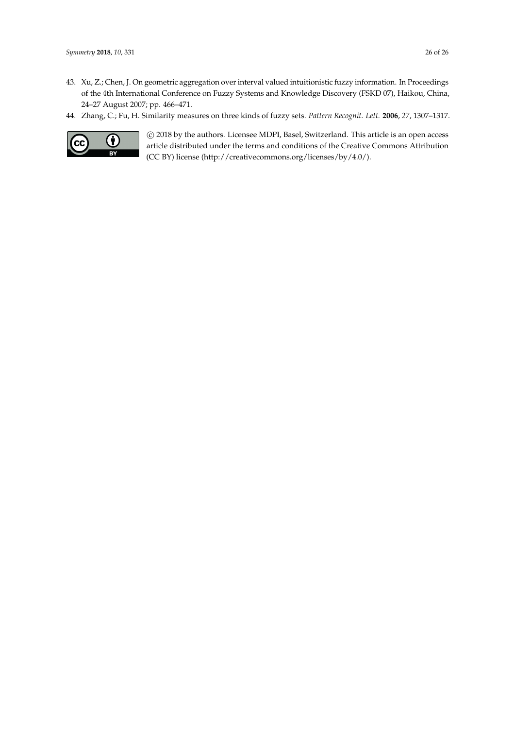43. Xu, Z.; Chen, J. On geometric aggregation over interval valued intuitionistic fuzzy information. In Proceedings of the 4th International Conference on Fuzzy Systems and Knowledge Discovery (FSKD 07), Haikou, China, 24–27 August 2007; pp. 466–471.
44. Zhang, C.; Fu, H. Similarity measures on three kinds of fuzzy sets. *Pattern Recognit. Lett.* **2006**, *27*, 1307–1317.

© 2018 by the authors. Licensee MDPI, Basel, Switzerland. This article is an open access article distributed under the terms and conditions of the Creative Commons Attribution (CC BY) license (http://creativecommons.org/licenses/by/4.0/).